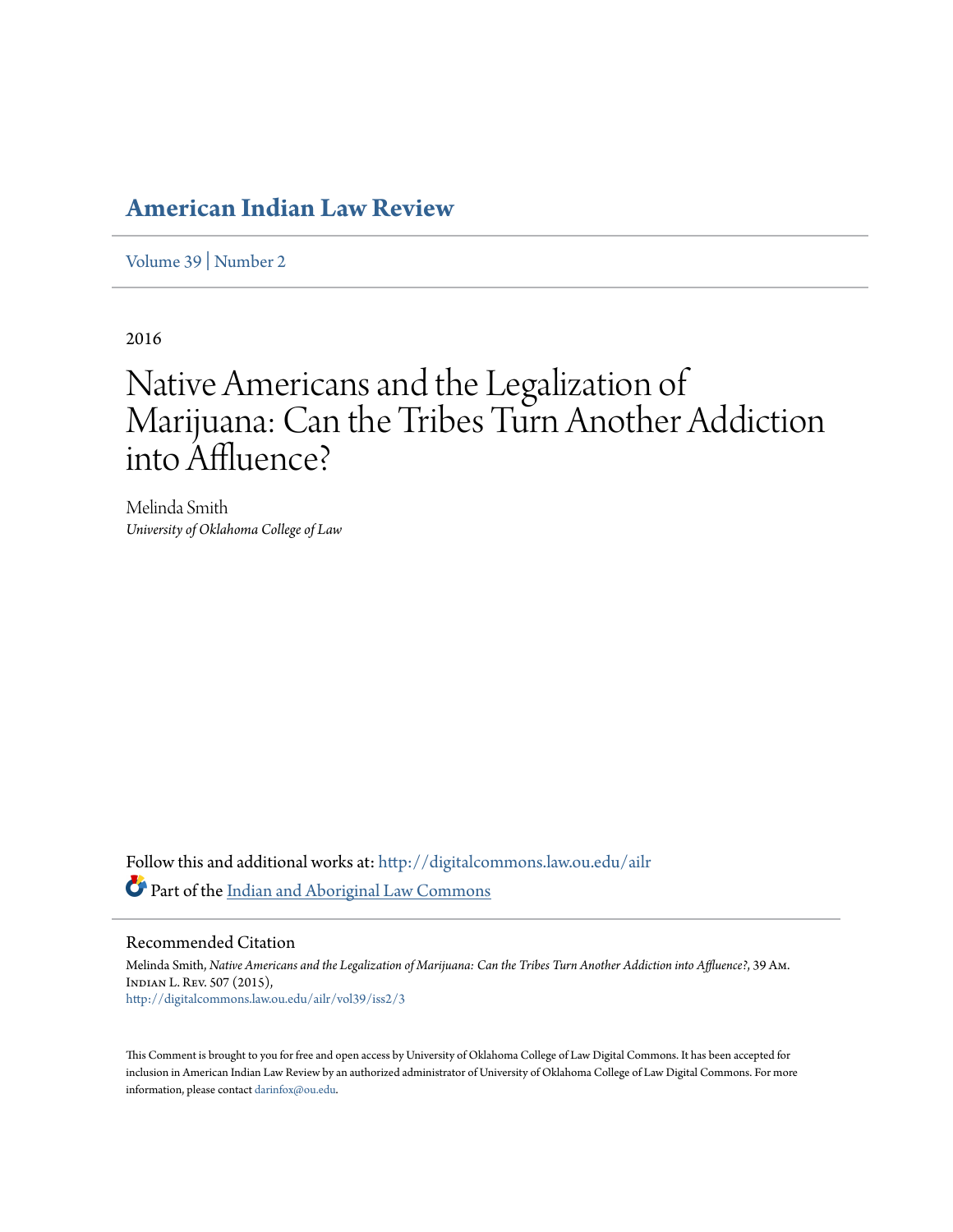# American Indian Law Review

Volume 39 | Number 2

2016

# Native Americans and the Legalization of Marijuana: Can the Tribes Turn Another Addiction into Affluence?

Melinda Smith
*University of Oklahoma College of Law*

Follow this and additional works at: http://digitalcommons.law.ou.edu/ailr

Part of the Indian and Aboriginal Law Commons

## Recommended Citation

Melinda Smith, *Native Americans and the Legalization of Marijuana: Can the Tribes Turn Another Addiction into Affluence?*, 39 Am. Indian L. Rev. 507 (2015),
http://digitalcommons.law.ou.edu/ailr/vol39/iss2/3

This Comment is brought to you for free and open access by University of Oklahoma College of Law Digital Commons. It has been accepted for inclusion in American Indian Law Review by an authorized administrator of University of Oklahoma College of Law Digital Commons. For more information, please contact darinfox@ou.edu.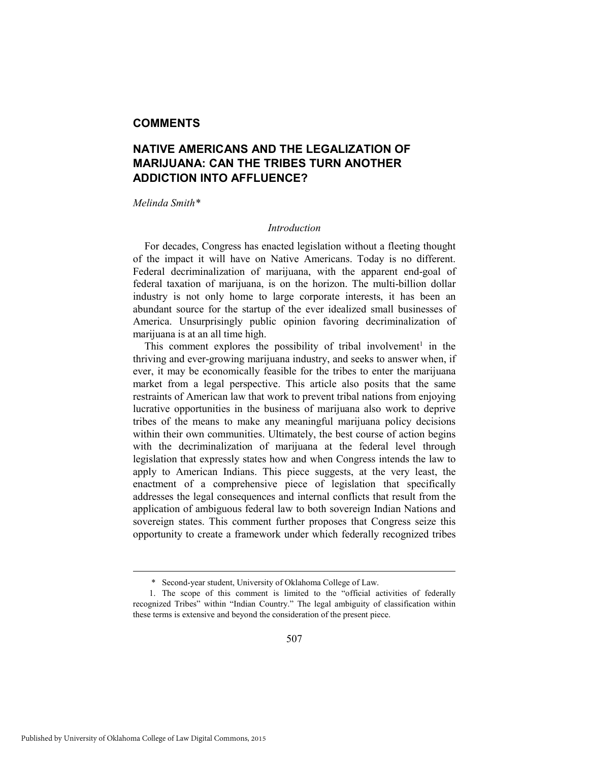## COMMENTS

# NATIVE AMERICANS AND THE LEGALIZATION OF MARIJUANA: CAN THE TRIBES TURN ANOTHER ADDICTION INTO AFFLUENCE?

*Melinda Smith**

### *Introduction*

For decades, Congress has enacted legislation without a fleeting thought of the impact it will have on Native Americans. Today is no different. Federal decriminalization of marijuana, with the apparent end-goal of federal taxation of marijuana, is on the horizon. The multi-billion dollar industry is not only home to large corporate interests, it has been an abundant source for the startup of the ever idealized small businesses of America. Unsurprisingly public opinion favoring decriminalization of marijuana is at an all time high.

This comment explores the possibility of tribal involvement[1] in the thriving and ever-growing marijuana industry, and seeks to answer when, if ever, it may be economically feasible for the tribes to enter the marijuana market from a legal perspective. This article also posits that the same restraints of American law that work to prevent tribal nations from enjoying lucrative opportunities in the business of marijuana also work to deprive tribes of the means to make any meaningful marijuana policy decisions within their own communities. Ultimately, the best course of action begins with the decriminalization of marijuana at the federal level through legislation that expressly states how and when Congress intends the law to apply to American Indians. This piece suggests, at the very least, the enactment of a comprehensive piece of legislation that specifically addresses the legal consequences and internal conflicts that result from the application of ambiguous federal law to both sovereign Indian Nations and sovereign states. This comment further proposes that Congress seize this opportunity to create a framework under which federally recognized tribes

---

\* Second-year student, University of Oklahoma College of Law.

1. The scope of this comment is limited to the "official activities of federally recognized Tribes" within "Indian Country." The legal ambiguity of classification within these terms is extensive and beyond the consideration of the present piece.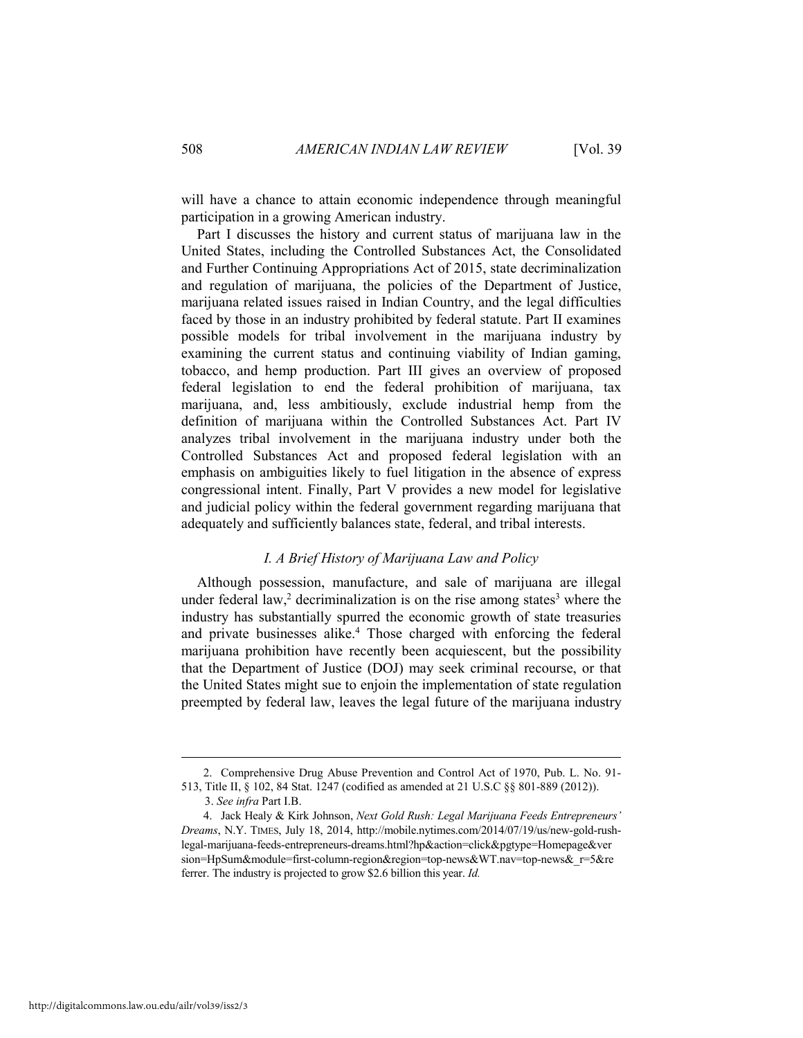will have a chance to attain economic independence through meaningful participation in a growing American industry.

Part I discusses the history and current status of marijuana law in the United States, including the Controlled Substances Act, the Consolidated and Further Continuing Appropriations Act of 2015, state decriminalization and regulation of marijuana, the policies of the Department of Justice, marijuana related issues raised in Indian Country, and the legal difficulties faced by those in an industry prohibited by federal statute. Part II examines possible models for tribal involvement in the marijuana industry by examining the current status and continuing viability of Indian gaming, tobacco, and hemp production. Part III gives an overview of proposed federal legislation to end the federal prohibition of marijuana, tax marijuana, and, less ambitiously, exclude industrial hemp from the definition of marijuana within the Controlled Substances Act. Part IV analyzes tribal involvement in the marijuana industry under both the Controlled Substances Act and proposed federal legislation with an emphasis on ambiguities likely to fuel litigation in the absence of express congressional intent. Finally, Part V provides a new model for legislative and judicial policy within the federal government regarding marijuana that adequately and sufficiently balances state, federal, and tribal interests.

## *I. A Brief History of Marijuana Law and Policy*

Although possession, manufacture, and sale of marijuana are illegal under federal law,[2] decriminalization is on the rise among states[3] where the industry has substantially spurred the economic growth of state treasuries and private businesses alike.[4] Those charged with enforcing the federal marijuana prohibition have recently been acquiescent, but the possibility that the Department of Justice (DOJ) may seek criminal recourse, or that the United States might sue to enjoin the implementation of state regulation preempted by federal law, leaves the legal future of the marijuana industry

---

2. Comprehensive Drug Abuse Prevention and Control Act of 1970, Pub. L. No. 91-513, Title II, § 102, 84 Stat. 1247 (codified as amended at 21 U.S.C §§ 801-889 (2012)).

3. *See infra* Part I.B.

4. Jack Healy & Kirk Johnson, *Next Gold Rush: Legal Marijuana Feeds Entrepreneurs' Dreams*, N.Y. TIMES, July 18, 2014, http://mobile.nytimes.com/2014/07/19/us/new-gold-rush-legal-marijuana-feeds-entrepreneurs-dreams.html?hp&action=click&pgtype=Homepage&version=HpSum&module=first-column-region&region=top-news&WT.nav=top-news&_r=5&referrer. The industry is projected to grow $2.6 billion this year. *Id.*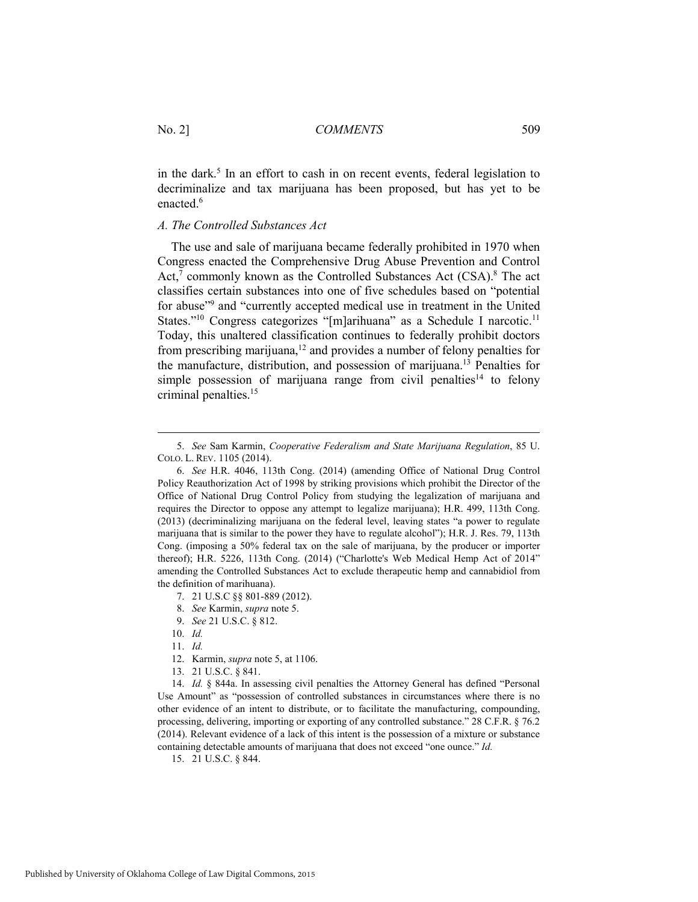in the dark.[5] In an effort to cash in on recent events, federal legislation to decriminalize and tax marijuana has been proposed, but has yet to be enacted.[6]

### *A. The Controlled Substances Act*

The use and sale of marijuana became federally prohibited in 1970 when Congress enacted the Comprehensive Drug Abuse Prevention and Control Act,[7] commonly known as the Controlled Substances Act (CSA).[8] The act classifies certain substances into one of five schedules based on "potential for abuse"[9] and "currently accepted medical use in treatment in the United States."[10] Congress categorizes "[m]arihuana" as a Schedule I narcotic.[11] Today, this unaltered classification continues to federally prohibit doctors from prescribing marijuana,[12] and provides a number of felony penalties for the manufacture, distribution, and possession of marijuana.[13] Penalties for simple possession of marijuana range from civil penalties[14] to felony criminal penalties.[15]

---

5. *See* Sam Karmin, *Cooperative Federalism and State Marijuana Regulation*, 85 U. COLO. L. REV. 1105 (2014).

6. *See* H.R. 4046, 113th Cong. (2014) (amending Office of National Drug Control Policy Reauthorization Act of 1998 by striking provisions which prohibit the Director of the Office of National Drug Control Policy from studying the legalization of marijuana and requires the Director to oppose any attempt to legalize marijuana); H.R. 499, 113th Cong. (2013) (decriminalizing marijuana on the federal level, leaving states "a power to regulate marijuana that is similar to the power they have to regulate alcohol"); H.R. J. Res. 79, 113th Cong. (imposing a 50% federal tax on the sale of marijuana, by the producer or importer thereof); H.R. 5226, 113th Cong. (2014) ("Charlotte's Web Medical Hemp Act of 2014" amending the Controlled Substances Act to exclude therapeutic hemp and cannabidiol from the definition of marihuana).

7. 21 U.S.C §§ 801-889 (2012).

8. *See* Karmin, *supra* note 5.

9. *See* 21 U.S.C. § 812.

10. *Id.*

11. *Id.*

12. Karmin, *supra* note 5, at 1106.

13. 21 U.S.C. § 841.

14. *Id.* § 844a. In assessing civil penalties the Attorney General has defined "Personal Use Amount" as "possession of controlled substances in circumstances where there is no other evidence of an intent to distribute, or to facilitate the manufacturing, compounding, processing, delivering, importing or exporting of any controlled substance." 28 C.F.R. § 76.2 (2014). Relevant evidence of a lack of this intent is the possession of a mixture or substance containing detectable amounts of marijuana that does not exceed "one ounce." *Id.*

15. 21 U.S.C. § 844.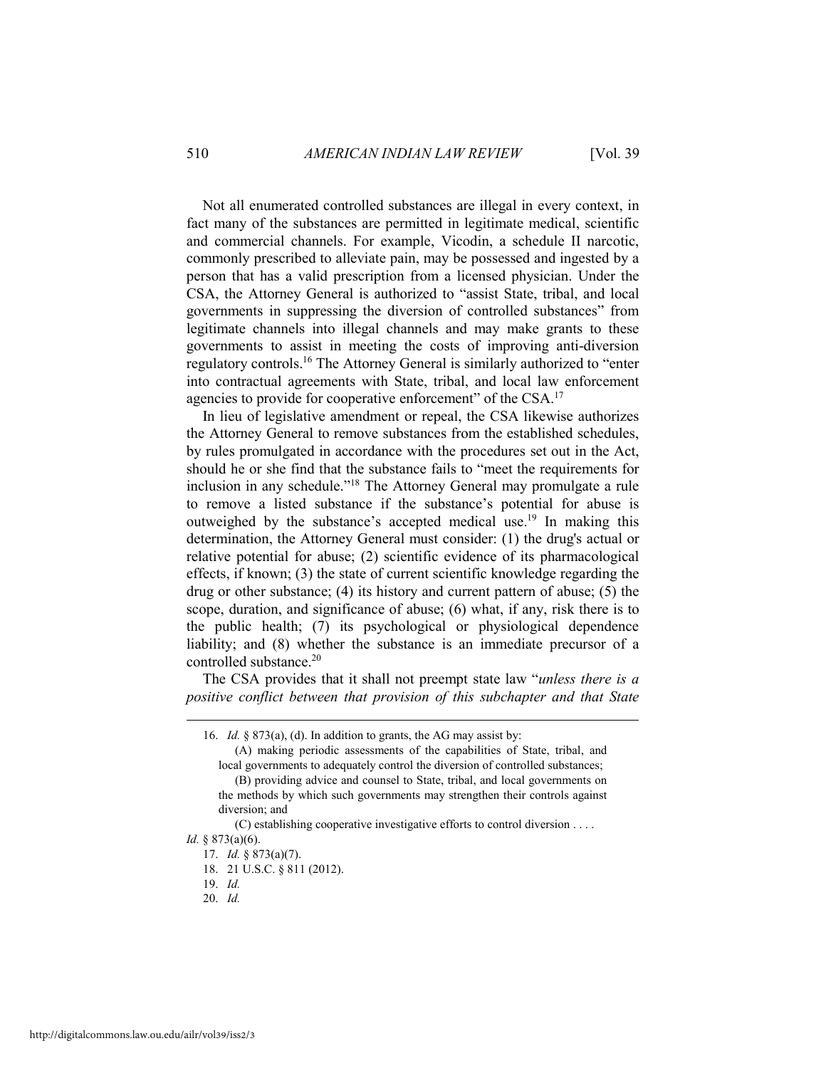Not all enumerated controlled substances are illegal in every context, in fact many of the substances are permitted in legitimate medical, scientific and commercial channels. For example, Vicodin, a schedule II narcotic, commonly prescribed to alleviate pain, may be possessed and ingested by a person that has a valid prescription from a licensed physician. Under the CSA, the Attorney General is authorized to "assist State, tribal, and local governments in suppressing the diversion of controlled substances" from legitimate channels into illegal channels and may make grants to these governments to assist in meeting the costs of improving anti-diversion regulatory controls.[16] The Attorney General is similarly authorized to "enter into contractual agreements with State, tribal, and local law enforcement agencies to provide for cooperative enforcement" of the CSA.[17]

In lieu of legislative amendment or repeal, the CSA likewise authorizes the Attorney General to remove substances from the established schedules, by rules promulgated in accordance with the procedures set out in the Act, should he or she find that the substance fails to "meet the requirements for inclusion in any schedule."[18] The Attorney General may promulgate a rule to remove a listed substance if the substance's potential for abuse is outweighed by the substance's accepted medical use.[19] In making this determination, the Attorney General must consider: (1) the drug's actual or relative potential for abuse; (2) scientific evidence of its pharmacological effects, if known; (3) the state of current scientific knowledge regarding the drug or other substance; (4) its history and current pattern of abuse; (5) the scope, duration, and significance of abuse; (6) what, if any, risk there is to the public health; (7) its psychological or physiological dependence liability; and (8) whether the substance is an immediate precursor of a controlled substance.[20]

The CSA provides that it shall not preempt state law "*unless there is a positive conflict between that provision of this subchapter and that State*

---

16. *Id.* § 873(a), (d). In addition to grants, the AG may assist by:

> (A) making periodic assessments of the capabilities of State, tribal, and local governments to adequately control the diversion of controlled substances;
>
> (B) providing advice and counsel to State, tribal, and local governments on the methods by which such governments may strengthen their controls against diversion; and
>
> (C) establishing cooperative investigative efforts to control diversion . . . .

*Id.* § 873(a)(6).

17. *Id.* § 873(a)(7).

18. 21 U.S.C. § 811 (2012).

19. *Id.*

20. *Id.*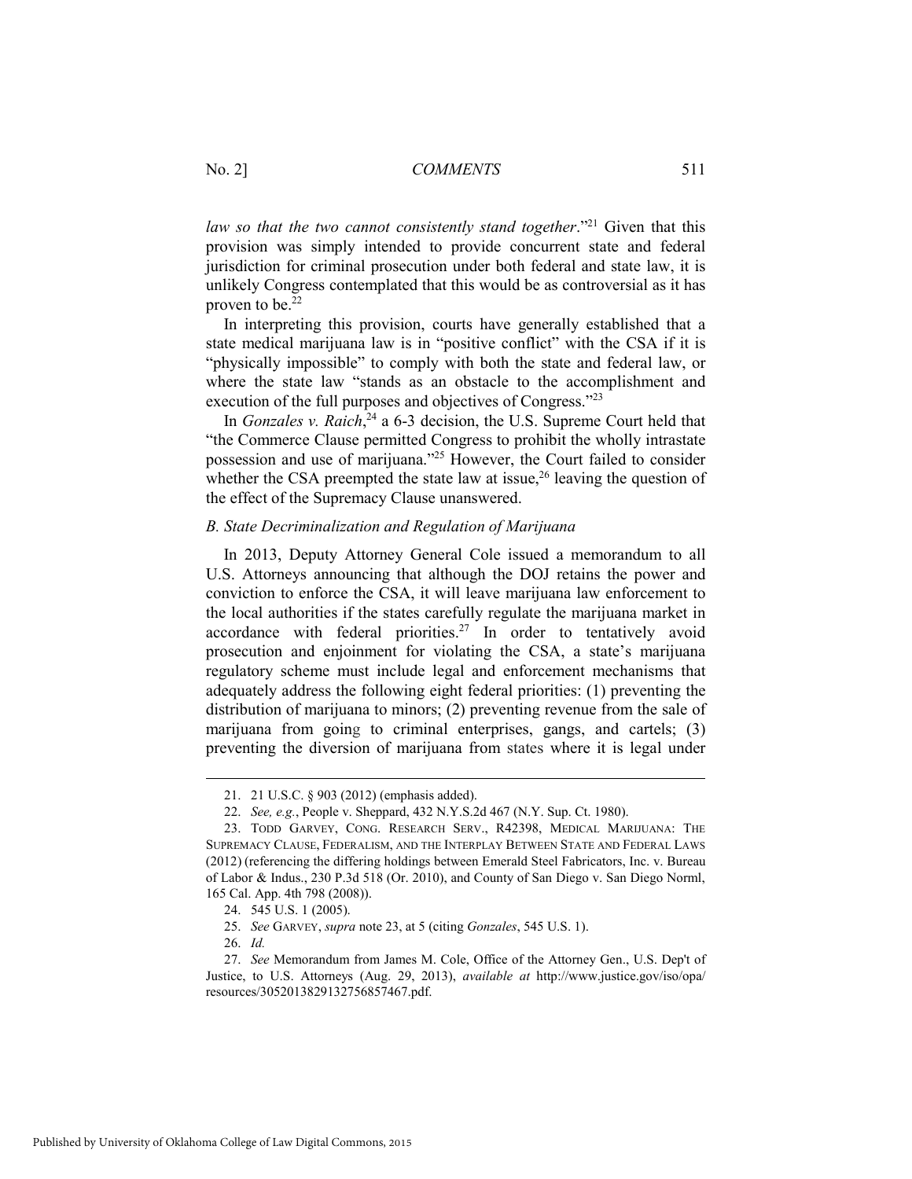*law so that the two cannot consistently stand together*."[21] Given that this provision was simply intended to provide concurrent state and federal jurisdiction for criminal prosecution under both federal and state law, it is unlikely Congress contemplated that this would be as controversial as it has proven to be.[22]

In interpreting this provision, courts have generally established that a state medical marijuana law is in "positive conflict" with the CSA if it is "physically impossible" to comply with both the state and federal law, or where the state law "stands as an obstacle to the accomplishment and execution of the full purposes and objectives of Congress."[23]

In *Gonzales v. Raich*,[24] a 6-3 decision, the U.S. Supreme Court held that "the Commerce Clause permitted Congress to prohibit the wholly intrastate possession and use of marijuana."[25] However, the Court failed to consider whether the CSA preempted the state law at issue,[26] leaving the question of the effect of the Supremacy Clause unanswered.

### *B. State Decriminalization and Regulation of Marijuana*

In 2013, Deputy Attorney General Cole issued a memorandum to all U.S. Attorneys announcing that although the DOJ retains the power and conviction to enforce the CSA, it will leave marijuana law enforcement to the local authorities if the states carefully regulate the marijuana market in accordance with federal priorities.[27] In order to tentatively avoid prosecution and enjoinment for violating the CSA, a state's marijuana regulatory scheme must include legal and enforcement mechanisms that adequately address the following eight federal priorities: (1) preventing the distribution of marijuana to minors; (2) preventing revenue from the sale of marijuana from going to criminal enterprises, gangs, and cartels; (3) preventing the diversion of marijuana from states where it is legal under

---

21. 21 U.S.C. § 903 (2012) (emphasis added).

22. *See, e.g.*, People v. Sheppard, 432 N.Y.S.2d 467 (N.Y. Sup. Ct. 1980).

23. TODD GARVEY, CONG. RESEARCH SERV., R42398, MEDICAL MARIJUANA: THE SUPREMACY CLAUSE, FEDERALISM, AND THE INTERPLAY BETWEEN STATE AND FEDERAL LAWS (2012) (referencing the differing holdings between Emerald Steel Fabricators, Inc. v. Bureau of Labor & Indus., 230 P.3d 518 (Or. 2010), and County of San Diego v. San Diego Norml, 165 Cal. App. 4th 798 (2008)).

24. 545 U.S. 1 (2005).

25. *See* GARVEY, *supra* note 23, at 5 (citing *Gonzales*, 545 U.S. 1).

26. *Id.*

27. *See* Memorandum from James M. Cole, Office of the Attorney Gen., U.S. Dep't of Justice, to U.S. Attorneys (Aug. 29, 2013), *available at* http://www.justice.gov/iso/opa/resources/3052013829132756857467.pdf.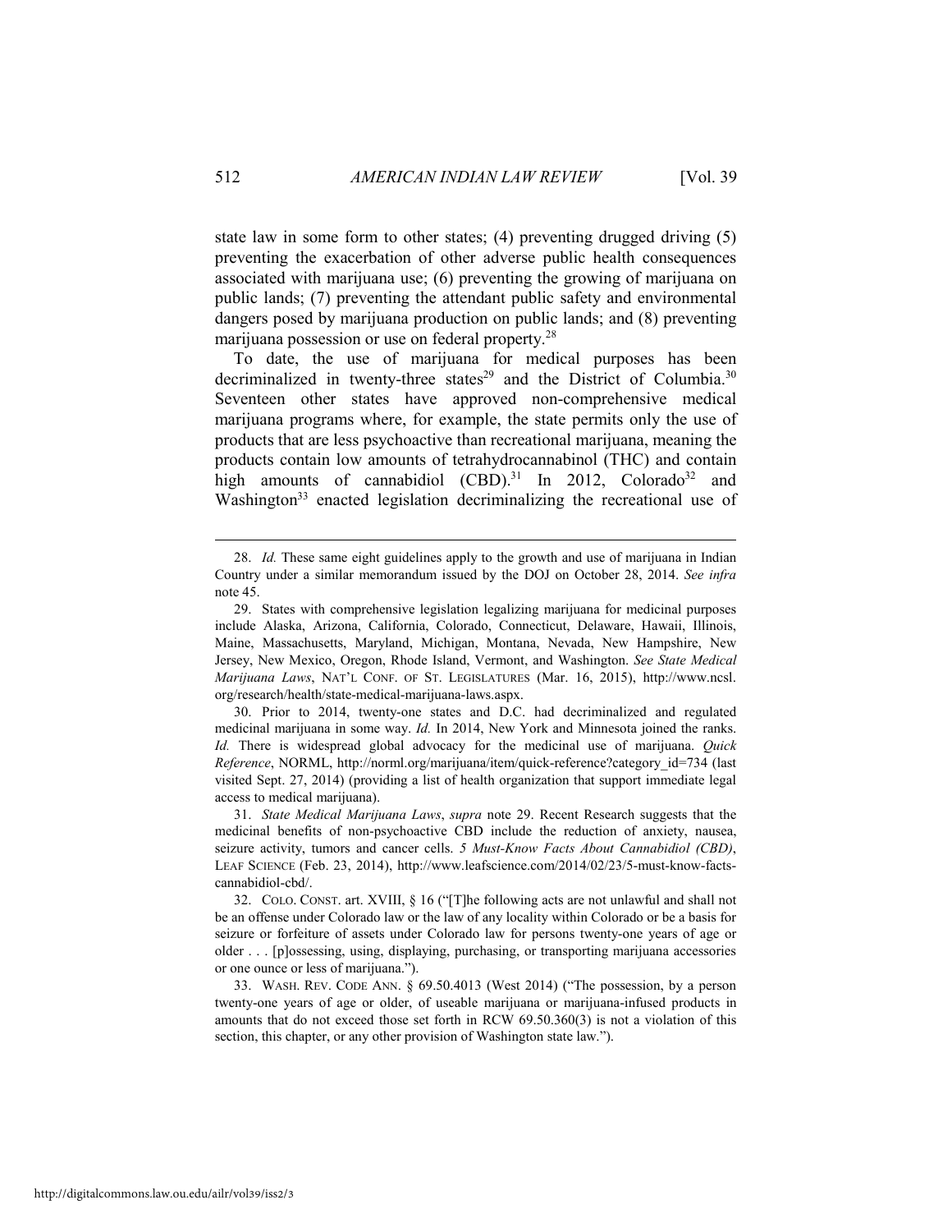state law in some form to other states; (4) preventing drugged driving (5) preventing the exacerbation of other adverse public health consequences associated with marijuana use; (6) preventing the growing of marijuana on public lands; (7) preventing the attendant public safety and environmental dangers posed by marijuana production on public lands; and (8) preventing marijuana possession or use on federal property.[28]

To date, the use of marijuana for medical purposes has been decriminalized in twenty-three states[29] and the District of Columbia.[30] Seventeen other states have approved non-comprehensive medical marijuana programs where, for example, the state permits only the use of products that are less psychoactive than recreational marijuana, meaning the products contain low amounts of tetrahydrocannabinol (THC) and contain high amounts of cannabidiol (CBD).[31] In 2012, Colorado[32] and Washington[33] enacted legislation decriminalizing the recreational use of

---

28. *Id.* These same eight guidelines apply to the growth and use of marijuana in Indian Country under a similar memorandum issued by the DOJ on October 28, 2014. *See infra* note 45.

29. States with comprehensive legislation legalizing marijuana for medicinal purposes include Alaska, Arizona, California, Colorado, Connecticut, Delaware, Hawaii, Illinois, Maine, Massachusetts, Maryland, Michigan, Montana, Nevada, New Hampshire, New Jersey, New Mexico, Oregon, Rhode Island, Vermont, and Washington. *See State Medical Marijuana Laws*, NAT'L CONF. OF ST. LEGISLATURES (Mar. 16, 2015), http://www.ncsl.org/research/health/state-medical-marijuana-laws.aspx.

30. Prior to 2014, twenty-one states and D.C. had decriminalized and regulated medicinal marijuana in some way. *Id.* In 2014, New York and Minnesota joined the ranks. *Id.* There is widespread global advocacy for the medicinal use of marijuana. *Quick Reference*, NORML, http://norml.org/marijuana/item/quick-reference?category_id=734 (last visited Sept. 27, 2014) (providing a list of health organization that support immediate legal access to medical marijuana).

31. *State Medical Marijuana Laws*, *supra* note 29. Recent Research suggests that the medicinal benefits of non-psychoactive CBD include the reduction of anxiety, nausea, seizure activity, tumors and cancer cells. *5 Must-Know Facts About Cannabidiol (CBD)*, LEAF SCIENCE (Feb. 23, 2014), http://www.leafscience.com/2014/02/23/5-must-know-facts-cannabidiol-cbd/.

32. COLO. CONST. art. XVIII, § 16 ("[T]he following acts are not unlawful and shall not be an offense under Colorado law or the law of any locality within Colorado or be a basis for seizure or forfeiture of assets under Colorado law for persons twenty-one years of age or older . . . [p]ossessing, using, displaying, purchasing, or transporting marijuana accessories or one ounce or less of marijuana.").

33. WASH. REV. CODE ANN. § 69.50.4013 (West 2014) ("The possession, by a person twenty-one years of age or older, of useable marijuana or marijuana-infused products in amounts that do not exceed those set forth in RCW 69.50.360(3) is not a violation of this section, this chapter, or any other provision of Washington state law.").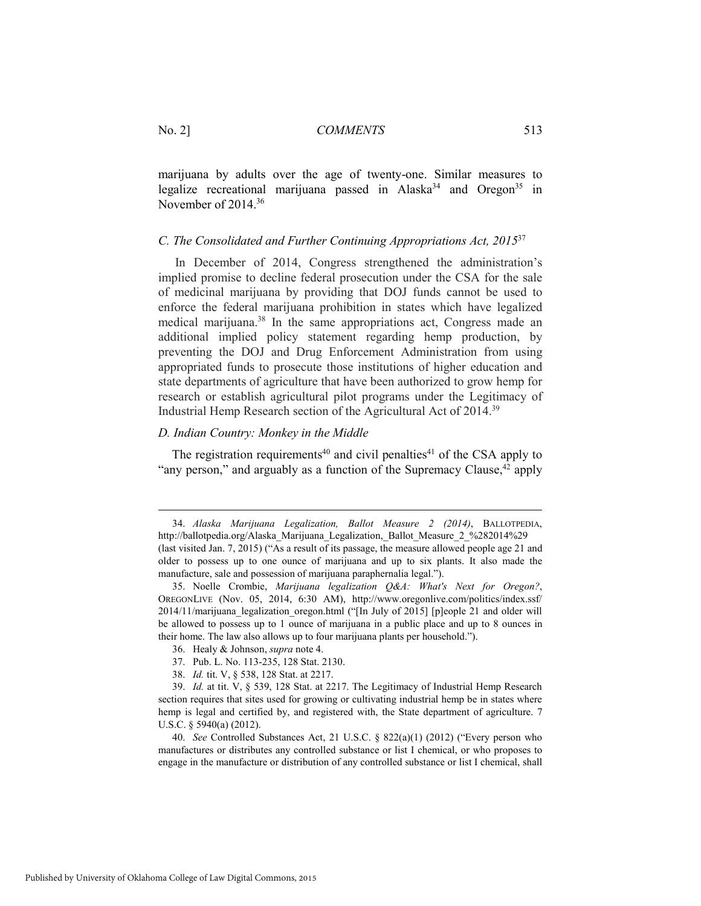marijuana by adults over the age of twenty-one. Similar measures to legalize recreational marijuana passed in Alaska[34] and Oregon[35] in November of 2014.[36]

### *C. The Consolidated and Further Continuing Appropriations Act, 2015*[37]

In December of 2014, Congress strengthened the administration's implied promise to decline federal prosecution under the CSA for the sale of medicinal marijuana by providing that DOJ funds cannot be used to enforce the federal marijuana prohibition in states which have legalized medical marijuana.[38] In the same appropriations act, Congress made an additional implied policy statement regarding hemp production, by preventing the DOJ and Drug Enforcement Administration from using appropriated funds to prosecute those institutions of higher education and state departments of agriculture that have been authorized to grow hemp for research or establish agricultural pilot programs under the Legitimacy of Industrial Hemp Research section of the Agricultural Act of 2014.[39]

### *D. Indian Country: Monkey in the Middle*

The registration requirements[40] and civil penalties[41] of the CSA apply to "any person," and arguably as a function of the Supremacy Clause,[42] apply

---

34. *Alaska Marijuana Legalization, Ballot Measure 2 (2014)*, BALLOTPEDIA, http://ballotpedia.org/Alaska_Marijuana_Legalization,_Ballot_Measure_2_%282014%29 (last visited Jan. 7, 2015) ("As a result of its passage, the measure allowed people age 21 and older to possess up to one ounce of marijuana and up to six plants. It also made the manufacture, sale and possession of marijuana paraphernalia legal.").

35. Noelle Crombie, *Marijuana legalization Q&A: What's Next for Oregon?*, OREGONLIVE (Nov. 05, 2014, 6:30 AM), http://www.oregonlive.com/politics/index.ssf/2014/11/marijuana_legalization_oregon.html ("[In July of 2015] [p]eople 21 and older will be allowed to possess up to 1 ounce of marijuana in a public place and up to 8 ounces in their home. The law also allows up to four marijuana plants per household.").

36. Healy & Johnson, *supra* note 4.

37. Pub. L. No. 113-235, 128 Stat. 2130.

38. *Id.* tit. V, § 538, 128 Stat. at 2217.

39. *Id.* at tit. V, § 539, 128 Stat. at 2217. The Legitimacy of Industrial Hemp Research section requires that sites used for growing or cultivating industrial hemp be in states where hemp is legal and certified by, and registered with, the State department of agriculture. 7 U.S.C. § 5940(a) (2012).

40. *See* Controlled Substances Act, 21 U.S.C. § 822(a)(1) (2012) ("Every person who manufactures or distributes any controlled substance or list I chemical, or who proposes to engage in the manufacture or distribution of any controlled substance or list I chemical, shall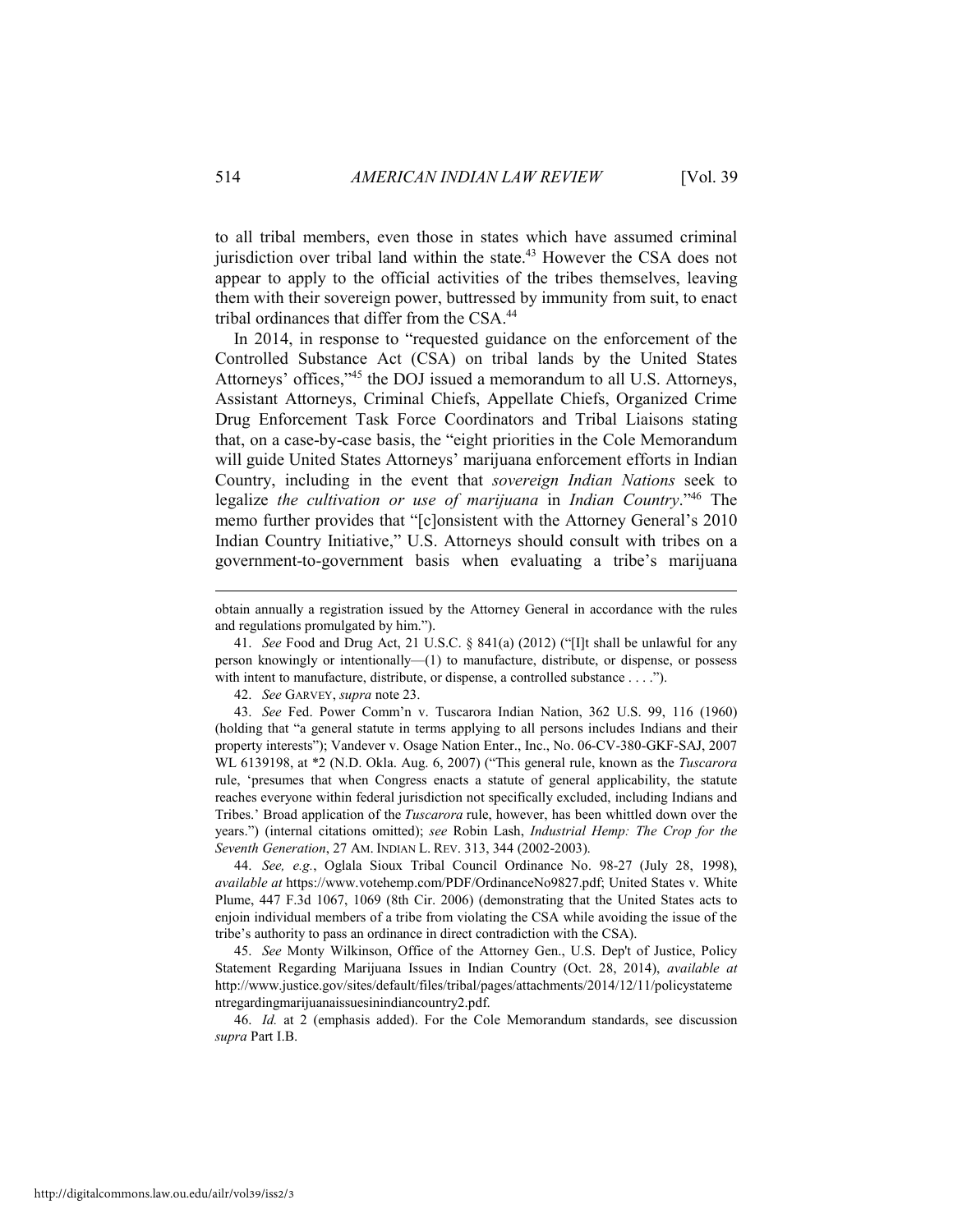to all tribal members, even those in states which have assumed criminal jurisdiction over tribal land within the state.[43] However the CSA does not appear to apply to the official activities of the tribes themselves, leaving them with their sovereign power, buttressed by immunity from suit, to enact tribal ordinances that differ from the CSA.[44]

In 2014, in response to "requested guidance on the enforcement of the Controlled Substance Act (CSA) on tribal lands by the United States Attorneys' offices,"[45] the DOJ issued a memorandum to all U.S. Attorneys, Assistant Attorneys, Criminal Chiefs, Appellate Chiefs, Organized Crime Drug Enforcement Task Force Coordinators and Tribal Liaisons stating that, on a case-by-case basis, the "eight priorities in the Cole Memorandum will guide United States Attorneys' marijuana enforcement efforts in Indian Country, including in the event that *sovereign Indian Nations* seek to legalize *the cultivation or use of marijuana* in *Indian Country*."[46] The memo further provides that "[c]onsistent with the Attorney General's 2010 Indian Country Initiative," U.S. Attorneys should consult with tribes on a government-to-government basis when evaluating a tribe's marijuana

---

obtain annually a registration issued by the Attorney General in accordance with the rules and regulations promulgated by him.").

41. *See* Food and Drug Act, 21 U.S.C. § 841(a) (2012) ("[I]t shall be unlawful for any person knowingly or intentionally—(1) to manufacture, distribute, or dispense, or possess with intent to manufacture, distribute, or dispense, a controlled substance . . . .").

42. *See* GARVEY, *supra* note 23.

43. *See* Fed. Power Comm'n v. Tuscarora Indian Nation, 362 U.S. 99, 116 (1960) (holding that "a general statute in terms applying to all persons includes Indians and their property interests"); Vandever v. Osage Nation Enter., Inc., No. 06-CV-380-GKF-SAJ, 2007 WL 6139198, at *2 (N.D. Okla. Aug. 6, 2007) ("This general rule, known as the *Tuscarora* rule, 'presumes that when Congress enacts a statute of general applicability, the statute reaches everyone within federal jurisdiction not specifically excluded, including Indians and Tribes.' Broad application of the *Tuscarora* rule, however, has been whittled down over the years.") (internal citations omitted); *see* Robin Lash, *Industrial Hemp: The Crop for the Seventh Generation*, 27 AM. INDIAN L. REV. 313, 344 (2002-2003).

44. *See, e.g.*, Oglala Sioux Tribal Council Ordinance No. 98-27 (July 28, 1998), *available at* https://www.votehemp.com/PDF/OrdinanceNo9827.pdf; United States v. White Plume, 447 F.3d 1067, 1069 (8th Cir. 2006) (demonstrating that the United States acts to enjoin individual members of a tribe from violating the CSA while avoiding the issue of the tribe's authority to pass an ordinance in direct contradiction with the CSA).

45. *See* Monty Wilkinson, Office of the Attorney Gen., U.S. Dep't of Justice, Policy Statement Regarding Marijuana Issues in Indian Country (Oct. 28, 2014), *available at* http://www.justice.gov/sites/default/files/tribal/pages/attachments/2014/12/11/policystatementregardingmarijuanaissuesinindiancountry2.pdf.

46. *Id.* at 2 (emphasis added). For the Cole Memorandum standards, see discussion *supra* Part I.B.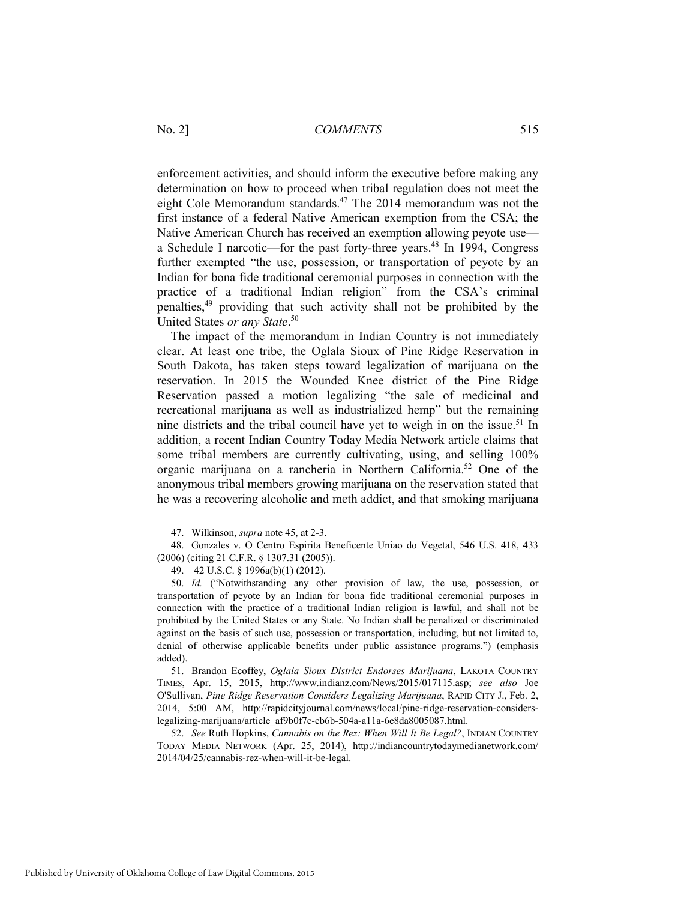enforcement activities, and should inform the executive before making any determination on how to proceed when tribal regulation does not meet the eight Cole Memorandum standards.[47] The 2014 memorandum was not the first instance of a federal Native American exemption from the CSA; the Native American Church has received an exemption allowing peyote use—a Schedule I narcotic—for the past forty-three years.[48] In 1994, Congress further exempted "the use, possession, or transportation of peyote by an Indian for bona fide traditional ceremonial purposes in connection with the practice of a traditional Indian religion" from the CSA's criminal penalties,[49] providing that such activity shall not be prohibited by the United States *or any State*.[50]

The impact of the memorandum in Indian Country is not immediately clear. At least one tribe, the Oglala Sioux of Pine Ridge Reservation in South Dakota, has taken steps toward legalization of marijuana on the reservation. In 2015 the Wounded Knee district of the Pine Ridge Reservation passed a motion legalizing "the sale of medicinal and recreational marijuana as well as industrialized hemp" but the remaining nine districts and the tribal council have yet to weigh in on the issue.[51] In addition, a recent Indian Country Today Media Network article claims that some tribal members are currently cultivating, using, and selling 100% organic marijuana on a rancheria in Northern California.[52] One of the anonymous tribal members growing marijuana on the reservation stated that he was a recovering alcoholic and meth addict, and that smoking marijuana

---

47. Wilkinson, *supra* note 45, at 2-3.

48. Gonzales v. O Centro Espirita Beneficente Uniao do Vegetal, 546 U.S. 418, 433 (2006) (citing 21 C.F.R. § 1307.31 (2005)).

49. 42 U.S.C. § 1996a(b)(1) (2012).

50. *Id.* ("Notwithstanding any other provision of law, the use, possession, or transportation of peyote by an Indian for bona fide traditional ceremonial purposes in connection with the practice of a traditional Indian religion is lawful, and shall not be prohibited by the United States or any State. No Indian shall be penalized or discriminated against on the basis of such use, possession or transportation, including, but not limited to, denial of otherwise applicable benefits under public assistance programs.") (emphasis added).

51. Brandon Ecoffey, *Oglala Sioux District Endorses Marijuana*, LAKOTA COUNTRY TIMES, Apr. 15, 2015, http://www.indianz.com/News/2015/017115.asp; *see also* Joe O'Sullivan, *Pine Ridge Reservation Considers Legalizing Marijuana*, RAPID CITY J., Feb. 2, 2014, 5:00 AM, http://rapidcityjournal.com/news/local/pine-ridge-reservation-considers-legalizing-marijuana/article_af9b0f7c-cb6b-504a-a11a-6e8da8005087.html.

52. *See* Ruth Hopkins, *Cannabis on the Rez: When Will It Be Legal?*, INDIAN COUNTRY TODAY MEDIA NETWORK (Apr. 25, 2014), http://indiancountrytodaymedianetwork.com/2014/04/25/cannabis-rez-when-will-it-be-legal.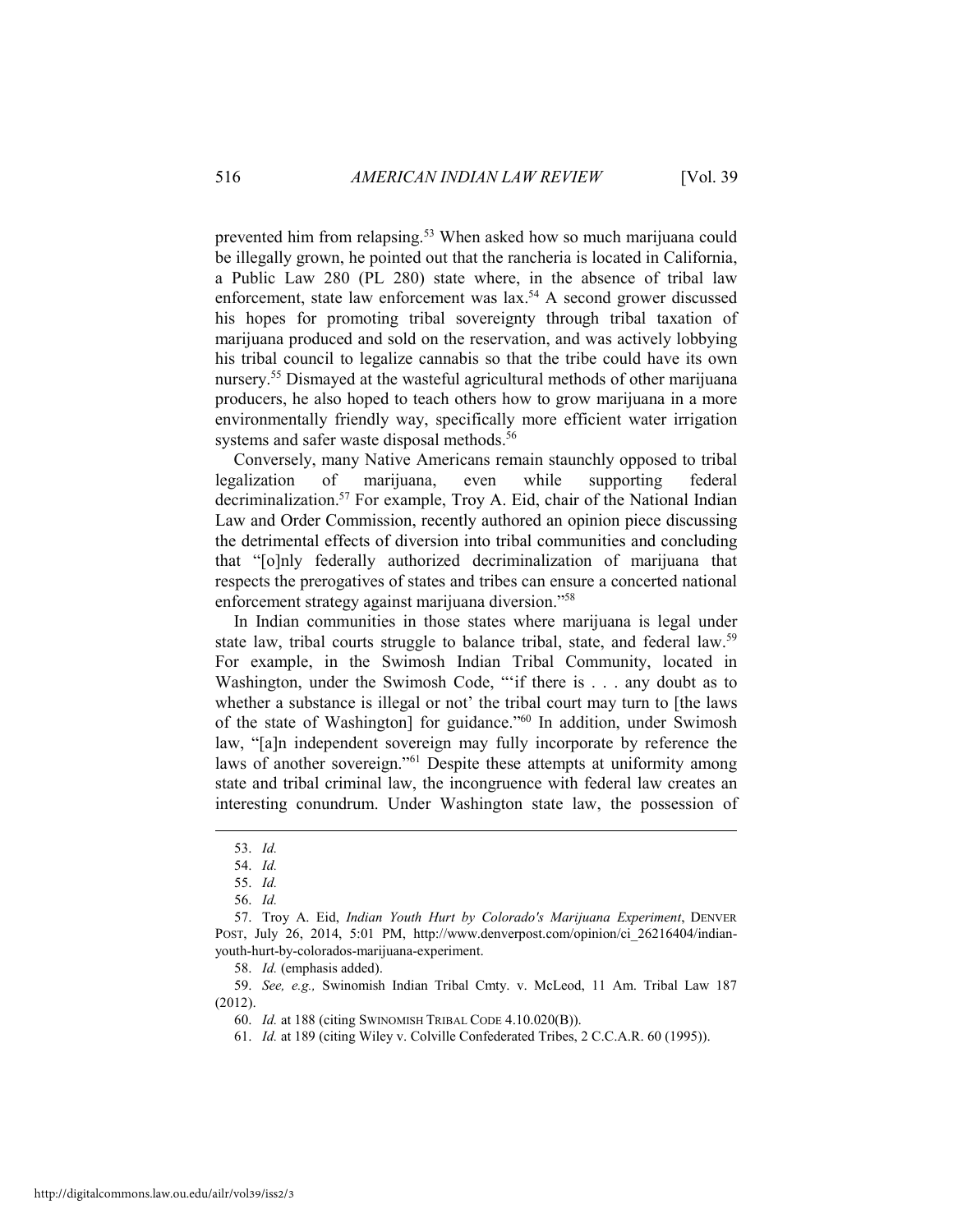prevented him from relapsing.[53] When asked how so much marijuana could be illegally grown, he pointed out that the rancheria is located in California, a Public Law 280 (PL 280) state where, in the absence of tribal law enforcement, state law enforcement was lax.[54] A second grower discussed his hopes for promoting tribal sovereignty through tribal taxation of marijuana produced and sold on the reservation, and was actively lobbying his tribal council to legalize cannabis so that the tribe could have its own nursery.[55] Dismayed at the wasteful agricultural methods of other marijuana producers, he also hoped to teach others how to grow marijuana in a more environmentally friendly way, specifically more efficient water irrigation systems and safer waste disposal methods.[56]

Conversely, many Native Americans remain staunchly opposed to tribal legalization of marijuana, even while supporting federal decriminalization.[57] For example, Troy A. Eid, chair of the National Indian Law and Order Commission, recently authored an opinion piece discussing the detrimental effects of diversion into tribal communities and concluding that "[o]nly federally authorized decriminalization of marijuana that respects the prerogatives of states and tribes can ensure a concerted national enforcement strategy against marijuana diversion."[58]

In Indian communities in those states where marijuana is legal under state law, tribal courts struggle to balance tribal, state, and federal law.[59] For example, in the Swimosh Indian Tribal Community, located in Washington, under the Swimosh Code, "'if there is . . . any doubt as to whether a substance is illegal or not' the tribal court may turn to [the laws of the state of Washington] for guidance."[60] In addition, under Swimosh law, "[a]n independent sovereign may fully incorporate by reference the laws of another sovereign."[61] Despite these attempts at uniformity among state and tribal criminal law, the incongruence with federal law creates an interesting conundrum. Under Washington state law, the possession of

---

53. *Id.*

54. *Id.*

55. *Id.*

56. *Id.*

57. Troy A. Eid, *Indian Youth Hurt by Colorado's Marijuana Experiment*, DENVER POST, July 26, 2014, 5:01 PM, http://www.denverpost.com/opinion/ci_26216404/indian-youth-hurt-by-colorados-marijuana-experiment.

58. *Id.* (emphasis added).

59. *See, e.g.,* Swinomish Indian Tribal Cmty. v. McLeod, 11 Am. Tribal Law 187 (2012).

60. *Id.* at 188 (citing SWINOMISH TRIBAL CODE 4.10.020(B)).

61. *Id.* at 189 (citing Wiley v. Colville Confederated Tribes, 2 C.C.A.R. 60 (1995)).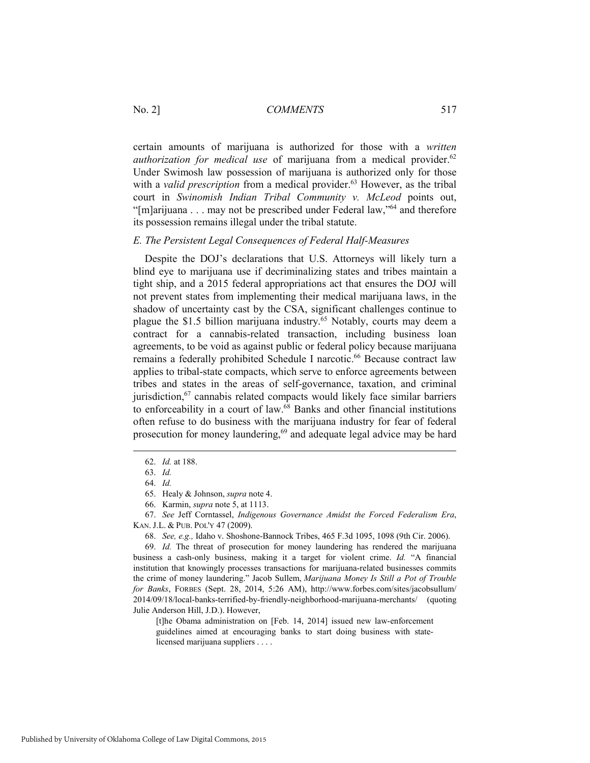certain amounts of marijuana is authorized for those with a *written authorization for medical use* of marijuana from a medical provider.[62] Under Swimosh law possession of marijuana is authorized only for those with a *valid prescription* from a medical provider.[63] However, as the tribal court in *Swinomish Indian Tribal Community v. McLeod* points out, "[m]arijuana . . . may not be prescribed under Federal law,"[64] and therefore its possession remains illegal under the tribal statute.

### *E. The Persistent Legal Consequences of Federal Half-Measures*

Despite the DOJ's declarations that U.S. Attorneys will likely turn a blind eye to marijuana use if decriminalizing states and tribes maintain a tight ship, and a 2015 federal appropriations act that ensures the DOJ will not prevent states from implementing their medical marijuana laws, in the shadow of uncertainty cast by the CSA, significant challenges continue to plague the $1.5 billion marijuana industry.[65] Notably, courts may deem a contract for a cannabis-related transaction, including business loan agreements, to be void as against public or federal policy because marijuana remains a federally prohibited Schedule I narcotic.[66] Because contract law applies to tribal-state compacts, which serve to enforce agreements between tribes and states in the areas of self-governance, taxation, and criminal jurisdiction,[67] cannabis related compacts would likely face similar barriers to enforceability in a court of law.[68] Banks and other financial institutions often refuse to do business with the marijuana industry for fear of federal prosecution for money laundering,[69] and adequate legal advice may be hard

---

62. *Id.* at 188.

63. *Id.*

64. *Id.*

65. Healy & Johnson, *supra* note 4.

66. Karmin, *supra* note 5, at 1113.

67. *See* Jeff Corntassel, *Indigenous Governance Amidst the Forced Federalism Era*, KAN. J.L. & PUB. POL'Y 47 (2009).

68. *See, e.g.,* Idaho v. Shoshone-Bannock Tribes, 465 F.3d 1095, 1098 (9th Cir. 2006).

69. *Id.* The threat of prosecution for money laundering has rendered the marijuana business a cash-only business, making it a target for violent crime. *Id.* "A financial institution that knowingly processes transactions for marijuana-related businesses commits the crime of money laundering." Jacob Sullem, *Marijuana Money Is Still a Pot of Trouble for Banks*, FORBES (Sept. 28, 2014, 5:26 AM), http://www.forbes.com/sites/jacobsullum/2014/09/18/local-banks-terrified-by-friendly-neighborhood-marijuana-merchants/ (quoting Julie Anderson Hill, J.D.). However,

> [t]he Obama administration on [Feb. 14, 2014] issued new law-enforcement guidelines aimed at encouraging banks to start doing business with state-licensed marijuana suppliers . . . .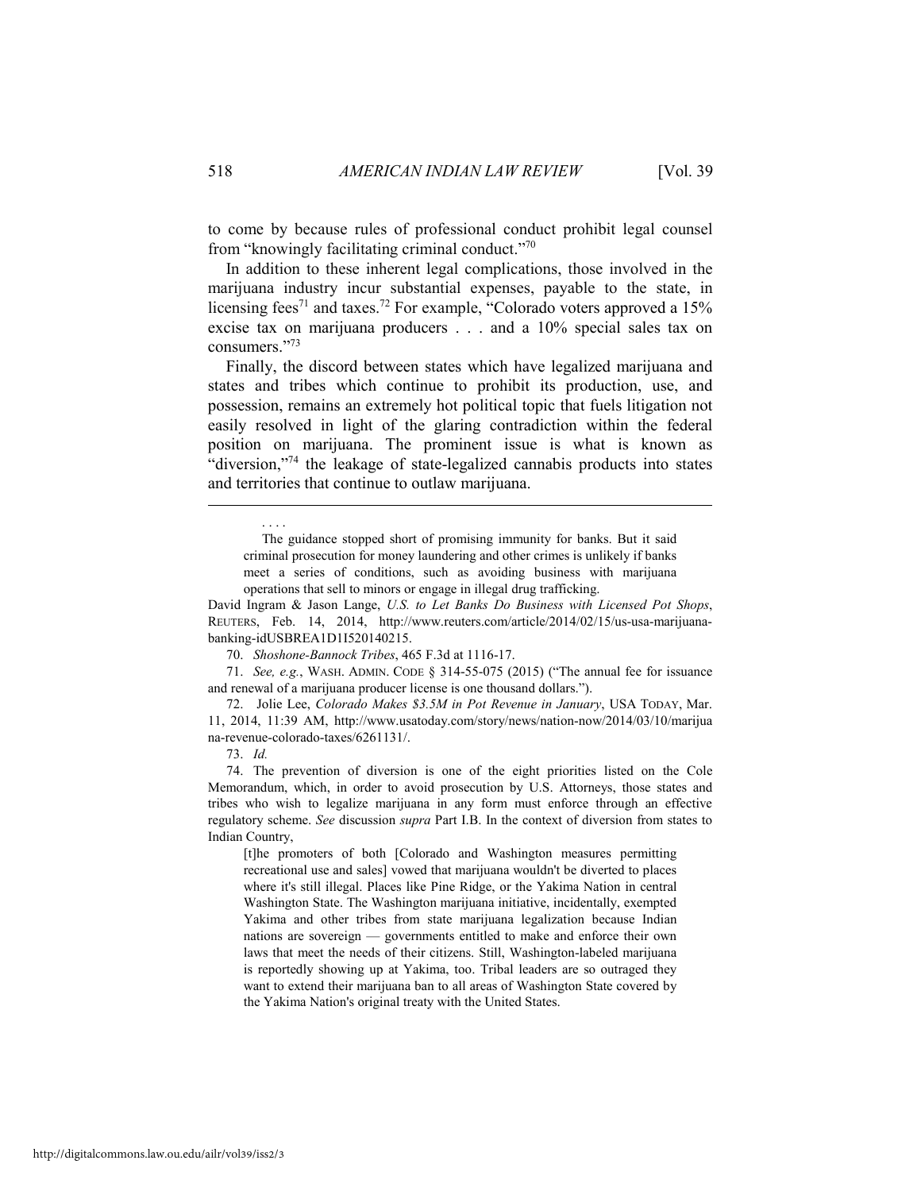to come by because rules of professional conduct prohibit legal counsel from "knowingly facilitating criminal conduct."[70]

In addition to these inherent legal complications, those involved in the marijuana industry incur substantial expenses, payable to the state, in licensing fees[71] and taxes.[72] For example, "Colorado voters approved a 15% excise tax on marijuana producers . . . and a 10% special sales tax on consumers."[73]

Finally, the discord between states which have legalized marijuana and states and tribes which continue to prohibit its production, use, and possession, remains an extremely hot political topic that fuels litigation not easily resolved in light of the glaring contradiction within the federal position on marijuana. The prominent issue is what is known as "diversion,"[74] the leakage of state-legalized cannabis products into states and territories that continue to outlaw marijuana.

---

. . . .

> The guidance stopped short of promising immunity for banks. But it said criminal prosecution for money laundering and other crimes is unlikely if banks meet a series of conditions, such as avoiding business with marijuana operations that sell to minors or engage in illegal drug trafficking.

David Ingram & Jason Lange, *U.S. to Let Banks Do Business with Licensed Pot Shops*, REUTERS, Feb. 14, 2014, http://www.reuters.com/article/2014/02/15/us-usa-marijuana-banking-idUSBREA1D1I520140215.

70. *Shoshone-Bannock Tribes*, 465 F.3d at 1116-17.

71. *See, e.g.*, WASH. ADMIN. CODE § 314-55-075 (2015) ("The annual fee for issuance and renewal of a marijuana producer license is one thousand dollars.").

72. Jolie Lee, *Colorado Makes $3.5M in Pot Revenue in January*, USA TODAY, Mar. 11, 2014, 11:39 AM, http://www.usatoday.com/story/news/nation-now/2014/03/10/marijuana-revenue-colorado-taxes/6261131/.

73. *Id.*

74. The prevention of diversion is one of the eight priorities listed on the Cole Memorandum, which, in order to avoid prosecution by U.S. Attorneys, those states and tribes who wish to legalize marijuana in any form must enforce through an effective regulatory scheme. *See* discussion *supra* Part I.B. In the context of diversion from states to Indian Country,

> [t]he promoters of both [Colorado and Washington measures permitting recreational use and sales] vowed that marijuana wouldn't be diverted to places where it's still illegal. Places like Pine Ridge, or the Yakima Nation in central Washington State. The Washington marijuana initiative, incidentally, exempted Yakima and other tribes from state marijuana legalization because Indian nations are sovereign — governments entitled to make and enforce their own laws that meet the needs of their citizens. Still, Washington-labeled marijuana is reportedly showing up at Yakima, too. Tribal leaders are so outraged they want to extend their marijuana ban to all areas of Washington State covered by the Yakima Nation's original treaty with the United States.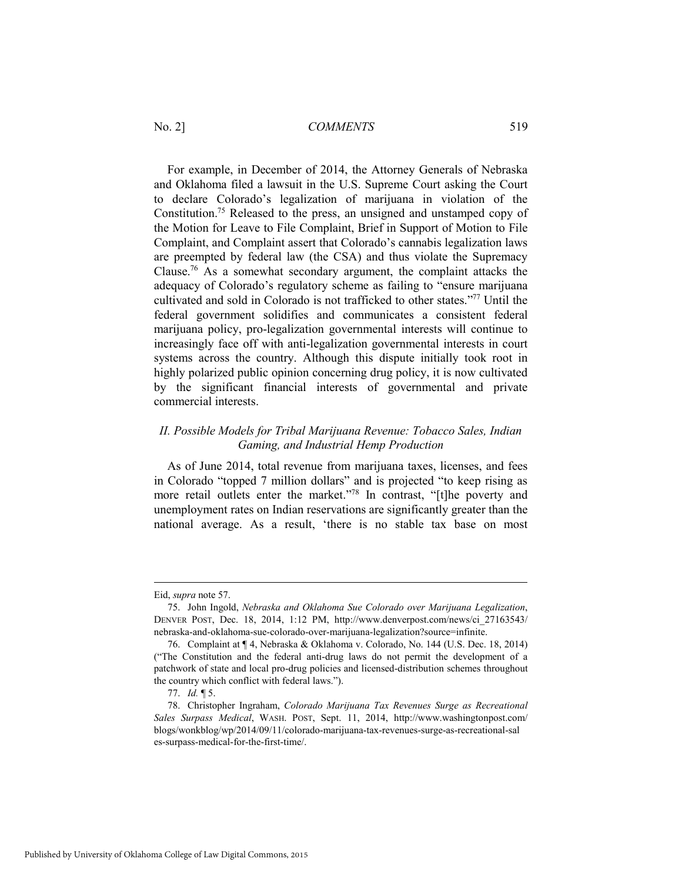For example, in December of 2014, the Attorney Generals of Nebraska and Oklahoma filed a lawsuit in the U.S. Supreme Court asking the Court to declare Colorado's legalization of marijuana in violation of the Constitution.[75] Released to the press, an unsigned and unstamped copy of the Motion for Leave to File Complaint, Brief in Support of Motion to File Complaint, and Complaint assert that Colorado's cannabis legalization laws are preempted by federal law (the CSA) and thus violate the Supremacy Clause.[76] As a somewhat secondary argument, the complaint attacks the adequacy of Colorado's regulatory scheme as failing to "ensure marijuana cultivated and sold in Colorado is not trafficked to other states."[77] Until the federal government solidifies and communicates a consistent federal marijuana policy, pro-legalization governmental interests will continue to increasingly face off with anti-legalization governmental interests in court systems across the country. Although this dispute initially took root in highly polarized public opinion concerning drug policy, it is now cultivated by the significant financial interests of governmental and private commercial interests.

## *II. Possible Models for Tribal Marijuana Revenue: Tobacco Sales, Indian Gaming, and Industrial Hemp Production*

As of June 2014, total revenue from marijuana taxes, licenses, and fees in Colorado "topped 7 million dollars" and is projected "to keep rising as more retail outlets enter the market."[78] In contrast, "[t]he poverty and unemployment rates on Indian reservations are significantly greater than the national average. As a result, 'there is no stable tax base on most

---

Eid, *supra* note 57.

75. John Ingold, *Nebraska and Oklahoma Sue Colorado over Marijuana Legalization*, DENVER POST, Dec. 18, 2014, 1:12 PM, http://www.denverpost.com/news/ci_27163543/nebraska-and-oklahoma-sue-colorado-over-marijuana-legalization?source=infinite.

76. Complaint at ¶ 4, Nebraska & Oklahoma v. Colorado, No. 144 (U.S. Dec. 18, 2014) ("The Constitution and the federal anti-drug laws do not permit the development of a patchwork of state and local pro-drug policies and licensed-distribution schemes throughout the country which conflict with federal laws.").

77. *Id.* ¶ 5.

78. Christopher Ingraham, *Colorado Marijuana Tax Revenues Surge as Recreational Sales Surpass Medical*, WASH. POST, Sept. 11, 2014, http://www.washingtonpost.com/blogs/wonkblog/wp/2014/09/11/colorado-marijuana-tax-revenues-surge-as-recreational-sales-surpass-medical-for-the-first-time/.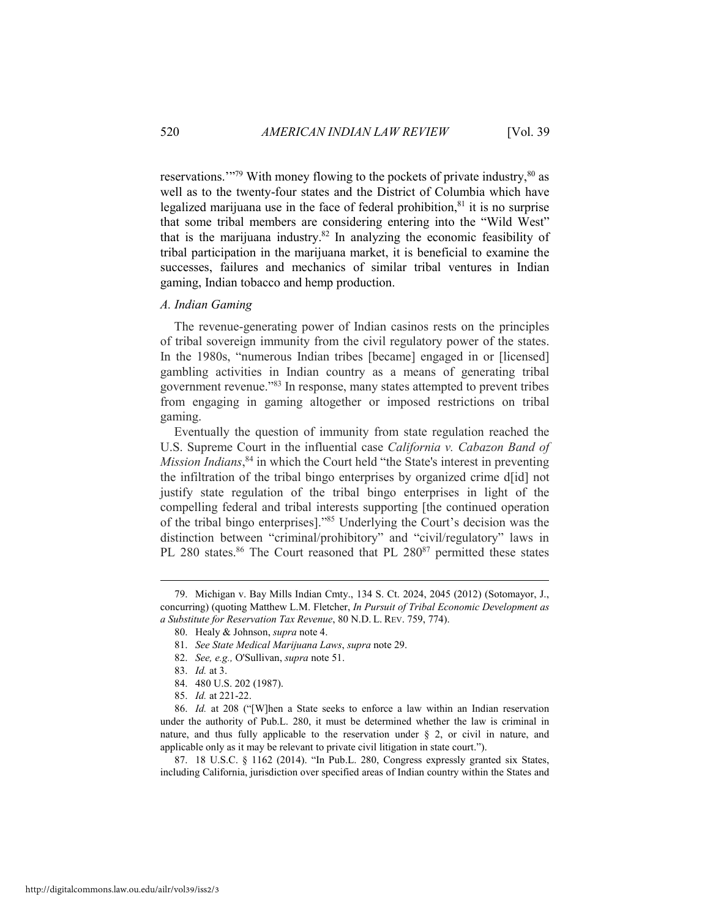reservations.'"[79] With money flowing to the pockets of private industry,[80] as well as to the twenty-four states and the District of Columbia which have legalized marijuana use in the face of federal prohibition,[81] it is no surprise that some tribal members are considering entering into the "Wild West" that is the marijuana industry.[82] In analyzing the economic feasibility of tribal participation in the marijuana market, it is beneficial to examine the successes, failures and mechanics of similar tribal ventures in Indian gaming, Indian tobacco and hemp production.

### *A. Indian Gaming*

The revenue-generating power of Indian casinos rests on the principles of tribal sovereign immunity from the civil regulatory power of the states. In the 1980s, "numerous Indian tribes [became] engaged in or [licensed] gambling activities in Indian country as a means of generating tribal government revenue."[83] In response, many states attempted to prevent tribes from engaging in gaming altogether or imposed restrictions on tribal gaming.

Eventually the question of immunity from state regulation reached the U.S. Supreme Court in the influential case *California v. Cabazon Band of Mission Indians*,[84] in which the Court held "the State's interest in preventing the infiltration of the tribal bingo enterprises by organized crime d[id] not justify state regulation of the tribal bingo enterprises in light of the compelling federal and tribal interests supporting [the continued operation of the tribal bingo enterprises]."[85] Underlying the Court's decision was the distinction between "criminal/prohibitory" and "civil/regulatory" laws in PL 280 states.[86] The Court reasoned that PL 280[87] permitted these states

---

79. Michigan v. Bay Mills Indian Cmty., 134 S. Ct. 2024, 2045 (2012) (Sotomayor, J., concurring) (quoting Matthew L.M. Fletcher, *In Pursuit of Tribal Economic Development as a Substitute for Reservation Tax Revenue*, 80 N.D. L. REV. 759, 774).

80. Healy & Johnson, *supra* note 4.

81. *See State Medical Marijuana Laws*, *supra* note 29.

82. *See, e.g.,* O'Sullivan, *supra* note 51.

83. *Id.* at 3.

84. 480 U.S. 202 (1987).

85. *Id.* at 221-22.

86. *Id.* at 208 ("[W]hen a State seeks to enforce a law within an Indian reservation under the authority of Pub.L. 280, it must be determined whether the law is criminal in nature, and thus fully applicable to the reservation under § 2, or civil in nature, and applicable only as it may be relevant to private civil litigation in state court.").

87. 18 U.S.C. § 1162 (2014). "In Pub.L. 280, Congress expressly granted six States, including California, jurisdiction over specified areas of Indian country within the States and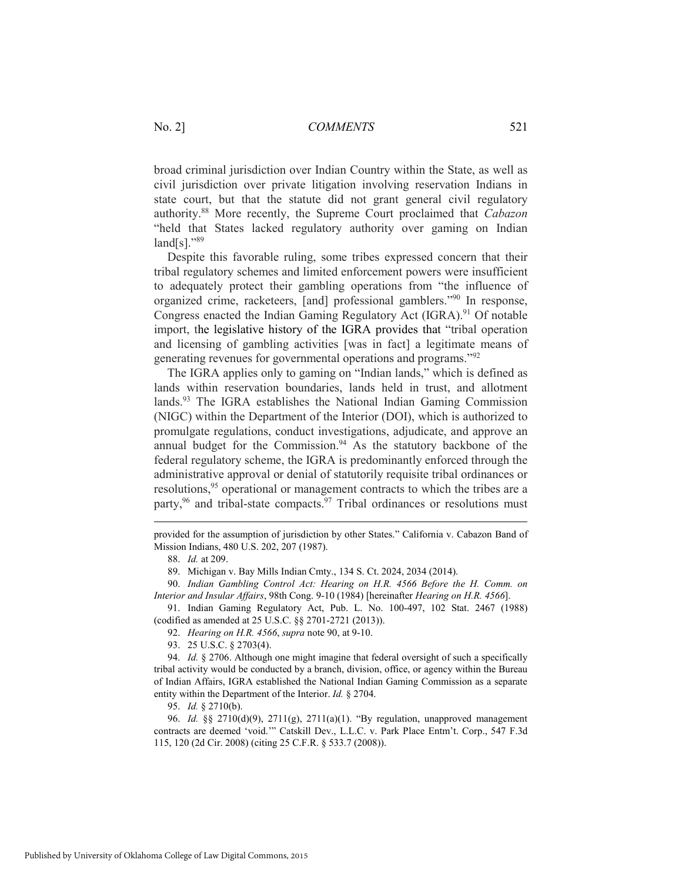broad criminal jurisdiction over Indian Country within the State, as well as civil jurisdiction over private litigation involving reservation Indians in state court, but that the statute did not grant general civil regulatory authority.[88] More recently, the Supreme Court proclaimed that *Cabazon* "held that States lacked regulatory authority over gaming on Indian land[s]."[89]

Despite this favorable ruling, some tribes expressed concern that their tribal regulatory schemes and limited enforcement powers were insufficient to adequately protect their gambling operations from "the influence of organized crime, racketeers, [and] professional gamblers."[90] In response, Congress enacted the Indian Gaming Regulatory Act (IGRA).[91] Of notable import, the legislative history of the IGRA provides that "tribal operation and licensing of gambling activities [was in fact] a legitimate means of generating revenues for governmental operations and programs."[92]

The IGRA applies only to gaming on "Indian lands," which is defined as lands within reservation boundaries, lands held in trust, and allotment lands.[93] The IGRA establishes the National Indian Gaming Commission (NIGC) within the Department of the Interior (DOI), which is authorized to promulgate regulations, conduct investigations, adjudicate, and approve an annual budget for the Commission.[94] As the statutory backbone of the federal regulatory scheme, the IGRA is predominantly enforced through the administrative approval or denial of statutorily requisite tribal ordinances or resolutions,[95] operational or management contracts to which the tribes are a party,[96] and tribal-state compacts.[97] Tribal ordinances or resolutions must

---

provided for the assumption of jurisdiction by other States." California v. Cabazon Band of Mission Indians, 480 U.S. 202, 207 (1987).

88. *Id.* at 209.

89. Michigan v. Bay Mills Indian Cmty., 134 S. Ct. 2024, 2034 (2014).

90. *Indian Gambling Control Act: Hearing on H.R. 4566 Before the H. Comm. on Interior and Insular Affairs*, 98th Cong. 9-10 (1984) [hereinafter *Hearing on H.R. 4566*].

91. Indian Gaming Regulatory Act, Pub. L. No. 100-497, 102 Stat. 2467 (1988) (codified as amended at 25 U.S.C. §§ 2701-2721 (2013)).

92. *Hearing on H.R. 4566*, *supra* note 90, at 9-10.

93. 25 U.S.C. § 2703(4).

94. *Id.* § 2706. Although one might imagine that federal oversight of such a specifically tribal activity would be conducted by a branch, division, office, or agency within the Bureau of Indian Affairs, IGRA established the National Indian Gaming Commission as a separate entity within the Department of the Interior. *Id.* § 2704.

95. *Id.* § 2710(b).

96. *Id.* §§ 2710(d)(9), 2711(g), 2711(a)(1). "By regulation, unapproved management contracts are deemed 'void.'" Catskill Dev., L.L.C. v. Park Place Entm't. Corp., 547 F.3d 115, 120 (2d Cir. 2008) (citing 25 C.F.R. § 533.7 (2008)).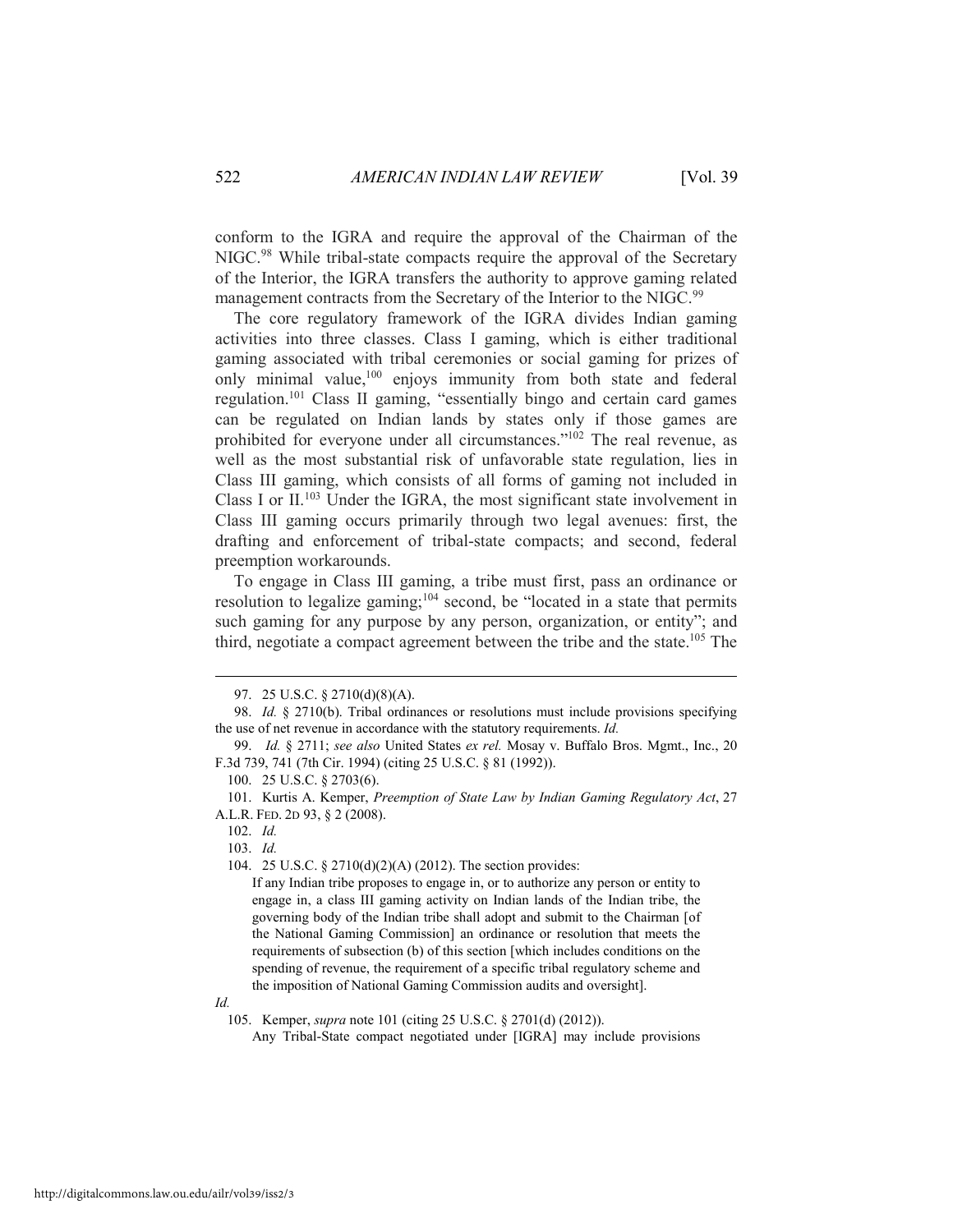conform to the IGRA and require the approval of the Chairman of the NIGC.[98] While tribal-state compacts require the approval of the Secretary of the Interior, the IGRA transfers the authority to approve gaming related management contracts from the Secretary of the Interior to the NIGC.[99]

The core regulatory framework of the IGRA divides Indian gaming activities into three classes. Class I gaming, which is either traditional gaming associated with tribal ceremonies or social gaming for prizes of only minimal value,[100] enjoys immunity from both state and federal regulation.[101] Class II gaming, "essentially bingo and certain card games can be regulated on Indian lands by states only if those games are prohibited for everyone under all circumstances."[102] The real revenue, as well as the most substantial risk of unfavorable state regulation, lies in Class III gaming, which consists of all forms of gaming not included in Class I or II.[103] Under the IGRA, the most significant state involvement in Class III gaming occurs primarily through two legal avenues: first, the drafting and enforcement of tribal-state compacts; and second, federal preemption workarounds.

To engage in Class III gaming, a tribe must first, pass an ordinance or resolution to legalize gaming;[104] second, be "located in a state that permits such gaming for any purpose by any person, organization, or entity"; and third, negotiate a compact agreement between the tribe and the state.[105] The

---

97. 25 U.S.C. § 2710(d)(8)(A).

98. *Id.* § 2710(b). Tribal ordinances or resolutions must include provisions specifying the use of net revenue in accordance with the statutory requirements. *Id.*

99. *Id.* § 2711; *see also* United States *ex rel.* Mosay v. Buffalo Bros. Mgmt., Inc., 20 F.3d 739, 741 (7th Cir. 1994) (citing 25 U.S.C. § 81 (1992)).

100. 25 U.S.C. § 2703(6).

101. Kurtis A. Kemper, *Preemption of State Law by Indian Gaming Regulatory Act*, 27 A.L.R. FED. 2D 93, § 2 (2008).

102. *Id.*

103. *Id.*

104. 25 U.S.C. § 2710(d)(2)(A) (2012). The section provides:

> If any Indian tribe proposes to engage in, or to authorize any person or entity to engage in, a class III gaming activity on Indian lands of the Indian tribe, the governing body of the Indian tribe shall adopt and submit to the Chairman [of the National Gaming Commission] an ordinance or resolution that meets the requirements of subsection (b) of this section [which includes conditions on the spending of revenue, the requirement of a specific tribal regulatory scheme and the imposition of National Gaming Commission audits and oversight].

*Id.*

105. Kemper, *supra* note 101 (citing 25 U.S.C. § 2701(d) (2012)).

> Any Tribal-State compact negotiated under [IGRA] may include provisions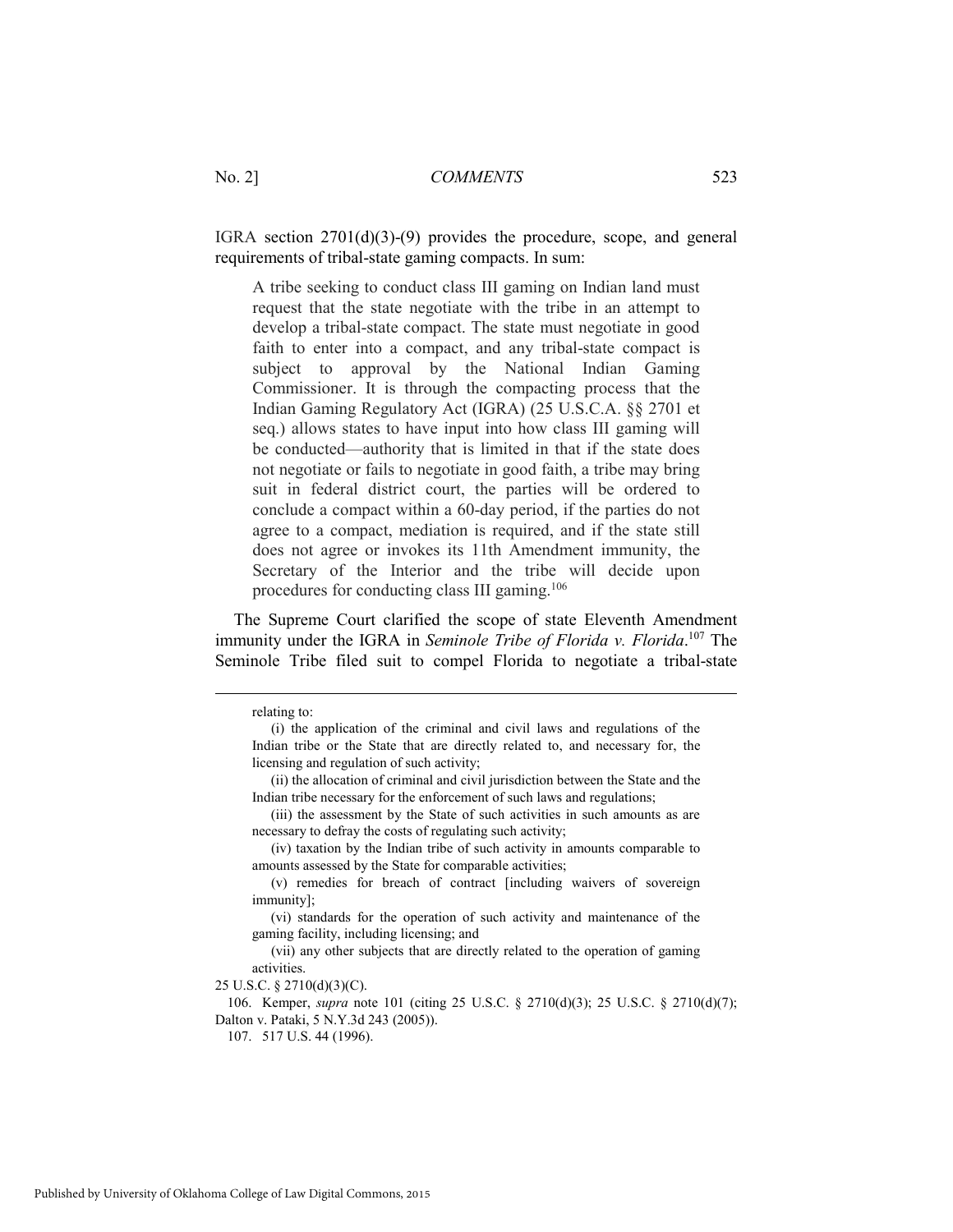IGRA section 2701(d)(3)-(9) provides the procedure, scope, and general requirements of tribal-state gaming compacts. In sum:

> A tribe seeking to conduct class III gaming on Indian land must request that the state negotiate with the tribe in an attempt to develop a tribal-state compact. The state must negotiate in good faith to enter into a compact, and any tribal-state compact is subject to approval by the National Indian Gaming Commissioner. It is through the compacting process that the Indian Gaming Regulatory Act (IGRA) (25 U.S.C.A. §§ 2701 et seq.) allows states to have input into how class III gaming will be conducted—authority that is limited in that if the state does not negotiate or fails to negotiate in good faith, a tribe may bring suit in federal district court, the parties will be ordered to conclude a compact within a 60-day period, if the parties do not agree to a compact, mediation is required, and if the state still does not agree or invokes its 11th Amendment immunity, the Secretary of the Interior and the tribe will decide upon procedures for conducting class III gaming.[106]

The Supreme Court clarified the scope of state Eleventh Amendment immunity under the IGRA in *Seminole Tribe of Florida v. Florida*.[107] The Seminole Tribe filed suit to compel Florida to negotiate a tribal-state

---

relating to:

(i) the application of the criminal and civil laws and regulations of the Indian tribe or the State that are directly related to, and necessary for, the licensing and regulation of such activity;

(ii) the allocation of criminal and civil jurisdiction between the State and the Indian tribe necessary for the enforcement of such laws and regulations;

(iii) the assessment by the State of such activities in such amounts as are necessary to defray the costs of regulating such activity;

(iv) taxation by the Indian tribe of such activity in amounts comparable to amounts assessed by the State for comparable activities;

(v) remedies for breach of contract [including waivers of sovereign immunity];

(vi) standards for the operation of such activity and maintenance of the gaming facility, including licensing; and

(vii) any other subjects that are directly related to the operation of gaming activities.

25 U.S.C. § 2710(d)(3)(C).

106. Kemper, *supra* note 101 (citing 25 U.S.C. § 2710(d)(3); 25 U.S.C. § 2710(d)(7); Dalton v. Pataki, 5 N.Y.3d 243 (2005)).

107. 517 U.S. 44 (1996).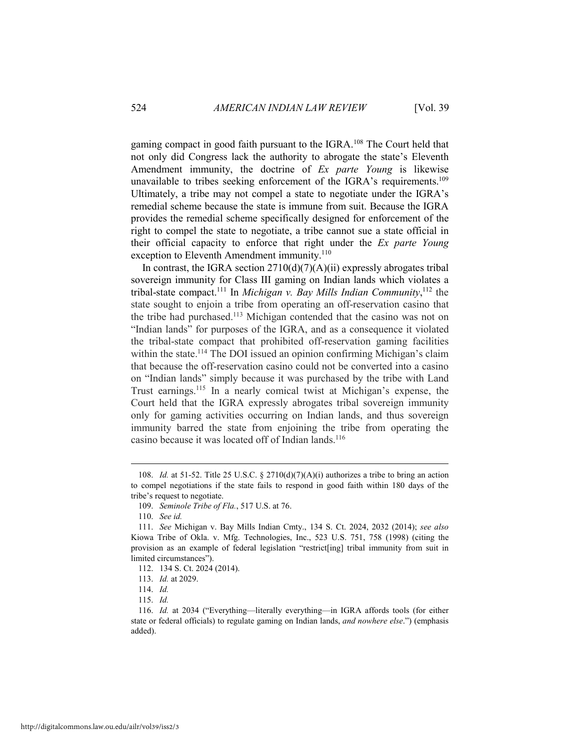gaming compact in good faith pursuant to the IGRA.[108] The Court held that not only did Congress lack the authority to abrogate the state's Eleventh Amendment immunity, the doctrine of *Ex parte Young* is likewise unavailable to tribes seeking enforcement of the IGRA's requirements.[109] Ultimately, a tribe may not compel a state to negotiate under the IGRA's remedial scheme because the state is immune from suit. Because the IGRA provides the remedial scheme specifically designed for enforcement of the right to compel the state to negotiate, a tribe cannot sue a state official in their official capacity to enforce that right under the *Ex parte Young* exception to Eleventh Amendment immunity.[110]

In contrast, the IGRA section 2710(d)(7)(A)(ii) expressly abrogates tribal sovereign immunity for Class III gaming on Indian lands which violates a tribal-state compact.[111] In *Michigan v. Bay Mills Indian Community*,[112] the state sought to enjoin a tribe from operating an off-reservation casino that the tribe had purchased.[113] Michigan contended that the casino was not on "Indian lands" for purposes of the IGRA, and as a consequence it violated the tribal-state compact that prohibited off-reservation gaming facilities within the state.[114] The DOI issued an opinion confirming Michigan's claim that because the off-reservation casino could not be converted into a casino on "Indian lands" simply because it was purchased by the tribe with Land Trust earnings.[115] In a nearly comical twist at Michigan's expense, the Court held that the IGRA expressly abrogates tribal sovereign immunity only for gaming activities occurring on Indian lands, and thus sovereign immunity barred the state from enjoining the tribe from operating the casino because it was located off of Indian lands.[116]

---

108. *Id.* at 51-52. Title 25 U.S.C. § 2710(d)(7)(A)(i) authorizes a tribe to bring an action to compel negotiations if the state fails to respond in good faith within 180 days of the tribe's request to negotiate.

109. *Seminole Tribe of Fla.*, 517 U.S. at 76.

110. *See id.*

111. *See* Michigan v. Bay Mills Indian Cmty., 134 S. Ct. 2024, 2032 (2014); *see also* Kiowa Tribe of Okla. v. Mfg. Technologies, Inc., 523 U.S. 751, 758 (1998) (citing the provision as an example of federal legislation "restrict[ing] tribal immunity from suit in limited circumstances").

112. 134 S. Ct. 2024 (2014).

113. *Id.* at 2029.

114. *Id.*

115. *Id.*

116. *Id.* at 2034 ("Everything—literally everything—in IGRA affords tools (for either state or federal officials) to regulate gaming on Indian lands, *and nowhere else*.") (emphasis added).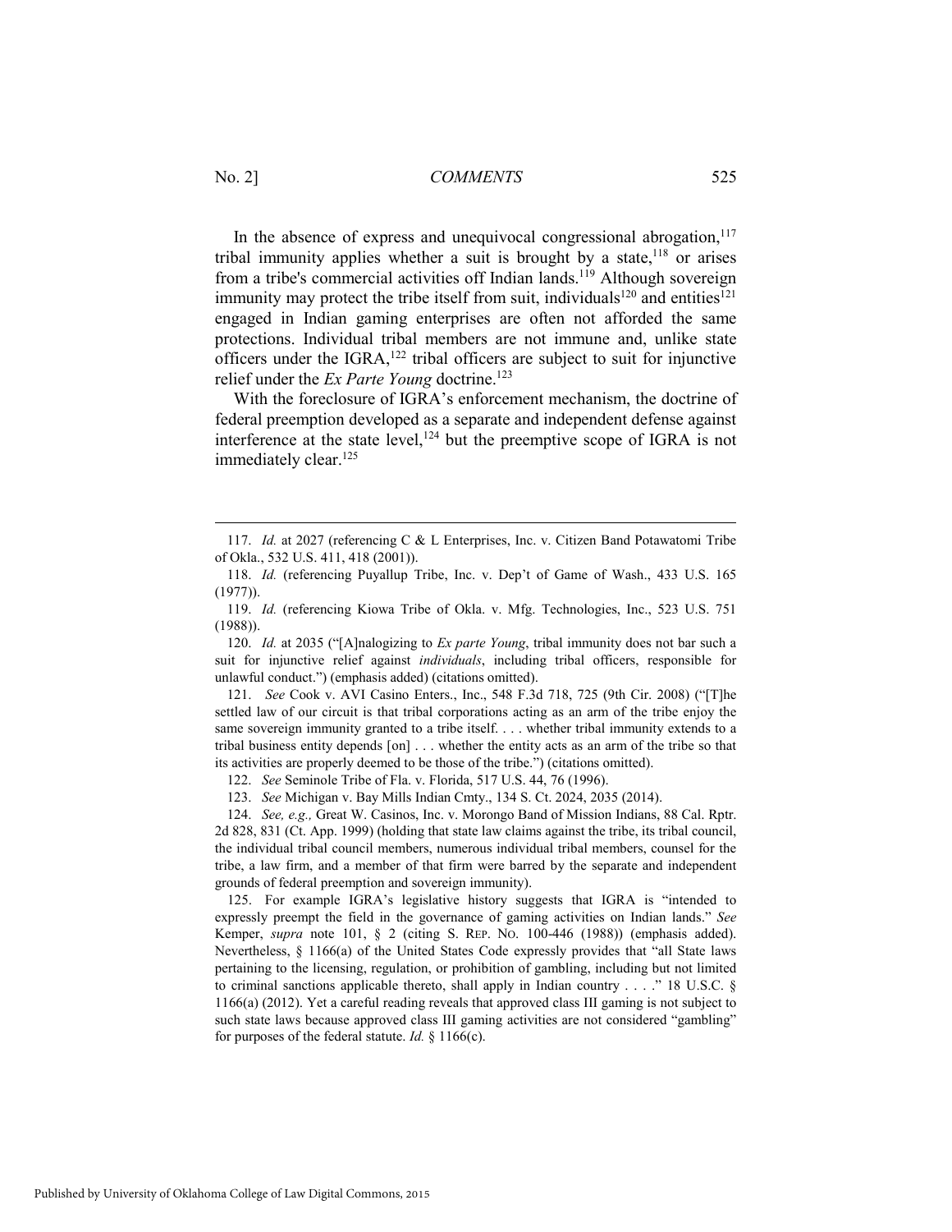In the absence of express and unequivocal congressional abrogation,[117] tribal immunity applies whether a suit is brought by a state,[118] or arises from a tribe's commercial activities off Indian lands.[119] Although sovereign immunity may protect the tribe itself from suit, individuals[120] and entities[121] engaged in Indian gaming enterprises are often not afforded the same protections. Individual tribal members are not immune and, unlike state officers under the IGRA,[122] tribal officers are subject to suit for injunctive relief under the *Ex Parte Young* doctrine.[123]

With the foreclosure of IGRA's enforcement mechanism, the doctrine of federal preemption developed as a separate and independent defense against interference at the state level,[124] but the preemptive scope of IGRA is not immediately clear.[125]

---

117. *Id.* at 2027 (referencing C & L Enterprises, Inc. v. Citizen Band Potawatomi Tribe of Okla., 532 U.S. 411, 418 (2001)).

118. *Id.* (referencing Puyallup Tribe, Inc. v. Dep't of Game of Wash., 433 U.S. 165 (1977)).

119. *Id.* (referencing Kiowa Tribe of Okla. v. Mfg. Technologies, Inc., 523 U.S. 751 (1988)).

120. *Id.* at 2035 ("[A]nalogizing to *Ex parte Young*, tribal immunity does not bar such a suit for injunctive relief against *individuals*, including tribal officers, responsible for unlawful conduct.") (emphasis added) (citations omitted).

121. *See* Cook v. AVI Casino Enters., Inc., 548 F.3d 718, 725 (9th Cir. 2008) ("[T]he settled law of our circuit is that tribal corporations acting as an arm of the tribe enjoy the same sovereign immunity granted to a tribe itself. . . . whether tribal immunity extends to a tribal business entity depends [on] . . . whether the entity acts as an arm of the tribe so that its activities are properly deemed to be those of the tribe.") (citations omitted).

122. *See* Seminole Tribe of Fla. v. Florida, 517 U.S. 44, 76 (1996).

123. *See* Michigan v. Bay Mills Indian Cmty., 134 S. Ct. 2024, 2035 (2014).

124. *See, e.g.,* Great W. Casinos, Inc. v. Morongo Band of Mission Indians, 88 Cal. Rptr. 2d 828, 831 (Ct. App. 1999) (holding that state law claims against the tribe, its tribal council, the individual tribal council members, numerous individual tribal members, counsel for the tribe, a law firm, and a member of that firm were barred by the separate and independent grounds of federal preemption and sovereign immunity).

125. For example IGRA's legislative history suggests that IGRA is "intended to expressly preempt the field in the governance of gaming activities on Indian lands." *See* Kemper, *supra* note 101, § 2 (citing S. REP. NO. 100-446 (1988)) (emphasis added). Nevertheless, § 1166(a) of the United States Code expressly provides that "all State laws pertaining to the licensing, regulation, or prohibition of gambling, including but not limited to criminal sanctions applicable thereto, shall apply in Indian country . . . ." 18 U.S.C. § 1166(a) (2012). Yet a careful reading reveals that approved class III gaming is not subject to such state laws because approved class III gaming activities are not considered "gambling" for purposes of the federal statute. *Id.* § 1166(c).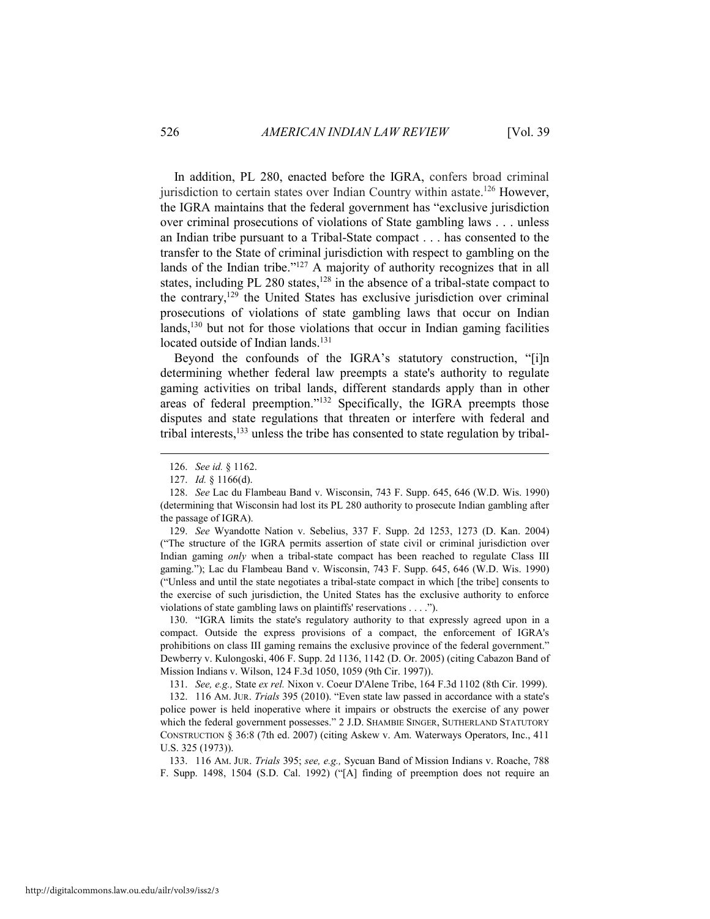In addition, PL 280, enacted before the IGRA, confers broad criminal jurisdiction to certain states over Indian Country within astate.[126] However, the IGRA maintains that the federal government has "exclusive jurisdiction over criminal prosecutions of violations of State gambling laws . . . unless an Indian tribe pursuant to a Tribal-State compact . . . has consented to the transfer to the State of criminal jurisdiction with respect to gambling on the lands of the Indian tribe."[127] A majority of authority recognizes that in all states, including PL 280 states,[128] in the absence of a tribal-state compact to the contrary,[129] the United States has exclusive jurisdiction over criminal prosecutions of violations of state gambling laws that occur on Indian lands,[130] but not for those violations that occur in Indian gaming facilities located outside of Indian lands.[131]

Beyond the confounds of the IGRA's statutory construction, "[i]n determining whether federal law preempts a state's authority to regulate gaming activities on tribal lands, different standards apply than in other areas of federal preemption."[132] Specifically, the IGRA preempts those disputes and state regulations that threaten or interfere with federal and tribal interests,[133] unless the tribe has consented to state regulation by tribal-

---

126. *See id.* § 1162.

127. *Id.* § 1166(d).

128. *See* Lac du Flambeau Band v. Wisconsin, 743 F. Supp. 645, 646 (W.D. Wis. 1990) (determining that Wisconsin had lost its PL 280 authority to prosecute Indian gambling after the passage of IGRA).

129. *See* Wyandotte Nation v. Sebelius, 337 F. Supp. 2d 1253, 1273 (D. Kan. 2004) ("The structure of the IGRA permits assertion of state civil or criminal jurisdiction over Indian gaming *only* when a tribal-state compact has been reached to regulate Class III gaming."); Lac du Flambeau Band v. Wisconsin, 743 F. Supp. 645, 646 (W.D. Wis. 1990) ("Unless and until the state negotiates a tribal-state compact in which [the tribe] consents to the exercise of such jurisdiction, the United States has the exclusive authority to enforce violations of state gambling laws on plaintiffs' reservations . . . .").

130. "IGRA limits the state's regulatory authority to that expressly agreed upon in a compact. Outside the express provisions of a compact, the enforcement of IGRA's prohibitions on class III gaming remains the exclusive province of the federal government." Dewberry v. Kulongoski, 406 F. Supp. 2d 1136, 1142 (D. Or. 2005) (citing Cabazon Band of Mission Indians v. Wilson, 124 F.3d 1050, 1059 (9th Cir. 1997)).

131. *See, e.g.,* State *ex rel.* Nixon v. Coeur D'Alene Tribe, 164 F.3d 1102 (8th Cir. 1999).

132. 116 AM. JUR. *Trials* 395 (2010). "Even state law passed in accordance with a state's police power is held inoperative where it impairs or obstructs the exercise of any power which the federal government possesses." 2 J.D. SHAMBIE SINGER, SUTHERLAND STATUTORY CONSTRUCTION § 36:8 (7th ed. 2007) (citing Askew v. Am. Waterways Operators, Inc., 411 U.S. 325 (1973)).

133. 116 AM. JUR. *Trials* 395; *see, e.g.,* Sycuan Band of Mission Indians v. Roache, 788 F. Supp. 1498, 1504 (S.D. Cal. 1992) ("[A] finding of preemption does not require an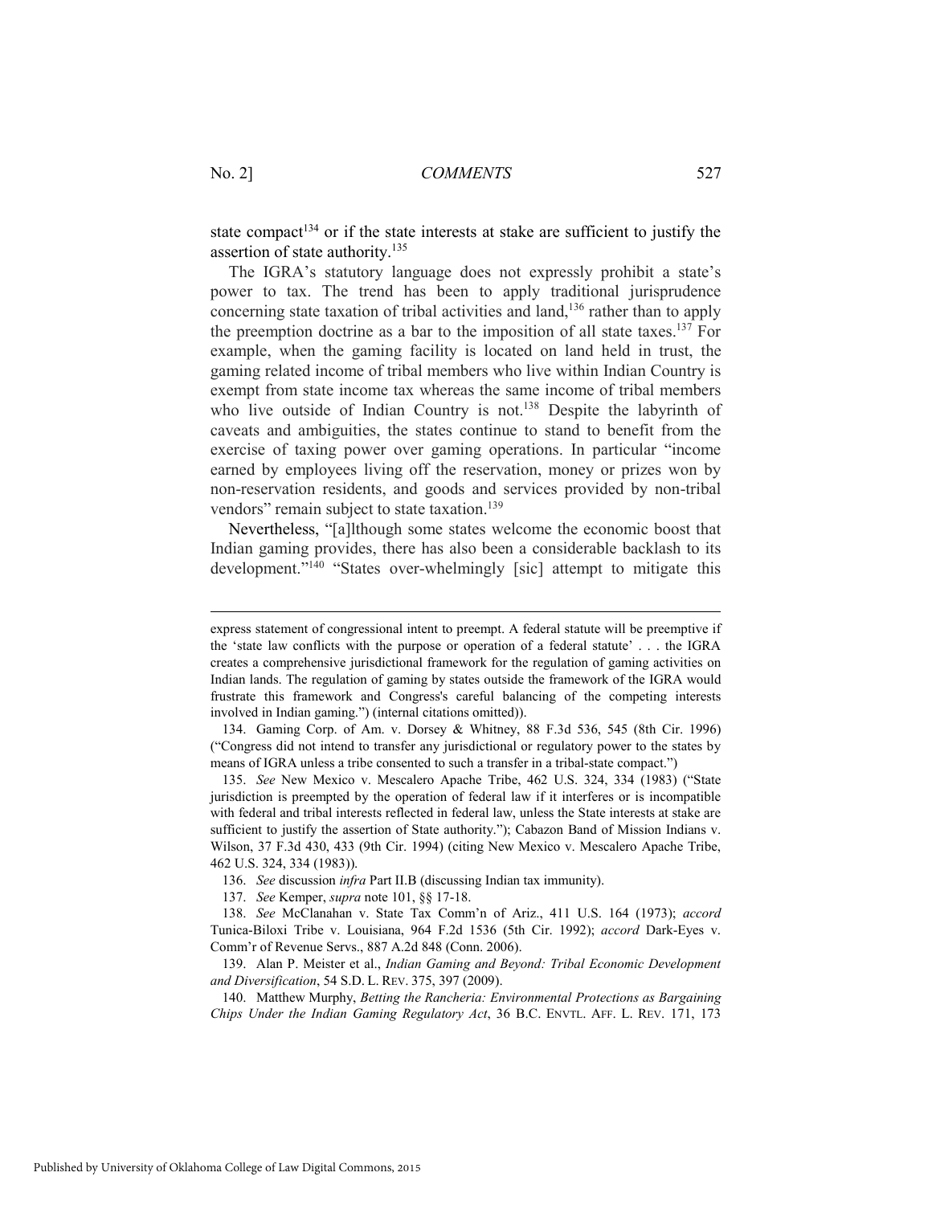state compact[134] or if the state interests at stake are sufficient to justify the assertion of state authority.[135]

The IGRA's statutory language does not expressly prohibit a state's power to tax. The trend has been to apply traditional jurisprudence concerning state taxation of tribal activities and land,[136] rather than to apply the preemption doctrine as a bar to the imposition of all state taxes.[137] For example, when the gaming facility is located on land held in trust, the gaming related income of tribal members who live within Indian Country is exempt from state income tax whereas the same income of tribal members who live outside of Indian Country is not.[138] Despite the labyrinth of caveats and ambiguities, the states continue to stand to benefit from the exercise of taxing power over gaming operations. In particular "income earned by employees living off the reservation, money or prizes won by non-reservation residents, and goods and services provided by non-tribal vendors" remain subject to state taxation.[139]

Nevertheless, "[a]lthough some states welcome the economic boost that Indian gaming provides, there has also been a considerable backlash to its development."[140] "States over-whelmingly [sic] attempt to mitigate this

---

express statement of congressional intent to preempt. A federal statute will be preemptive if the 'state law conflicts with the purpose or operation of a federal statute' . . . the IGRA creates a comprehensive jurisdictional framework for the regulation of gaming activities on Indian lands. The regulation of gaming by states outside the framework of the IGRA would frustrate this framework and Congress's careful balancing of the competing interests involved in Indian gaming.") (internal citations omitted)).

134. Gaming Corp. of Am. v. Dorsey & Whitney, 88 F.3d 536, 545 (8th Cir. 1996) ("Congress did not intend to transfer any jurisdictional or regulatory power to the states by means of IGRA unless a tribe consented to such a transfer in a tribal-state compact.")

135. *See* New Mexico v. Mescalero Apache Tribe, 462 U.S. 324, 334 (1983) ("State jurisdiction is preempted by the operation of federal law if it interferes or is incompatible with federal and tribal interests reflected in federal law, unless the State interests at stake are sufficient to justify the assertion of State authority."); Cabazon Band of Mission Indians v. Wilson, 37 F.3d 430, 433 (9th Cir. 1994) (citing New Mexico v. Mescalero Apache Tribe, 462 U.S. 324, 334 (1983)).

136. *See* discussion *infra* Part II.B (discussing Indian tax immunity).

137. *See* Kemper, *supra* note 101, §§ 17-18.

138. *See* McClanahan v. State Tax Comm'n of Ariz., 411 U.S. 164 (1973); *accord* Tunica-Biloxi Tribe v. Louisiana, 964 F.2d 1536 (5th Cir. 1992); *accord* Dark-Eyes v. Comm'r of Revenue Servs., 887 A.2d 848 (Conn. 2006).

139. Alan P. Meister et al., *Indian Gaming and Beyond: Tribal Economic Development and Diversification*, 54 S.D. L. REV. 375, 397 (2009).

140. Matthew Murphy, *Betting the Rancheria: Environmental Protections as Bargaining Chips Under the Indian Gaming Regulatory Act*, 36 B.C. ENVTL. AFF. L. REV. 171, 173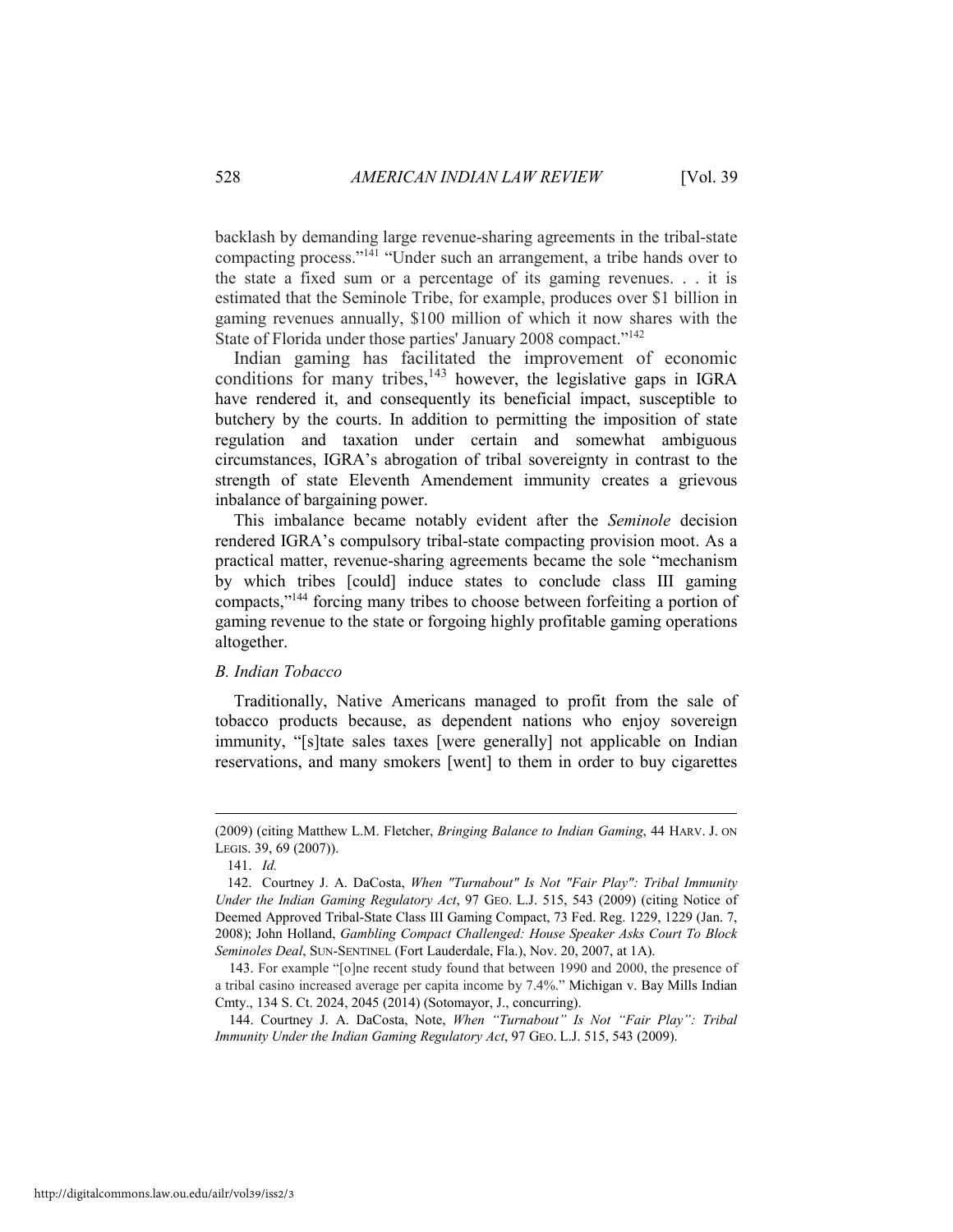backlash by demanding large revenue-sharing agreements in the tribal-state compacting process."[141] "Under such an arrangement, a tribe hands over to the state a fixed sum or a percentage of its gaming revenues. . . it is estimated that the Seminole Tribe, for example, produces over $1 billion in gaming revenues annually, $100 million of which it now shares with the State of Florida under those parties' January 2008 compact."[142]

Indian gaming has facilitated the improvement of economic conditions for many tribes,[143] however, the legislative gaps in IGRA have rendered it, and consequently its beneficial impact, susceptible to butchery by the courts. In addition to permitting the imposition of state regulation and taxation under certain and somewhat ambiguous circumstances, IGRA's abrogation of tribal sovereignty in contrast to the strength of state Eleventh Amendement immunity creates a grievous inbalance of bargaining power.

This imbalance became notably evident after the *Seminole* decision rendered IGRA's compulsory tribal-state compacting provision moot. As a practical matter, revenue-sharing agreements became the sole "mechanism by which tribes [could] induce states to conclude class III gaming compacts,"[144] forcing many tribes to choose between forfeiting a portion of gaming revenue to the state or forgoing highly profitable gaming operations altogether.

*B. Indian Tobacco*

Traditionally, Native Americans managed to profit from the sale of tobacco products because, as dependent nations who enjoy sovereign immunity, "[s]tate sales taxes [were generally] not applicable on Indian reservations, and many smokers [went] to them in order to buy cigarettes

---

(2009) (citing Matthew L.M. Fletcher, *Bringing Balance to Indian Gaming*, 44 HARV. J. ON LEGIS. 39, 69 (2007)).

141. *Id.*

142. Courtney J. A. DaCosta, *When "Turnabout" Is Not "Fair Play": Tribal Immunity Under the Indian Gaming Regulatory Act*, 97 GEO. L.J. 515, 543 (2009) (citing Notice of Deemed Approved Tribal-State Class III Gaming Compact, 73 Fed. Reg. 1229, 1229 (Jan. 7, 2008); John Holland, *Gambling Compact Challenged: House Speaker Asks Court To Block Seminoles Deal*, SUN-SENTINEL (Fort Lauderdale, Fla.), Nov. 20, 2007, at 1A).

143. For example "[o]ne recent study found that between 1990 and 2000, the presence of a tribal casino increased average per capita income by 7.4%." Michigan v. Bay Mills Indian Cmty., 134 S. Ct. 2024, 2045 (2014) (Sotomayor, J., concurring).

144. Courtney J. A. DaCosta, Note, *When "Turnabout" Is Not "Fair Play": Tribal Immunity Under the Indian Gaming Regulatory Act*, 97 GEO. L.J. 515, 543 (2009).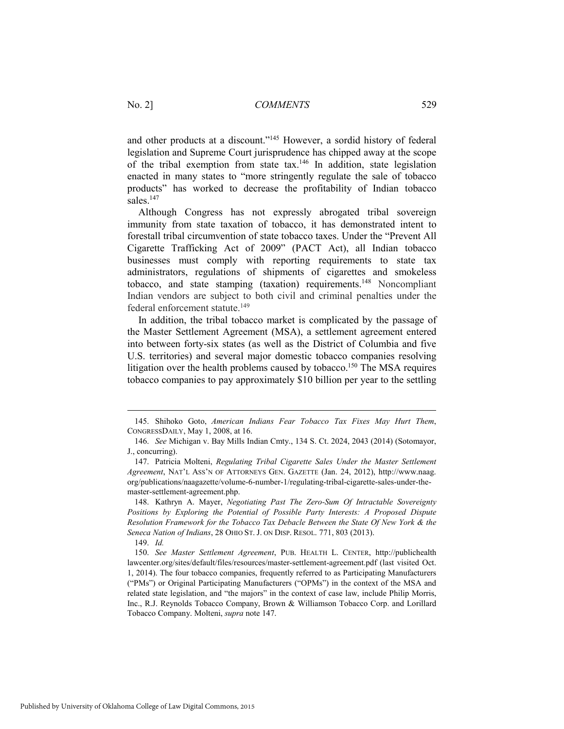and other products at a discount."[145] However, a sordid history of federal legislation and Supreme Court jurisprudence has chipped away at the scope of the tribal exemption from state tax.[146] In addition, state legislation enacted in many states to "more stringently regulate the sale of tobacco products" has worked to decrease the profitability of Indian tobacco sales.[147]

Although Congress has not expressly abrogated tribal sovereign immunity from state taxation of tobacco, it has demonstrated intent to forestall tribal circumvention of state tobacco taxes. Under the "Prevent All Cigarette Trafficking Act of 2009" (PACT Act), all Indian tobacco businesses must comply with reporting requirements to state tax administrators, regulations of shipments of cigarettes and smokeless tobacco, and state stamping (taxation) requirements.[148] Noncompliant Indian vendors are subject to both civil and criminal penalties under the federal enforcement statute.[149]

In addition, the tribal tobacco market is complicated by the passage of the Master Settlement Agreement (MSA), a settlement agreement entered into between forty-six states (as well as the District of Columbia and five U.S. territories) and several major domestic tobacco companies resolving litigation over the health problems caused by tobacco.[150] The MSA requires tobacco companies to pay approximately $10 billion per year to the settling

---

145. Shihoko Goto, *American Indians Fear Tobacco Tax Fixes May Hurt Them*, CONGRESSDAILY, May 1, 2008, at 16.

146. *See* Michigan v. Bay Mills Indian Cmty., 134 S. Ct. 2024, 2043 (2014) (Sotomayor, J., concurring).

147. Patricia Molteni, *Regulating Tribal Cigarette Sales Under the Master Settlement Agreement*, NAT'L ASS'N OF ATTORNEYS GEN. GAZETTE (Jan. 24, 2012), http://www.naag.org/publications/naagazette/volume-6-number-1/regulating-tribal-cigarette-sales-under-the-master-settlement-agreement.php.

148. Kathryn A. Mayer, *Negotiating Past The Zero-Sum Of Intractable Sovereignty Positions by Exploring the Potential of Possible Party Interests: A Proposed Dispute Resolution Framework for the Tobacco Tax Debacle Between the State Of New York & the Seneca Nation of Indians*, 28 OHIO ST. J. ON DISP. RESOL. 771, 803 (2013).

149. *Id.*

150. *See Master Settlement Agreement*, PUB. HEALTH L. CENTER, http://publichealthlawcenter.org/sites/default/files/resources/master-settlement-agreement.pdf (last visited Oct. 1, 2014). The four tobacco companies, frequently referred to as Participating Manufacturers ("PMs") or Original Participating Manufacturers ("OPMs") in the context of the MSA and related state legislation, and "the majors" in the context of case law, include Philip Morris, Inc., R.J. Reynolds Tobacco Company, Brown & Williamson Tobacco Corp. and Lorillard Tobacco Company. Molteni, *supra* note 147.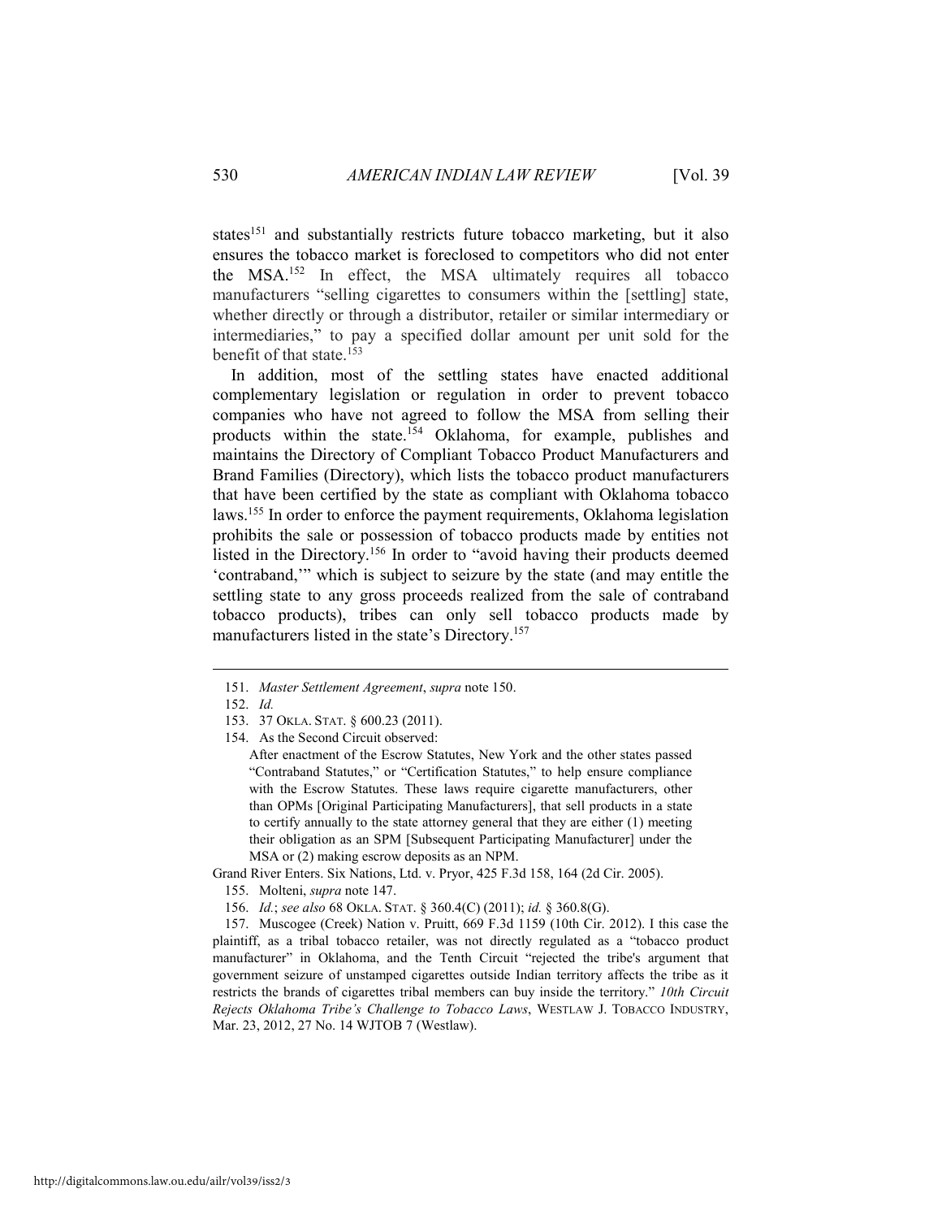states[151] and substantially restricts future tobacco marketing, but it also ensures the tobacco market is foreclosed to competitors who did not enter the MSA.[152] In effect, the MSA ultimately requires all tobacco manufacturers "selling cigarettes to consumers within the [settling] state, whether directly or through a distributor, retailer or similar intermediary or intermediaries," to pay a specified dollar amount per unit sold for the benefit of that state.[153]

In addition, most of the settling states have enacted additional complementary legislation or regulation in order to prevent tobacco companies who have not agreed to follow the MSA from selling their products within the state.[154] Oklahoma, for example, publishes and maintains the Directory of Compliant Tobacco Product Manufacturers and Brand Families (Directory), which lists the tobacco product manufacturers that have been certified by the state as compliant with Oklahoma tobacco laws.[155] In order to enforce the payment requirements, Oklahoma legislation prohibits the sale or possession of tobacco products made by entities not listed in the Directory.[156] In order to "avoid having their products deemed 'contraband,'" which is subject to seizure by the state (and may entitle the settling state to any gross proceeds realized from the sale of contraband tobacco products), tribes can only sell tobacco products made by manufacturers listed in the state's Directory.[157]

---

151. *Master Settlement Agreement*, *supra* note 150.

152. *Id.*

153. 37 OKLA. STAT. § 600.23 (2011).

154. As the Second Circuit observed:

> After enactment of the Escrow Statutes, New York and the other states passed "Contraband Statutes," or "Certification Statutes," to help ensure compliance with the Escrow Statutes. These laws require cigarette manufacturers, other than OPMs [Original Participating Manufacturers], that sell products in a state to certify annually to the state attorney general that they are either (1) meeting their obligation as an SPM [Subsequent Participating Manufacturer] under the MSA or (2) making escrow deposits as an NPM.

Grand River Enters. Six Nations, Ltd. v. Pryor, 425 F.3d 158, 164 (2d Cir. 2005).

155. Molteni, *supra* note 147.

156. *Id.*; *see also* 68 OKLA. STAT. § 360.4(C) (2011); *id.* § 360.8(G).

157. Muscogee (Creek) Nation v. Pruitt, 669 F.3d 1159 (10th Cir. 2012). I this case the plaintiff, as a tribal tobacco retailer, was not directly regulated as a "tobacco product manufacturer" in Oklahoma, and the Tenth Circuit "rejected the tribe's argument that government seizure of unstamped cigarettes outside Indian territory affects the tribe as it restricts the brands of cigarettes tribal members can buy inside the territory." *10th Circuit Rejects Oklahoma Tribe's Challenge to Tobacco Laws*, WESTLAW J. TOBACCO INDUSTRY, Mar. 23, 2012, 27 No. 14 WJTOB 7 (Westlaw).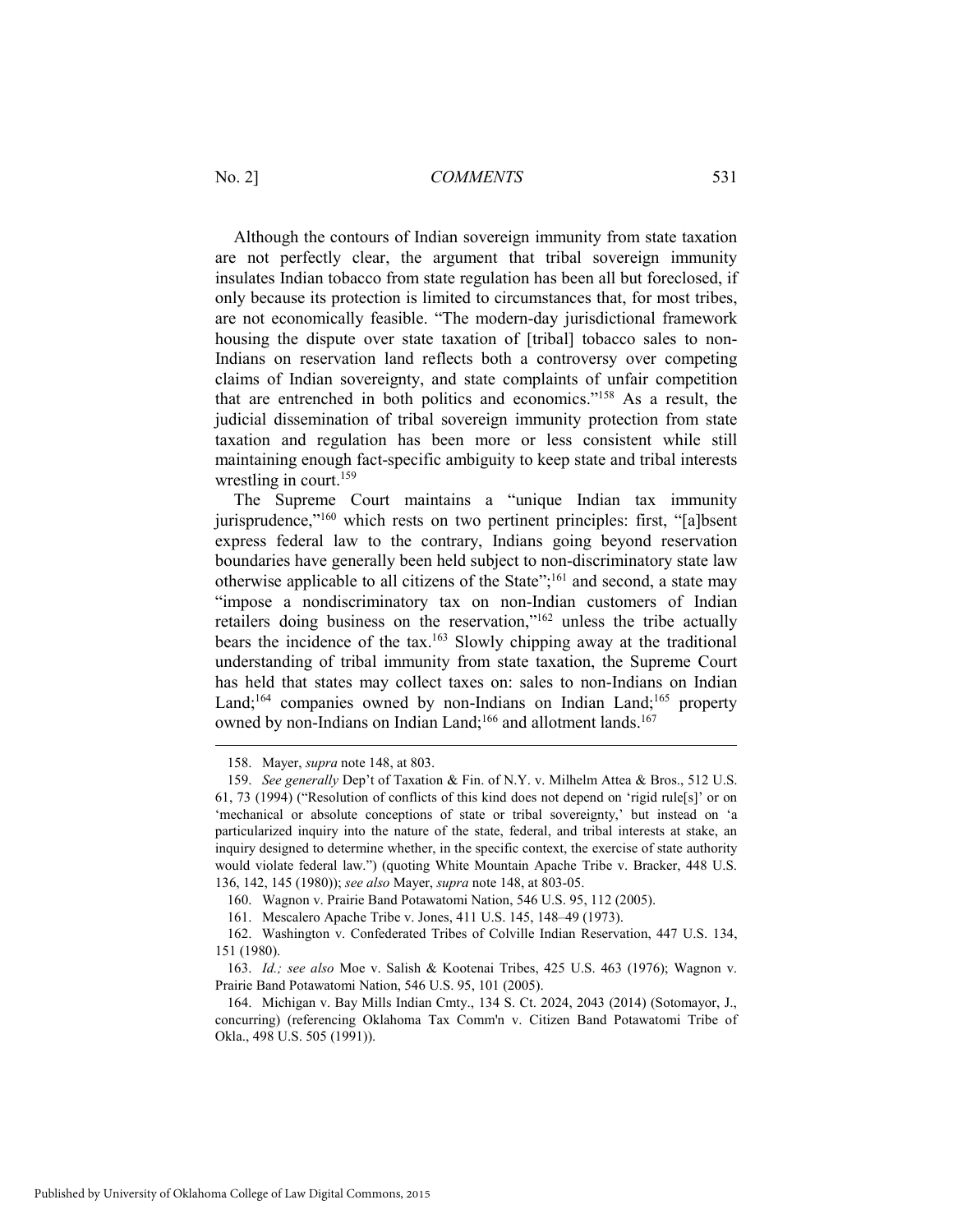Although the contours of Indian sovereign immunity from state taxation are not perfectly clear, the argument that tribal sovereign immunity insulates Indian tobacco from state regulation has been all but foreclosed, if only because its protection is limited to circumstances that, for most tribes, are not economically feasible. "The modern-day jurisdictional framework housing the dispute over state taxation of [tribal] tobacco sales to non-Indians on reservation land reflects both a controversy over competing claims of Indian sovereignty, and state complaints of unfair competition that are entrenched in both politics and economics."[158] As a result, the judicial dissemination of tribal sovereign immunity protection from state taxation and regulation has been more or less consistent while still maintaining enough fact-specific ambiguity to keep state and tribal interests wrestling in court.[159]

The Supreme Court maintains a "unique Indian tax immunity jurisprudence,"[160] which rests on two pertinent principles: first, "[a]bsent express federal law to the contrary, Indians going beyond reservation boundaries have generally been held subject to non-discriminatory state law otherwise applicable to all citizens of the State";[161] and second, a state may "impose a nondiscriminatory tax on non-Indian customers of Indian retailers doing business on the reservation,"[162] unless the tribe actually bears the incidence of the tax.[163] Slowly chipping away at the traditional understanding of tribal immunity from state taxation, the Supreme Court has held that states may collect taxes on: sales to non-Indians on Indian Land;[164] companies owned by non-Indians on Indian Land;[165] property owned by non-Indians on Indian Land;[166] and allotment lands.[167]

---

158. Mayer, *supra* note 148, at 803.

159. *See generally* Dep't of Taxation & Fin. of N.Y. v. Milhelm Attea & Bros., 512 U.S. 61, 73 (1994) ("Resolution of conflicts of this kind does not depend on 'rigid rule[s]' or on 'mechanical or absolute conceptions of state or tribal sovereignty,' but instead on 'a particularized inquiry into the nature of the state, federal, and tribal interests at stake, an inquiry designed to determine whether, in the specific context, the exercise of state authority would violate federal law.") (quoting White Mountain Apache Tribe v. Bracker, 448 U.S. 136, 142, 145 (1980)); *see also* Mayer, *supra* note 148, at 803-05.

160. Wagnon v. Prairie Band Potawatomi Nation, 546 U.S. 95, 112 (2005).

161. Mescalero Apache Tribe v. Jones, 411 U.S. 145, 148–49 (1973).

162. Washington v. Confederated Tribes of Colville Indian Reservation, 447 U.S. 134, 151 (1980).

163. *Id.; see also* Moe v. Salish & Kootenai Tribes, 425 U.S. 463 (1976); Wagnon v. Prairie Band Potawatomi Nation, 546 U.S. 95, 101 (2005).

164. Michigan v. Bay Mills Indian Cmty., 134 S. Ct. 2024, 2043 (2014) (Sotomayor, J., concurring) (referencing Oklahoma Tax Comm'n v. Citizen Band Potawatomi Tribe of Okla., 498 U.S. 505 (1991)).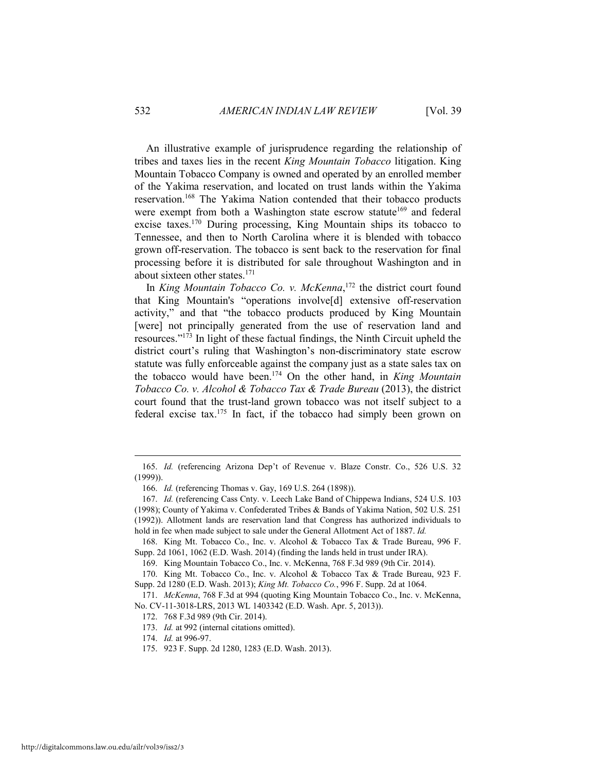An illustrative example of jurisprudence regarding the relationship of tribes and taxes lies in the recent *King Mountain Tobacco* litigation. King Mountain Tobacco Company is owned and operated by an enrolled member of the Yakima reservation, and located on trust lands within the Yakima reservation.[168] The Yakima Nation contended that their tobacco products were exempt from both a Washington state escrow statute[169] and federal excise taxes.[170] During processing, King Mountain ships its tobacco to Tennessee, and then to North Carolina where it is blended with tobacco grown off-reservation. The tobacco is sent back to the reservation for final processing before it is distributed for sale throughout Washington and in about sixteen other states.[171]

In *King Mountain Tobacco Co. v. McKenna*,[172] the district court found that King Mountain's "operations involve[d] extensive off-reservation activity," and that "the tobacco products produced by King Mountain [were] not principally generated from the use of reservation land and resources."[173] In light of these factual findings, the Ninth Circuit upheld the district court's ruling that Washington's non-discriminatory state escrow statute was fully enforceable against the company just as a state sales tax on the tobacco would have been.[174] On the other hand, in *King Mountain Tobacco Co. v. Alcohol & Tobacco Tax & Trade Bureau* (2013), the district court found that the trust-land grown tobacco was not itself subject to a federal excise tax.[175] In fact, if the tobacco had simply been grown on

---

165. *Id.* (referencing Arizona Dep't of Revenue v. Blaze Constr. Co., 526 U.S. 32 (1999)).

166. *Id.* (referencing Thomas v. Gay, 169 U.S. 264 (1898)).

167. *Id.* (referencing Cass Cnty. v. Leech Lake Band of Chippewa Indians, 524 U.S. 103 (1998); County of Yakima v. Confederated Tribes & Bands of Yakima Nation, 502 U.S. 251 (1992)). Allotment lands are reservation land that Congress has authorized individuals to hold in fee when made subject to sale under the General Allotment Act of 1887. *Id.*

168. King Mt. Tobacco Co., Inc. v. Alcohol & Tobacco Tax & Trade Bureau, 996 F. Supp. 2d 1061, 1062 (E.D. Wash. 2014) (finding the lands held in trust under IRA).

169. King Mountain Tobacco Co., Inc. v. McKenna, 768 F.3d 989 (9th Cir. 2014).

170. King Mt. Tobacco Co., Inc. v. Alcohol & Tobacco Tax & Trade Bureau, 923 F. Supp. 2d 1280 (E.D. Wash. 2013); *King Mt. Tobacco Co.*, 996 F. Supp. 2d at 1064.

171. *McKenna*, 768 F.3d at 994 (quoting King Mountain Tobacco Co., Inc. v. McKenna, No. CV-11-3018-LRS, 2013 WL 1403342 (E.D. Wash. Apr. 5, 2013)).

172. 768 F.3d 989 (9th Cir. 2014).

173. *Id.* at 992 (internal citations omitted).

174. *Id.* at 996-97.

175. 923 F. Supp. 2d 1280, 1283 (E.D. Wash. 2013).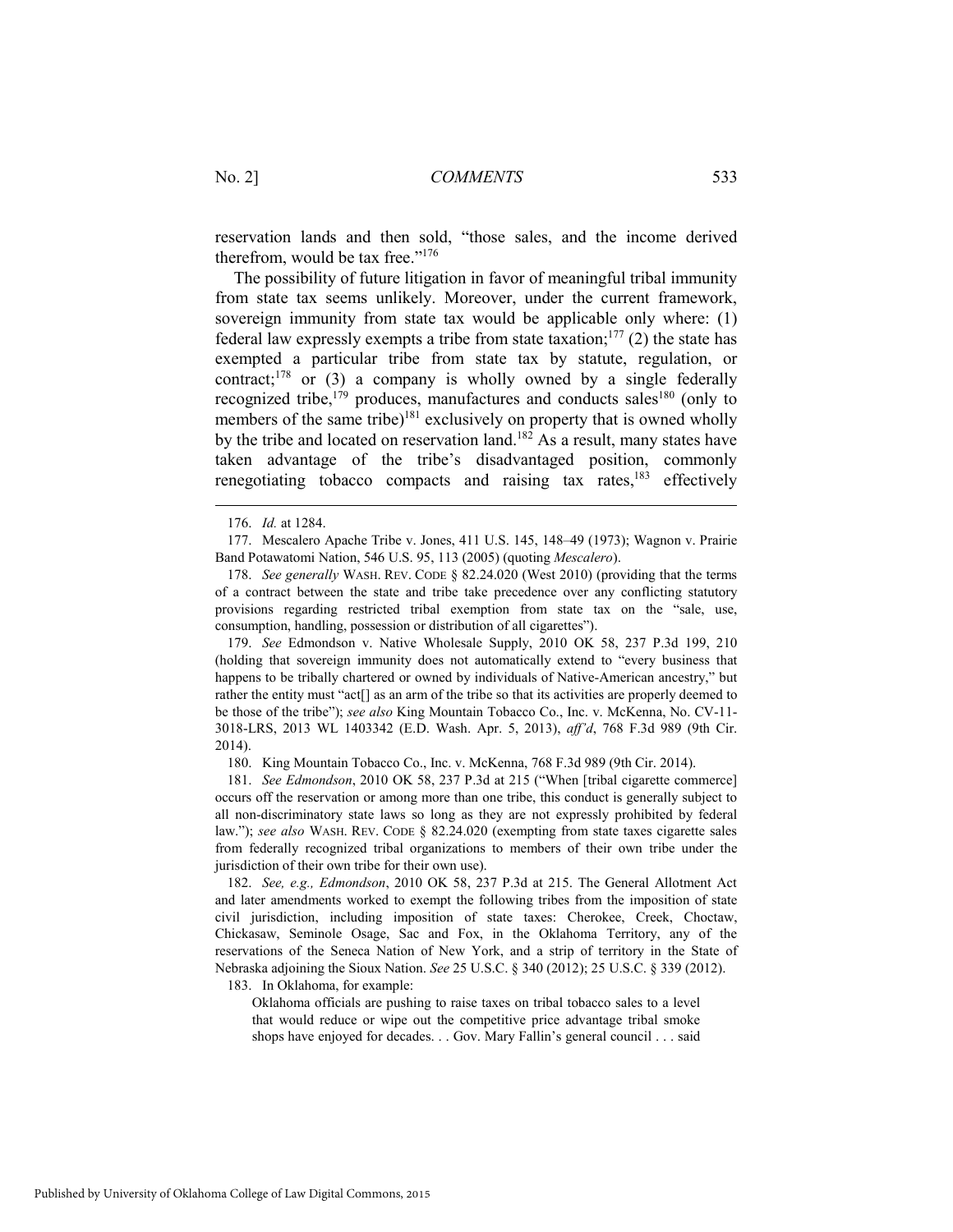reservation lands and then sold, "those sales, and the income derived therefrom, would be tax free."[176]

The possibility of future litigation in favor of meaningful tribal immunity from state tax seems unlikely. Moreover, under the current framework, sovereign immunity from state tax would be applicable only where: (1) federal law expressly exempts a tribe from state taxation;[177] (2) the state has exempted a particular tribe from state tax by statute, regulation, or contract;[178] or (3) a company is wholly owned by a single federally recognized tribe,[179] produces, manufactures and conducts sales[180] (only to members of the same tribe)[181] exclusively on property that is owned wholly by the tribe and located on reservation land.[182] As a result, many states have taken advantage of the tribe's disadvantaged position, commonly renegotiating tobacco compacts and raising tax rates,[183] effectively

---

176. *Id.* at 1284.

177. Mescalero Apache Tribe v. Jones, 411 U.S. 145, 148–49 (1973); Wagnon v. Prairie Band Potawatomi Nation, 546 U.S. 95, 113 (2005) (quoting *Mescalero*).

178. *See generally* WASH. REV. CODE § 82.24.020 (West 2010) (providing that the terms of a contract between the state and tribe take precedence over any conflicting statutory provisions regarding restricted tribal exemption from state tax on the "sale, use, consumption, handling, possession or distribution of all cigarettes").

179. *See* Edmondson v. Native Wholesale Supply, 2010 OK 58, 237 P.3d 199, 210 (holding that sovereign immunity does not automatically extend to "every business that happens to be tribally chartered or owned by individuals of Native-American ancestry," but rather the entity must "act[] as an arm of the tribe so that its activities are properly deemed to be those of the tribe"); *see also* King Mountain Tobacco Co., Inc. v. McKenna, No. CV-11-3018-LRS, 2013 WL 1403342 (E.D. Wash. Apr. 5, 2013), *aff'd*, 768 F.3d 989 (9th Cir. 2014).

180. King Mountain Tobacco Co., Inc. v. McKenna, 768 F.3d 989 (9th Cir. 2014).

181. *See Edmondson*, 2010 OK 58, 237 P.3d at 215 ("When [tribal cigarette commerce] occurs off the reservation or among more than one tribe, this conduct is generally subject to all non-discriminatory state laws so long as they are not expressly prohibited by federal law."); *see also* WASH. REV. CODE § 82.24.020 (exempting from state taxes cigarette sales from federally recognized tribal organizations to members of their own tribe under the jurisdiction of their own tribe for their own use).

182. *See, e.g., Edmondson*, 2010 OK 58, 237 P.3d at 215. The General Allotment Act and later amendments worked to exempt the following tribes from the imposition of state civil jurisdiction, including imposition of state taxes: Cherokee, Creek, Choctaw, Chickasaw, Seminole Osage, Sac and Fox, in the Oklahoma Territory, any of the reservations of the Seneca Nation of New York, and a strip of territory in the State of Nebraska adjoining the Sioux Nation. *See* 25 U.S.C. § 340 (2012); 25 U.S.C. § 339 (2012).

183. In Oklahoma, for example:

> Oklahoma officials are pushing to raise taxes on tribal tobacco sales to a level that would reduce or wipe out the competitive price advantage tribal smoke shops have enjoyed for decades. . . Gov. Mary Fallin's general council . . . said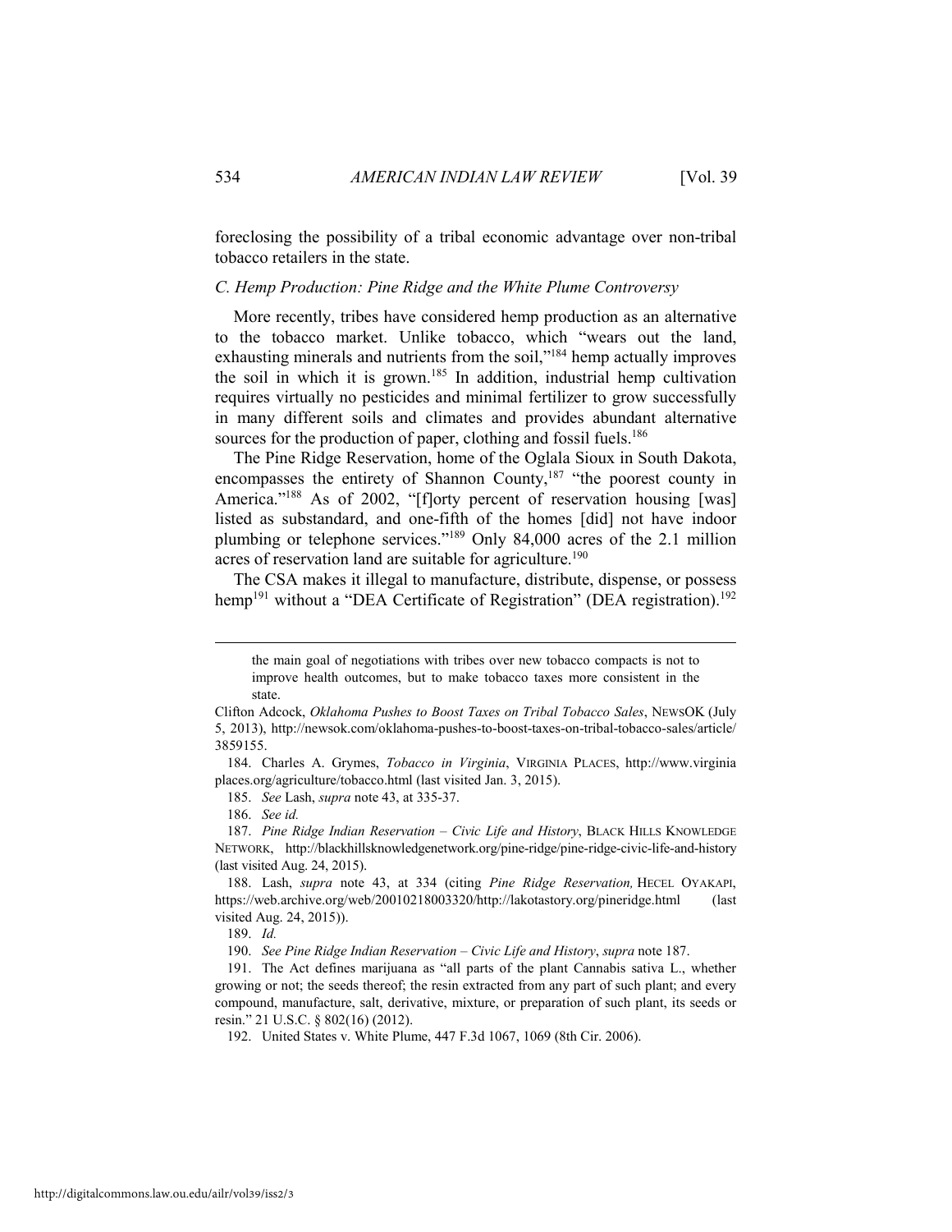foreclosing the possibility of a tribal economic advantage over non-tribal tobacco retailers in the state.

### *C. Hemp Production: Pine Ridge and the White Plume Controversy*

More recently, tribes have considered hemp production as an alternative to the tobacco market. Unlike tobacco, which "wears out the land, exhausting minerals and nutrients from the soil,"[184] hemp actually improves the soil in which it is grown.[185] In addition, industrial hemp cultivation requires virtually no pesticides and minimal fertilizer to grow successfully in many different soils and climates and provides abundant alternative sources for the production of paper, clothing and fossil fuels.[186]

The Pine Ridge Reservation, home of the Oglala Sioux in South Dakota, encompasses the entirety of Shannon County,[187] "the poorest county in America."[188] As of 2002, "[f]orty percent of reservation housing [was] listed as substandard, and one-fifth of the homes [did] not have indoor plumbing or telephone services."[189] Only 84,000 acres of the 2.1 million acres of reservation land are suitable for agriculture.[190]

The CSA makes it illegal to manufacture, distribute, dispense, or possess hemp[191] without a "DEA Certificate of Registration" (DEA registration).[192]

---

> the main goal of negotiations with tribes over new tobacco compacts is not to improve health outcomes, but to make tobacco taxes more consistent in the state.

Clifton Adcock, *Oklahoma Pushes to Boost Taxes on Tribal Tobacco Sales*, NEWSOK (July 5, 2013), http://newsok.com/oklahoma-pushes-to-boost-taxes-on-tribal-tobacco-sales/article/3859155.

184. Charles A. Grymes, *Tobacco in Virginia*, VIRGINIA PLACES, http://www.virginiaplaces.org/agriculture/tobacco.html (last visited Jan. 3, 2015).

185. *See* Lash, *supra* note 43, at 335-37.

186. *See id.*

187. *Pine Ridge Indian Reservation – Civic Life and History*, BLACK HILLS KNOWLEDGE NETWORK, http://blackhillsknowledgenetwork.org/pine-ridge/pine-ridge-civic-life-and-history (last visited Aug. 24, 2015).

188. Lash, *supra* note 43, at 334 (citing *Pine Ridge Reservation,* HECEL OYAKAPI, https://web.archive.org/web/20010218003320/http://lakotastory.org/pineridge.html (last visited Aug. 24, 2015)).

189. *Id.*

190. *See Pine Ridge Indian Reservation – Civic Life and History*, *supra* note 187.

191. The Act defines marijuana as "all parts of the plant Cannabis sativa L., whether growing or not; the seeds thereof; the resin extracted from any part of such plant; and every compound, manufacture, salt, derivative, mixture, or preparation of such plant, its seeds or resin." 21 U.S.C. § 802(16) (2012).

192. United States v. White Plume, 447 F.3d 1067, 1069 (8th Cir. 2006).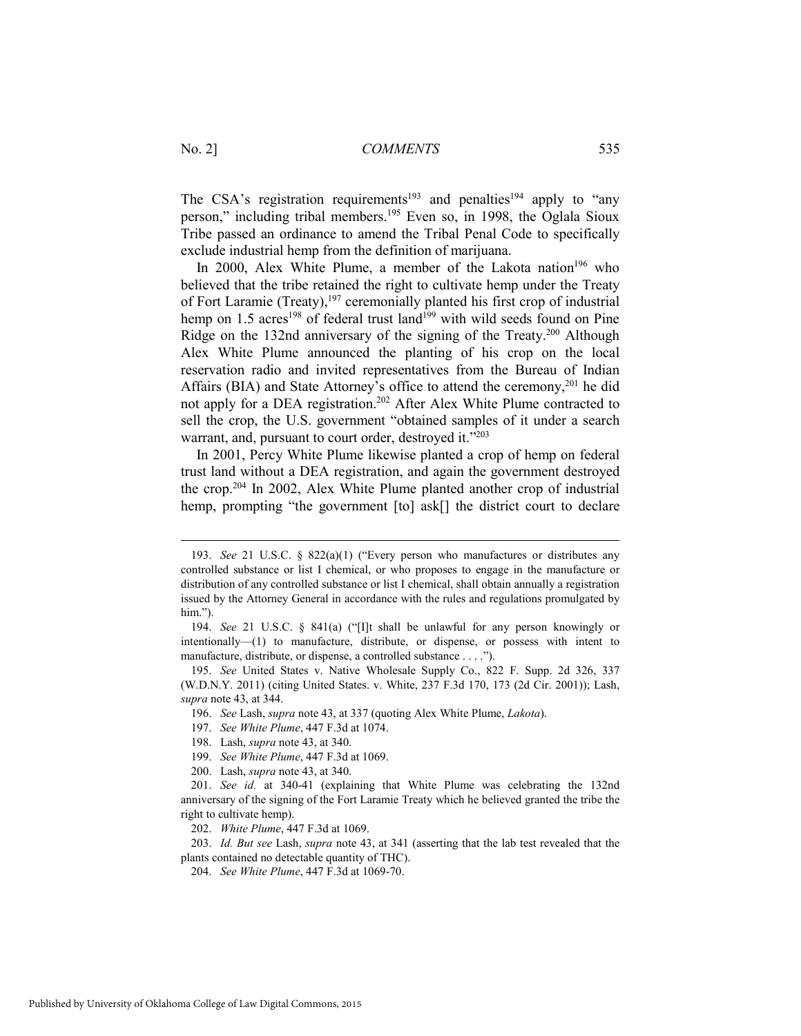The CSA's registration requirements[193] and penalties[194] apply to "any person," including tribal members.[195] Even so, in 1998, the Oglala Sioux Tribe passed an ordinance to amend the Tribal Penal Code to specifically exclude industrial hemp from the definition of marijuana.

In 2000, Alex White Plume, a member of the Lakota nation[196] who believed that the tribe retained the right to cultivate hemp under the Treaty of Fort Laramie (Treaty),[197] ceremonially planted his first crop of industrial hemp on 1.5 acres[198] of federal trust land[199] with wild seeds found on Pine Ridge on the 132nd anniversary of the signing of the Treaty.[200] Although Alex White Plume announced the planting of his crop on the local reservation radio and invited representatives from the Bureau of Indian Affairs (BIA) and State Attorney's office to attend the ceremony,[201] he did not apply for a DEA registration.[202] After Alex White Plume contracted to sell the crop, the U.S. government "obtained samples of it under a search warrant, and, pursuant to court order, destroyed it."[203]

In 2001, Percy White Plume likewise planted a crop of hemp on federal trust land without a DEA registration, and again the government destroyed the crop.[204] In 2002, Alex White Plume planted another crop of industrial hemp, prompting "the government [to] ask[] the district court to declare

---

193. *See* 21 U.S.C. § 822(a)(1) ("Every person who manufactures or distributes any controlled substance or list I chemical, or who proposes to engage in the manufacture or distribution of any controlled substance or list I chemical, shall obtain annually a registration issued by the Attorney General in accordance with the rules and regulations promulgated by him.").

194. *See* 21 U.S.C. § 841(a) ("[I]t shall be unlawful for any person knowingly or intentionally—(1) to manufacture, distribute, or dispense, or possess with intent to manufacture, distribute, or dispense, a controlled substance . . . .").

195. *See* United States v. Native Wholesale Supply Co., 822 F. Supp. 2d 326, 337 (W.D.N.Y. 2011) (citing United States. v. White, 237 F.3d 170, 173 (2d Cir. 2001)); Lash, *supra* note 43, at 344.

196. *See* Lash, *supra* note 43, at 337 (quoting Alex White Plume, *Lakota*).

197. *See White Plume*, 447 F.3d at 1074.

198. Lash, *supra* note 43, at 340.

199. *See White Plume*, 447 F.3d at 1069.

200. Lash, *supra* note 43, at 340.

201. *See id.* at 340-41 (explaining that White Plume was celebrating the 132nd anniversary of the signing of the Fort Laramie Treaty which he believed granted the tribe the right to cultivate hemp).

202. *White Plume*, 447 F.3d at 1069.

203. *Id. But see* Lash, *supra* note 43, at 341 (asserting that the lab test revealed that the plants contained no detectable quantity of THC).

204. *See White Plume*, 447 F.3d at 1069-70.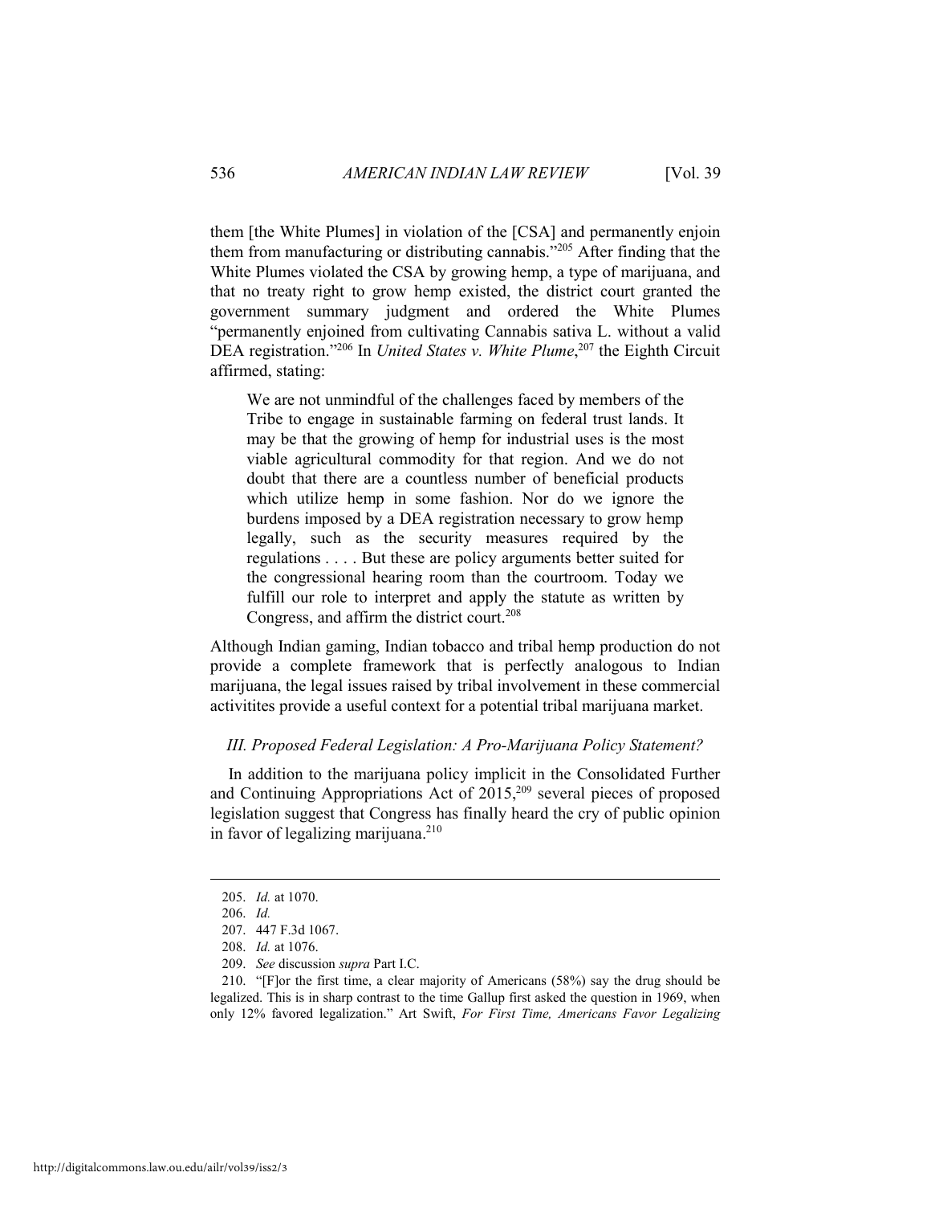them [the White Plumes] in violation of the [CSA] and permanently enjoin them from manufacturing or distributing cannabis."[205] After finding that the White Plumes violated the CSA by growing hemp, a type of marijuana, and that no treaty right to grow hemp existed, the district court granted the government summary judgment and ordered the White Plumes "permanently enjoined from cultivating Cannabis sativa L. without a valid DEA registration."[206] In *United States v. White Plume*,[207] the Eighth Circuit affirmed, stating:

> We are not unmindful of the challenges faced by members of the Tribe to engage in sustainable farming on federal trust lands. It may be that the growing of hemp for industrial uses is the most viable agricultural commodity for that region. And we do not doubt that there are a countless number of beneficial products which utilize hemp in some fashion. Nor do we ignore the burdens imposed by a DEA registration necessary to grow hemp legally, such as the security measures required by the regulations . . . . But these are policy arguments better suited for the congressional hearing room than the courtroom. Today we fulfill our role to interpret and apply the statute as written by Congress, and affirm the district court.[208]

Although Indian gaming, Indian tobacco and tribal hemp production do not provide a complete framework that is perfectly analogous to Indian marijuana, the legal issues raised by tribal involvement in these commercial activitites provide a useful context for a potential tribal marijuana market.

### *III. Proposed Federal Legislation: A Pro-Marijuana Policy Statement?*

In addition to the marijuana policy implicit in the Consolidated Further and Continuing Appropriations Act of 2015,[209] several pieces of proposed legislation suggest that Congress has finally heard the cry of public opinion in favor of legalizing marijuana.[210]

---

205. *Id.* at 1070.

206. *Id.*

207. 447 F.3d 1067.

208. *Id.* at 1076.

209. *See* discussion *supra* Part I.C.

210. "[F]or the first time, a clear majority of Americans (58%) say the drug should be legalized. This is in sharp contrast to the time Gallup first asked the question in 1969, when only 12% favored legalization." Art Swift, *For First Time, Americans Favor Legalizing*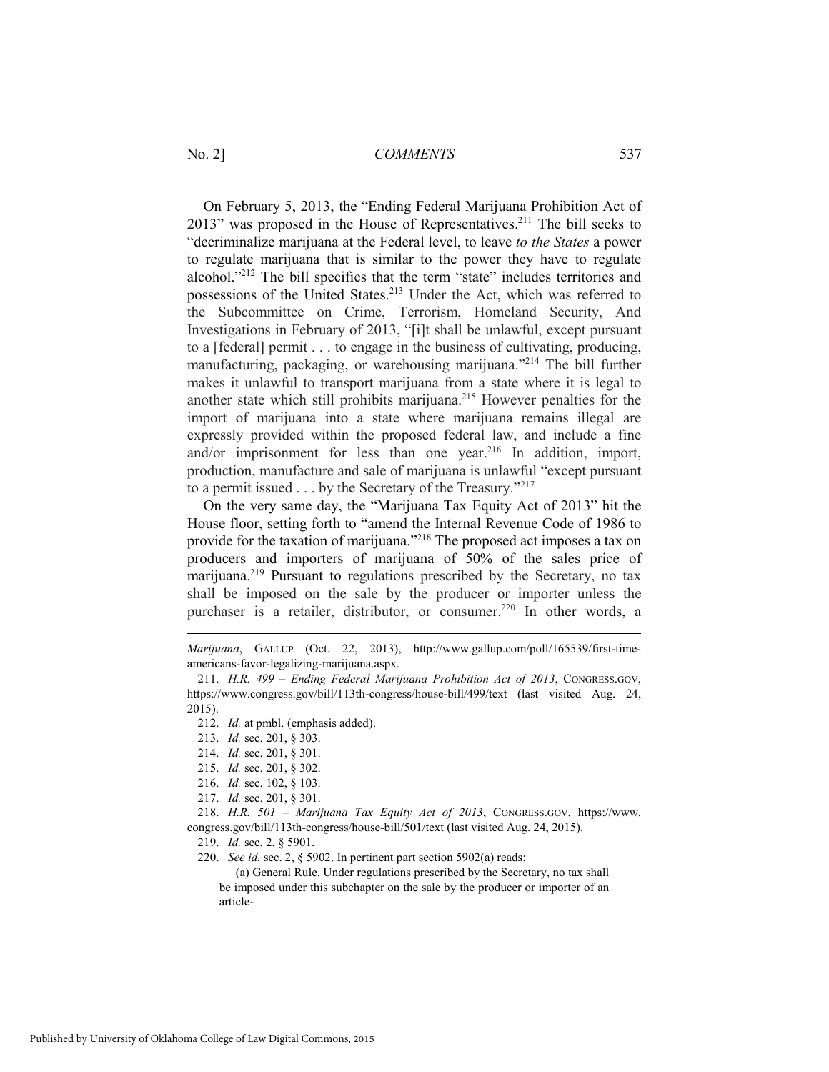On February 5, 2013, the "Ending Federal Marijuana Prohibition Act of 2013" was proposed in the House of Representatives.[211] The bill seeks to "decriminalize marijuana at the Federal level, to leave *to the States* a power to regulate marijuana that is similar to the power they have to regulate alcohol."[212] The bill specifies that the term "state" includes territories and possessions of the United States.[213] Under the Act, which was referred to the Subcommittee on Crime, Terrorism, Homeland Security, And Investigations in February of 2013, "[i]t shall be unlawful, except pursuant to a [federal] permit . . . to engage in the business of cultivating, producing, manufacturing, packaging, or warehousing marijuana."[214] The bill further makes it unlawful to transport marijuana from a state where it is legal to another state which still prohibits marijuana.[215] However penalties for the import of marijuana into a state where marijuana remains illegal are expressly provided within the proposed federal law, and include a fine and/or imprisonment for less than one year.[216] In addition, import, production, manufacture and sale of marijuana is unlawful "except pursuant to a permit issued . . . by the Secretary of the Treasury."[217]

On the very same day, the "Marijuana Tax Equity Act of 2013" hit the House floor, setting forth to "amend the Internal Revenue Code of 1986 to provide for the taxation of marijuana."[218] The proposed act imposes a tax on producers and importers of marijuana of 50% of the sales price of marijuana.[219] Pursuant to regulations prescribed by the Secretary, no tax shall be imposed on the sale by the producer or importer unless the purchaser is a retailer, distributor, or consumer.[220] In other words, a

---

*Marijuana*, GALLUP (Oct. 22, 2013), http://www.gallup.com/poll/165539/first-time-americans-favor-legalizing-marijuana.aspx.

211. *H.R. 499 – Ending Federal Marijuana Prohibition Act of 2013*, CONGRESS.GOV, https://www.congress.gov/bill/113th-congress/house-bill/499/text (last visited Aug. 24, 2015).

212. *Id.* at pmbl. (emphasis added).

213. *Id.* sec. 201, § 303.

214. *Id.* sec. 201, § 301.

215. *Id.* sec. 201, § 302.

216. *Id.* sec. 102, § 103.

217. *Id.* sec. 201, § 301.

218. *H.R. 501 – Marijuana Tax Equity Act of 2013*, CONGRESS.GOV, https://www.congress.gov/bill/113th-congress/house-bill/501/text (last visited Aug. 24, 2015).

219. *Id.* sec. 2, § 5901.

220. *See id.* sec. 2, § 5902. In pertinent part section 5902(a) reads:

> (a) General Rule. Under regulations prescribed by the Secretary, no tax shall be imposed under this subchapter on the sale by the producer or importer of an article-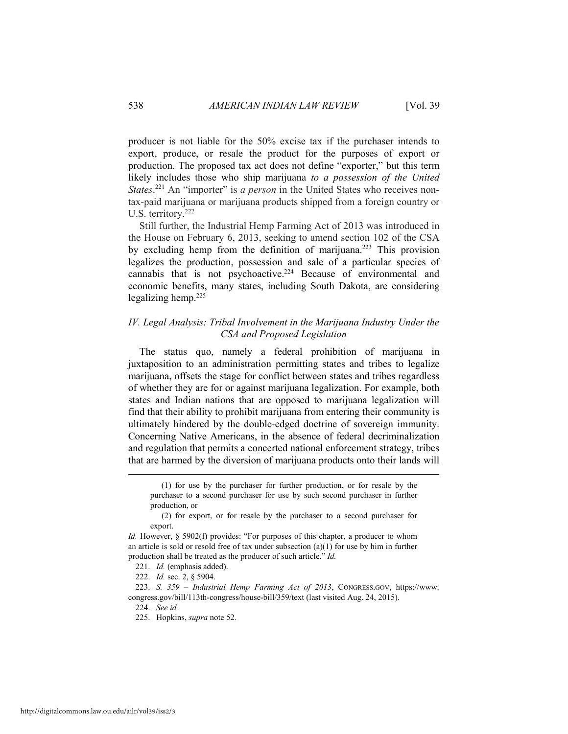producer is not liable for the 50% excise tax if the purchaser intends to export, produce, or resale the product for the purposes of export or production. The proposed tax act does not define "exporter," but this term likely includes those who ship marijuana *to a possession of the United States*.[221] An "importer" is *a person* in the United States who receives non-tax-paid marijuana or marijuana products shipped from a foreign country or U.S. territory.[222]

Still further, the Industrial Hemp Farming Act of 2013 was introduced in the House on February 6, 2013, seeking to amend section 102 of the CSA by excluding hemp from the definition of marijuana.[223] This provision legalizes the production, possession and sale of a particular species of cannabis that is not psychoactive.[224] Because of environmental and economic benefits, many states, including South Dakota, are considering legalizing hemp.[225]

### *IV. Legal Analysis: Tribal Involvement in the Marijuana Industry Under the CSA and Proposed Legislation*

The status quo, namely a federal prohibition of marijuana in juxtaposition to an administration permitting states and tribes to legalize marijuana, offsets the stage for conflict between states and tribes regardless of whether they are for or against marijuana legalization. For example, both states and Indian nations that are opposed to marijuana legalization will find that their ability to prohibit marijuana from entering their community is ultimately hindered by the double-edged doctrine of sovereign immunity. Concerning Native Americans, in the absence of federal decriminalization and regulation that permits a concerted national enforcement strategy, tribes that are harmed by the diversion of marijuana products onto their lands will

---

> (1) for use by the purchaser for further production, or for resale by the purchaser to a second purchaser for use by such second purchaser in further production, or
>
> (2) for export, or for resale by the purchaser to a second purchaser for export.

*Id.* However, § 5902(f) provides: "For purposes of this chapter, a producer to whom an article is sold or resold free of tax under subsection (a)(1) for use by him in further production shall be treated as the producer of such article." *Id.*

221. *Id.* (emphasis added).

222. *Id.* sec. 2, § 5904.

223. *S. 359 – Industrial Hemp Farming Act of 2013*, CONGRESS.GOV, https://www.congress.gov/bill/113th-congress/house-bill/359/text (last visited Aug. 24, 2015).

224. *See id.*

225. Hopkins, *supra* note 52.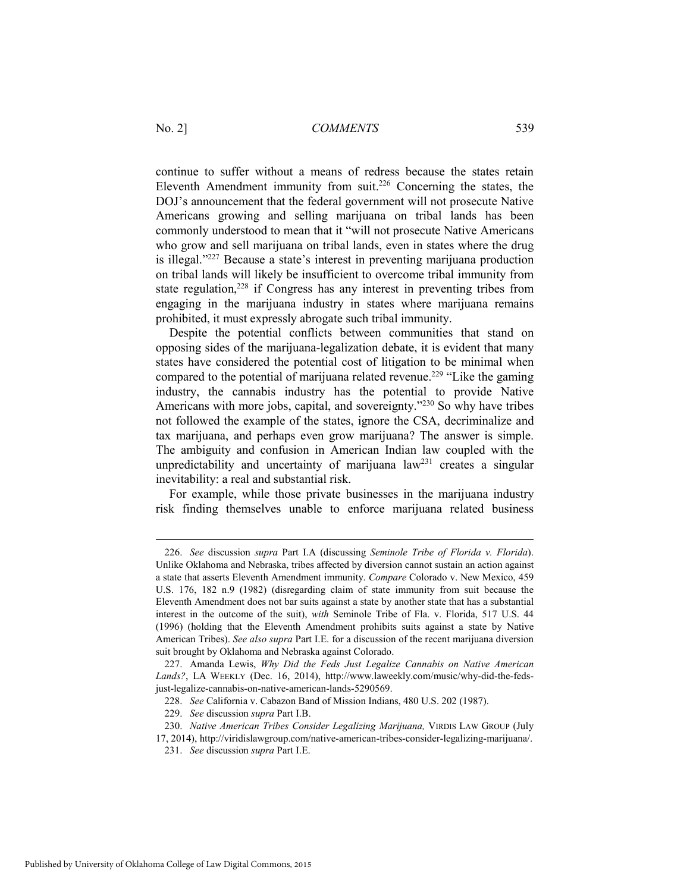continue to suffer without a means of redress because the states retain Eleventh Amendment immunity from suit.[226] Concerning the states, the DOJ's announcement that the federal government will not prosecute Native Americans growing and selling marijuana on tribal lands has been commonly understood to mean that it "will not prosecute Native Americans who grow and sell marijuana on tribal lands, even in states where the drug is illegal."[227] Because a state's interest in preventing marijuana production on tribal lands will likely be insufficient to overcome tribal immunity from state regulation,[228] if Congress has any interest in preventing tribes from engaging in the marijuana industry in states where marijuana remains prohibited, it must expressly abrogate such tribal immunity.

Despite the potential conflicts between communities that stand on opposing sides of the marijuana-legalization debate, it is evident that many states have considered the potential cost of litigation to be minimal when compared to the potential of marijuana related revenue.[229] "Like the gaming industry, the cannabis industry has the potential to provide Native Americans with more jobs, capital, and sovereignty."[230] So why have tribes not followed the example of the states, ignore the CSA, decriminalize and tax marijuana, and perhaps even grow marijuana? The answer is simple. The ambiguity and confusion in American Indian law coupled with the unpredictability and uncertainty of marijuana law[231] creates a singular inevitability: a real and substantial risk.

For example, while those private businesses in the marijuana industry risk finding themselves unable to enforce marijuana related business

---

226. *See* discussion *supra* Part I.A (discussing *Seminole Tribe of Florida v. Florida*). Unlike Oklahoma and Nebraska, tribes affected by diversion cannot sustain an action against a state that asserts Eleventh Amendment immunity. *Compare* Colorado v. New Mexico, 459 U.S. 176, 182 n.9 (1982) (disregarding claim of state immunity from suit because the Eleventh Amendment does not bar suits against a state by another state that has a substantial interest in the outcome of the suit), *with* Seminole Tribe of Fla. v. Florida, 517 U.S. 44 (1996) (holding that the Eleventh Amendment prohibits suits against a state by Native American Tribes). *See also supra* Part I.E. for a discussion of the recent marijuana diversion suit brought by Oklahoma and Nebraska against Colorado.

227. Amanda Lewis, *Why Did the Feds Just Legalize Cannabis on Native American Lands?*, LA WEEKLY (Dec. 16, 2014), http://www.laweekly.com/music/why-did-the-feds-just-legalize-cannabis-on-native-american-lands-5290569.

228. *See* California v. Cabazon Band of Mission Indians, 480 U.S. 202 (1987).

229. *See* discussion *supra* Part I.B.

230. *Native American Tribes Consider Legalizing Marijuana,* VIRDIS LAW GROUP (July 17, 2014), http://viridislawgroup.com/native-american-tribes-consider-legalizing-marijuana/.

231. *See* discussion *supra* Part I.E.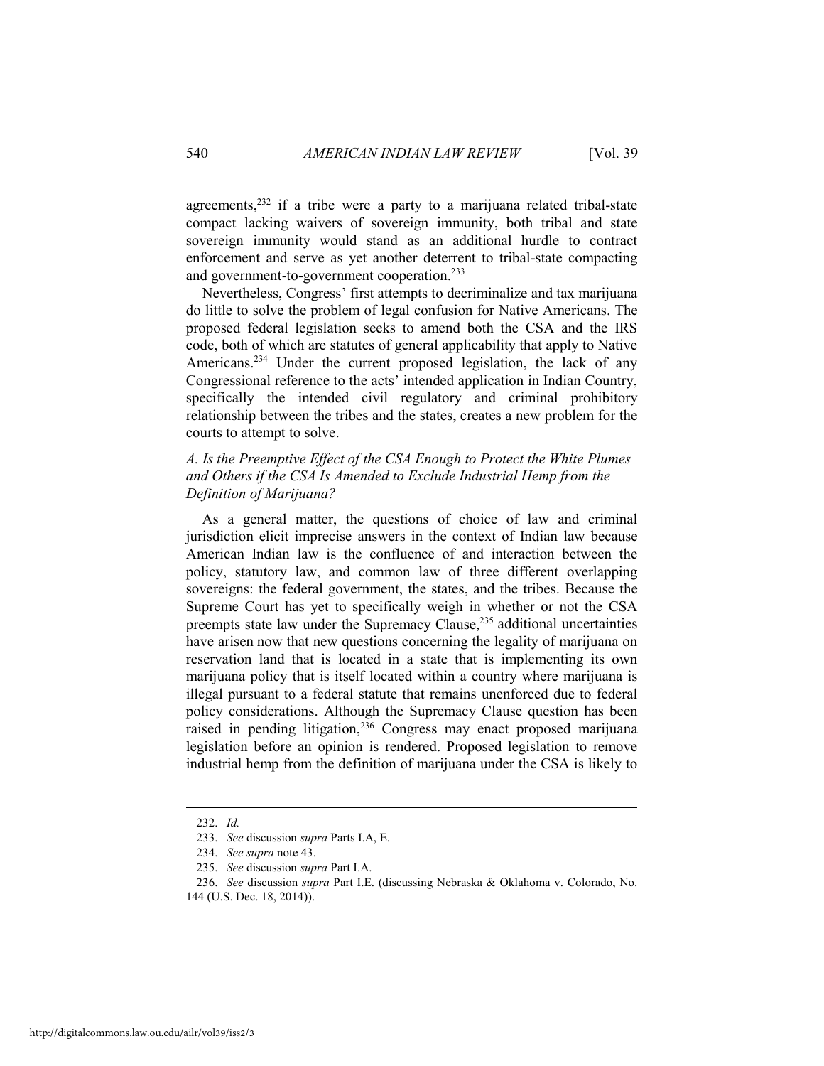agreements,[232] if a tribe were a party to a marijuana related tribal-state compact lacking waivers of sovereign immunity, both tribal and state sovereign immunity would stand as an additional hurdle to contract enforcement and serve as yet another deterrent to tribal-state compacting and government-to-government cooperation.[233]

Nevertheless, Congress' first attempts to decriminalize and tax marijuana do little to solve the problem of legal confusion for Native Americans. The proposed federal legislation seeks to amend both the CSA and the IRS code, both of which are statutes of general applicability that apply to Native Americans.[234] Under the current proposed legislation, the lack of any Congressional reference to the acts' intended application in Indian Country, specifically the intended civil regulatory and criminal prohibitory relationship between the tribes and the states, creates a new problem for the courts to attempt to solve.

### *A. Is the Preemptive Effect of the CSA Enough to Protect the White Plumes and Others if the CSA Is Amended to Exclude Industrial Hemp from the Definition of Marijuana?*

As a general matter, the questions of choice of law and criminal jurisdiction elicit imprecise answers in the context of Indian law because American Indian law is the confluence of and interaction between the policy, statutory law, and common law of three different overlapping sovereigns: the federal government, the states, and the tribes. Because the Supreme Court has yet to specifically weigh in whether or not the CSA preempts state law under the Supremacy Clause,[235] additional uncertainties have arisen now that new questions concerning the legality of marijuana on reservation land that is located in a state that is implementing its own marijuana policy that is itself located within a country where marijuana is illegal pursuant to a federal statute that remains unenforced due to federal policy considerations. Although the Supremacy Clause question has been raised in pending litigation,[236] Congress may enact proposed marijuana legislation before an opinion is rendered. Proposed legislation to remove industrial hemp from the definition of marijuana under the CSA is likely to

---

232. *Id.*

233. *See* discussion *supra* Parts I.A, E.

234. *See supra* note 43.

235. *See* discussion *supra* Part I.A.

236. *See* discussion *supra* Part I.E. (discussing Nebraska & Oklahoma v. Colorado, No. 144 (U.S. Dec. 18, 2014)).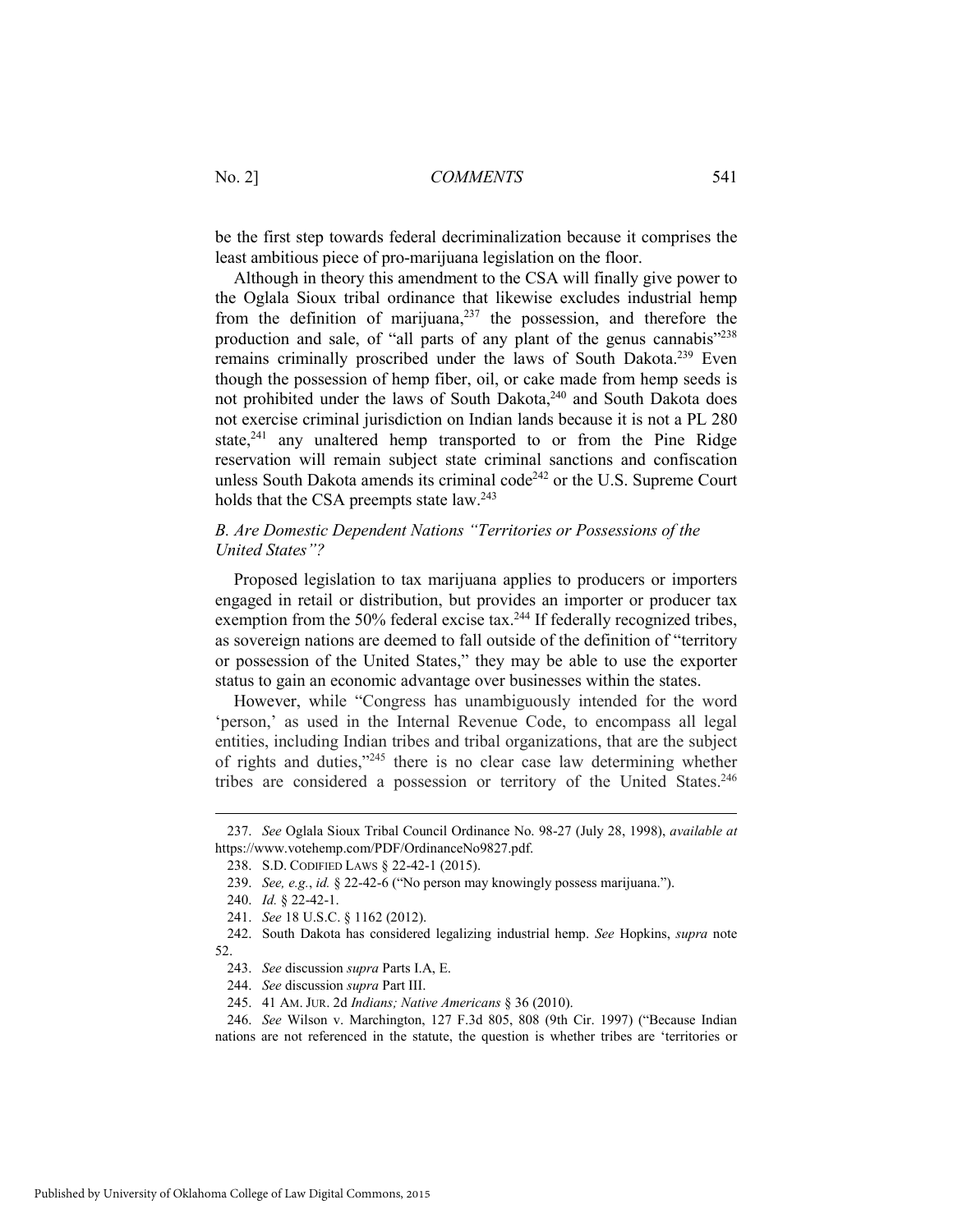be the first step towards federal decriminalization because it comprises the least ambitious piece of pro-marijuana legislation on the floor.

Although in theory this amendment to the CSA will finally give power to the Oglala Sioux tribal ordinance that likewise excludes industrial hemp from the definition of marijuana,[237] the possession, and therefore the production and sale, of "all parts of any plant of the genus cannabis"[238] remains criminally proscribed under the laws of South Dakota.[239] Even though the possession of hemp fiber, oil, or cake made from hemp seeds is not prohibited under the laws of South Dakota,[240] and South Dakota does not exercise criminal jurisdiction on Indian lands because it is not a PL 280 state,[241] any unaltered hemp transported to or from the Pine Ridge reservation will remain subject state criminal sanctions and confiscation unless South Dakota amends its criminal code[242] or the U.S. Supreme Court holds that the CSA preempts state law.[243]

### *B. Are Domestic Dependent Nations "Territories or Possessions of the United States"?*

Proposed legislation to tax marijuana applies to producers or importers engaged in retail or distribution, but provides an importer or producer tax exemption from the 50% federal excise tax.[244] If federally recognized tribes, as sovereign nations are deemed to fall outside of the definition of "territory or possession of the United States," they may be able to use the exporter status to gain an economic advantage over businesses within the states.

However, while "Congress has unambiguously intended for the word 'person,' as used in the Internal Revenue Code, to encompass all legal entities, including Indian tribes and tribal organizations, that are the subject of rights and duties,"[245] there is no clear case law determining whether tribes are considered a possession or territory of the United States.[246]

---

237. *See* Oglala Sioux Tribal Council Ordinance No. 98-27 (July 28, 1998), *available at* https://www.votehemp.com/PDF/OrdinanceNo9827.pdf.

238. S.D. CODIFIED LAWS § 22-42-1 (2015).

239. *See, e.g.*, *id.* § 22-42-6 ("No person may knowingly possess marijuana.").

240. *Id.* § 22-42-1.

241. *See* 18 U.S.C. § 1162 (2012).

242. South Dakota has considered legalizing industrial hemp. *See* Hopkins, *supra* note 52.

243. *See* discussion *supra* Parts I.A, E.

244. *See* discussion *supra* Part III.

245. 41 AM. JUR. 2d *Indians; Native Americans* § 36 (2010).

246. *See* Wilson v. Marchington, 127 F.3d 805, 808 (9th Cir. 1997) ("Because Indian nations are not referenced in the statute, the question is whether tribes are 'territories or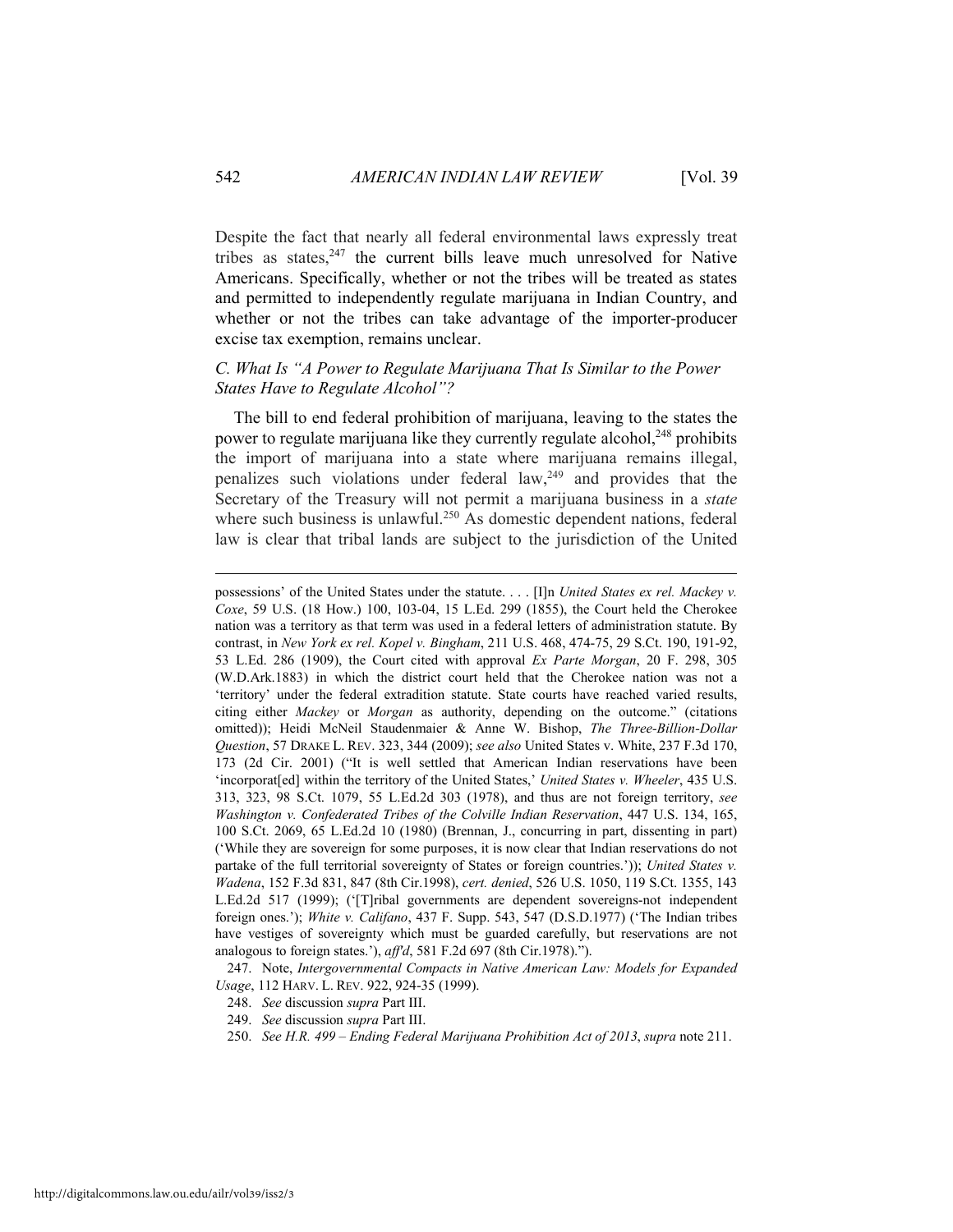Despite the fact that nearly all federal environmental laws expressly treat tribes as states,[247] the current bills leave much unresolved for Native Americans. Specifically, whether or not the tribes will be treated as states and permitted to independently regulate marijuana in Indian Country, and whether or not the tribes can take advantage of the importer-producer excise tax exemption, remains unclear.

### *C. What Is "A Power to Regulate Marijuana That Is Similar to the Power States Have to Regulate Alcohol"?*

The bill to end federal prohibition of marijuana, leaving to the states the power to regulate marijuana like they currently regulate alcohol,[248] prohibits the import of marijuana into a state where marijuana remains illegal, penalizes such violations under federal law,[249] and provides that the Secretary of the Treasury will not permit a marijuana business in a *state* where such business is unlawful.[250] As domestic dependent nations, federal law is clear that tribal lands are subject to the jurisdiction of the United

---

possessions' of the United States under the statute. . . . [I]n *United States ex rel. Mackey v. Coxe*, 59 U.S. (18 How.) 100, 103-04, 15 L.Ed. 299 (1855), the Court held the Cherokee nation was a territory as that term was used in a federal letters of administration statute. By contrast, in *New York ex rel. Kopel v. Bingham*, 211 U.S. 468, 474-75, 29 S.Ct. 190, 191-92, 53 L.Ed. 286 (1909), the Court cited with approval *Ex Parte Morgan*, 20 F. 298, 305 (W.D.Ark.1883) in which the district court held that the Cherokee nation was not a 'territory' under the federal extradition statute. State courts have reached varied results, citing either *Mackey* or *Morgan* as authority, depending on the outcome." (citations omitted)); Heidi McNeil Staudenmaier & Anne W. Bishop, *The Three-Billion-Dollar Question*, 57 DRAKE L. REV. 323, 344 (2009); *see also* United States v. White, 237 F.3d 170, 173 (2d Cir. 2001) ("It is well settled that American Indian reservations have been 'incorporat[ed] within the territory of the United States,' *United States v. Wheeler*, 435 U.S. 313, 323, 98 S.Ct. 1079, 55 L.Ed.2d 303 (1978), and thus are not foreign territory, *see Washington v. Confederated Tribes of the Colville Indian Reservation*, 447 U.S. 134, 165, 100 S.Ct. 2069, 65 L.Ed.2d 10 (1980) (Brennan, J., concurring in part, dissenting in part) ('While they are sovereign for some purposes, it is now clear that Indian reservations do not partake of the full territorial sovereignty of States or foreign countries.')); *United States v. Wadena*, 152 F.3d 831, 847 (8th Cir.1998), *cert. denied*, 526 U.S. 1050, 119 S.Ct. 1355, 143 L.Ed.2d 517 (1999); ('[T]ribal governments are dependent sovereigns-not independent foreign ones.'); *White v. Califano*, 437 F. Supp. 543, 547 (D.S.D.1977) ('The Indian tribes have vestiges of sovereignty which must be guarded carefully, but reservations are not analogous to foreign states.'), *aff'd*, 581 F.2d 697 (8th Cir.1978).").

247. Note, *Intergovernmental Compacts in Native American Law: Models for Expanded Usage*, 112 HARV. L. REV. 922, 924-35 (1999).

248. *See* discussion *supra* Part III.

249. *See* discussion *supra* Part III.

250. *See H.R. 499 – Ending Federal Marijuana Prohibition Act of 2013*, *supra* note 211.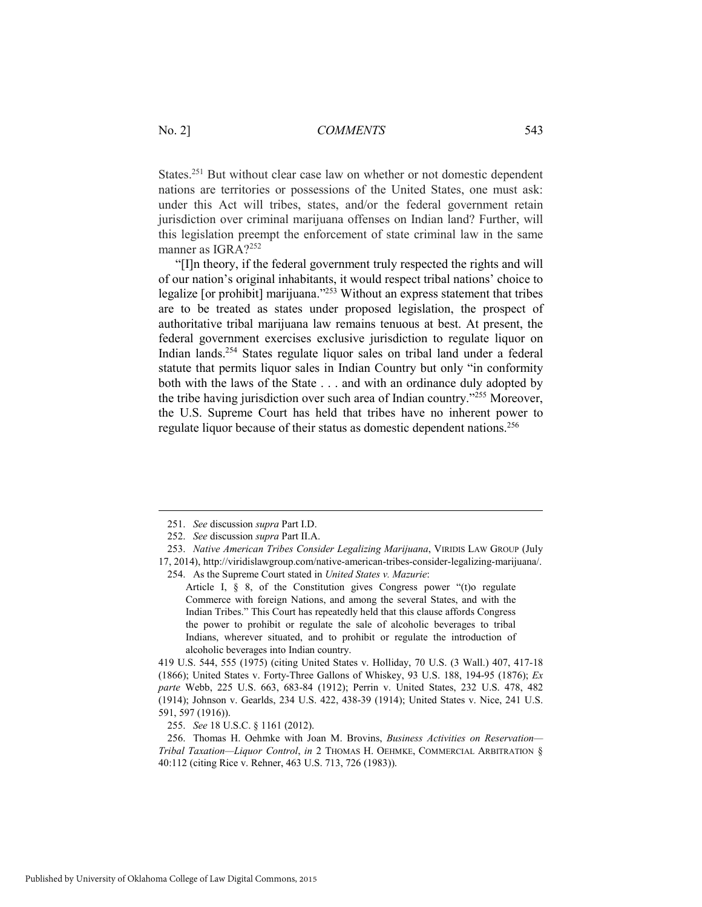States.[251] But without clear case law on whether or not domestic dependent nations are territories or possessions of the United States, one must ask: under this Act will tribes, states, and/or the federal government retain jurisdiction over criminal marijuana offenses on Indian land? Further, will this legislation preempt the enforcement of state criminal law in the same manner as IGRA?[252]

"[I]n theory, if the federal government truly respected the rights and will of our nation's original inhabitants, it would respect tribal nations' choice to legalize [or prohibit] marijuana."[253] Without an express statement that tribes are to be treated as states under proposed legislation, the prospect of authoritative tribal marijuana law remains tenuous at best. At present, the federal government exercises exclusive jurisdiction to regulate liquor on Indian lands.[254] States regulate liquor sales on tribal land under a federal statute that permits liquor sales in Indian Country but only "in conformity both with the laws of the State . . . and with an ordinance duly adopted by the tribe having jurisdiction over such area of Indian country."[255] Moreover, the U.S. Supreme Court has held that tribes have no inherent power to regulate liquor because of their status as domestic dependent nations.[256]

---

251. *See* discussion *supra* Part I.D.

252. *See* discussion *supra* Part II.A.

253. *Native American Tribes Consider Legalizing Marijuana*, VIRIDIS LAW GROUP (July 17, 2014), http://viridislawgroup.com/native-american-tribes-consider-legalizing-marijuana/.

254. As the Supreme Court stated in *United States v. Mazurie*:

> Article I, § 8, of the Constitution gives Congress power "(t)o regulate Commerce with foreign Nations, and among the several States, and with the Indian Tribes." This Court has repeatedly held that this clause affords Congress the power to prohibit or regulate the sale of alcoholic beverages to tribal Indians, wherever situated, and to prohibit or regulate the introduction of alcoholic beverages into Indian country.

419 U.S. 544, 555 (1975) (citing United States v. Holliday, 70 U.S. (3 Wall.) 407, 417-18 (1866); United States v. Forty-Three Gallons of Whiskey, 93 U.S. 188, 194-95 (1876); *Ex parte* Webb, 225 U.S. 663, 683-84 (1912); Perrin v. United States, 232 U.S. 478, 482 (1914); Johnson v. Gearlds, 234 U.S. 422, 438-39 (1914); United States v. Nice, 241 U.S. 591, 597 (1916)).

255. *See* 18 U.S.C. § 1161 (2012).

256. Thomas H. Oehmke with Joan M. Brovins, *Business Activities on Reservation—Tribal Taxation—Liquor Control*, *in* 2 THOMAS H. OEHMKE, COMMERCIAL ARBITRATION § 40:112 (citing Rice v. Rehner, 463 U.S. 713, 726 (1983)).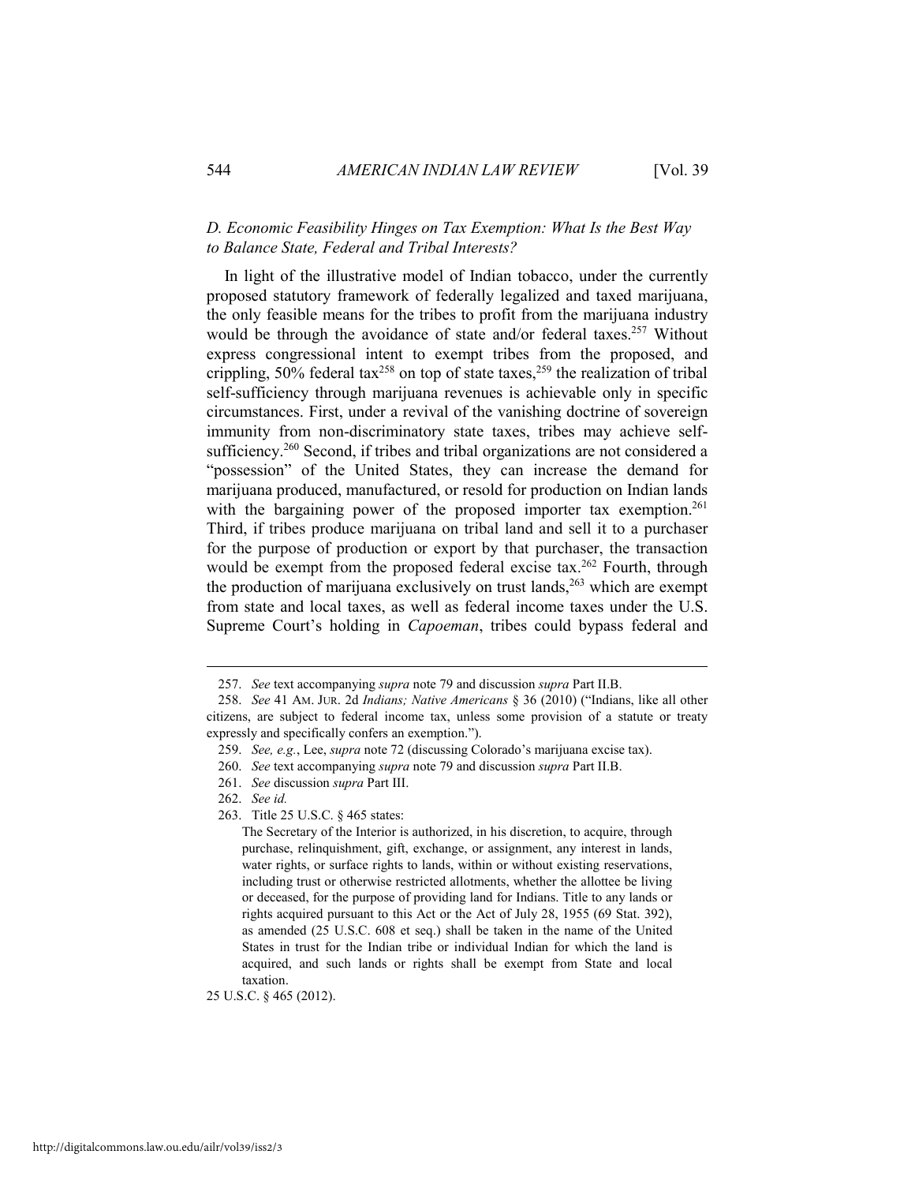### *D. Economic Feasibility Hinges on Tax Exemption: What Is the Best Way to Balance State, Federal and Tribal Interests?*

In light of the illustrative model of Indian tobacco, under the currently proposed statutory framework of federally legalized and taxed marijuana, the only feasible means for the tribes to profit from the marijuana industry would be through the avoidance of state and/or federal taxes.[257] Without express congressional intent to exempt tribes from the proposed, and crippling, 50% federal tax[258] on top of state taxes,[259] the realization of tribal self-sufficiency through marijuana revenues is achievable only in specific circumstances. First, under a revival of the vanishing doctrine of sovereign immunity from non-discriminatory state taxes, tribes may achieve self-sufficiency.[260] Second, if tribes and tribal organizations are not considered a "possession" of the United States, they can increase the demand for marijuana produced, manufactured, or resold for production on Indian lands with the bargaining power of the proposed importer tax exemption.[261] Third, if tribes produce marijuana on tribal land and sell it to a purchaser for the purpose of production or export by that purchaser, the transaction would be exempt from the proposed federal excise tax.[262] Fourth, through the production of marijuana exclusively on trust lands,[263] which are exempt from state and local taxes, as well as federal income taxes under the U.S. Supreme Court's holding in *Capoeman*, tribes could bypass federal and

---

257. *See* text accompanying *supra* note 79 and discussion *supra* Part II.B.

258. *See* 41 AM. JUR. 2d *Indians; Native Americans* § 36 (2010) ("Indians, like all other citizens, are subject to federal income tax, unless some provision of a statute or treaty expressly and specifically confers an exemption.").

259. *See, e.g.*, Lee, *supra* note 72 (discussing Colorado's marijuana excise tax).

260. *See* text accompanying *supra* note 79 and discussion *supra* Part II.B.

261. *See* discussion *supra* Part III.

262. *See id.*

263. Title 25 U.S.C. § 465 states:

> The Secretary of the Interior is authorized, in his discretion, to acquire, through purchase, relinquishment, gift, exchange, or assignment, any interest in lands, water rights, or surface rights to lands, within or without existing reservations, including trust or otherwise restricted allotments, whether the allottee be living or deceased, for the purpose of providing land for Indians. Title to any lands or rights acquired pursuant to this Act or the Act of July 28, 1955 (69 Stat. 392), as amended (25 U.S.C. 608 et seq.) shall be taken in the name of the United States in trust for the Indian tribe or individual Indian for which the land is acquired, and such lands or rights shall be exempt from State and local taxation.

25 U.S.C. § 465 (2012).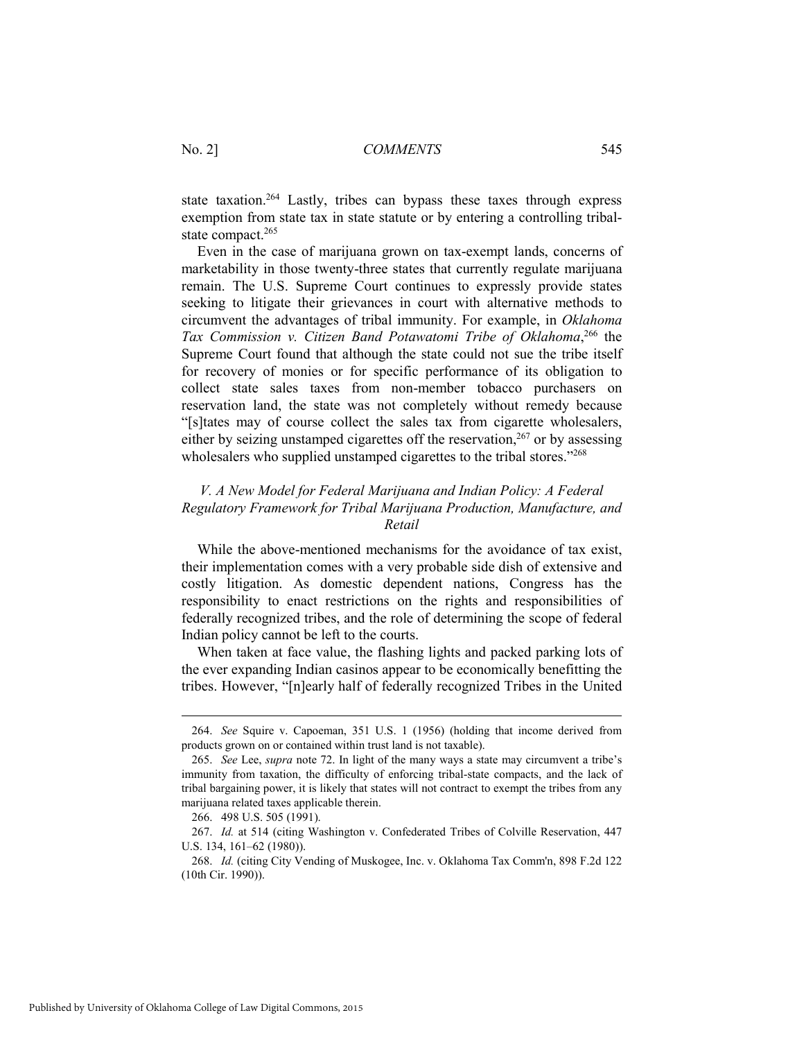state taxation.[264] Lastly, tribes can bypass these taxes through express exemption from state tax in state statute or by entering a controlling tribal-state compact.[265]

Even in the case of marijuana grown on tax-exempt lands, concerns of marketability in those twenty-three states that currently regulate marijuana remain. The U.S. Supreme Court continues to expressly provide states seeking to litigate their grievances in court with alternative methods to circumvent the advantages of tribal immunity. For example, in *Oklahoma Tax Commission v. Citizen Band Potawatomi Tribe of Oklahoma*,[266] the Supreme Court found that although the state could not sue the tribe itself for recovery of monies or for specific performance of its obligation to collect state sales taxes from non-member tobacco purchasers on reservation land, the state was not completely without remedy because "[s]tates may of course collect the sales tax from cigarette wholesalers, either by seizing unstamped cigarettes off the reservation,[267] or by assessing wholesalers who supplied unstamped cigarettes to the tribal stores."[268]

## *V. A New Model for Federal Marijuana and Indian Policy: A Federal Regulatory Framework for Tribal Marijuana Production, Manufacture, and Retail*

While the above-mentioned mechanisms for the avoidance of tax exist, their implementation comes with a very probable side dish of extensive and costly litigation. As domestic dependent nations, Congress has the responsibility to enact restrictions on the rights and responsibilities of federally recognized tribes, and the role of determining the scope of federal Indian policy cannot be left to the courts.

When taken at face value, the flashing lights and packed parking lots of the ever expanding Indian casinos appear to be economically benefitting the tribes. However, "[n]early half of federally recognized Tribes in the United

---

264. *See* Squire v. Capoeman, 351 U.S. 1 (1956) (holding that income derived from products grown on or contained within trust land is not taxable).

265. *See* Lee, *supra* note 72. In light of the many ways a state may circumvent a tribe's immunity from taxation, the difficulty of enforcing tribal-state compacts, and the lack of tribal bargaining power, it is likely that states will not contract to exempt the tribes from any marijuana related taxes applicable therein.

266. 498 U.S. 505 (1991).

267. *Id.* at 514 (citing Washington v. Confederated Tribes of Colville Reservation, 447 U.S. 134, 161–62 (1980)).

268. *Id.* (citing City Vending of Muskogee, Inc. v. Oklahoma Tax Comm'n, 898 F.2d 122 (10th Cir. 1990)).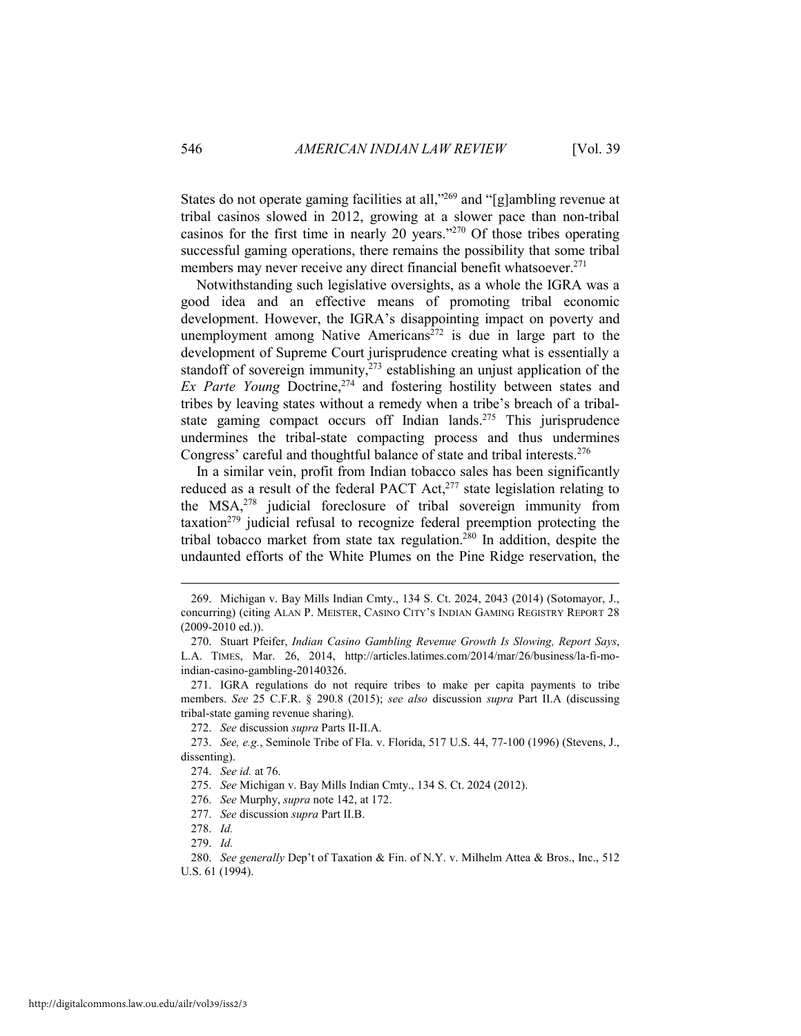States do not operate gaming facilities at all,"[269] and "[g]ambling revenue at tribal casinos slowed in 2012, growing at a slower pace than non-tribal casinos for the first time in nearly 20 years."[270] Of those tribes operating successful gaming operations, there remains the possibility that some tribal members may never receive any direct financial benefit whatsoever.[271]

Notwithstanding such legislative oversights, as a whole the IGRA was a good idea and an effective means of promoting tribal economic development. However, the IGRA's disappointing impact on poverty and unemployment among Native Americans[272] is due in large part to the development of Supreme Court jurisprudence creating what is essentially a standoff of sovereign immunity,[273] establishing an unjust application of the *Ex Parte Young* Doctrine,[274] and fostering hostility between states and tribes by leaving states without a remedy when a tribe's breach of a tribal-state gaming compact occurs off Indian lands.[275] This jurisprudence undermines the tribal-state compacting process and thus undermines Congress' careful and thoughtful balance of state and tribal interests.[276]

In a similar vein, profit from Indian tobacco sales has been significantly reduced as a result of the federal PACT Act,[277] state legislation relating to the MSA,[278] judicial foreclosure of tribal sovereign immunity from taxation[279] judicial refusal to recognize federal preemption protecting the tribal tobacco market from state tax regulation.[280] In addition, despite the undaunted efforts of the White Plumes on the Pine Ridge reservation, the

---

269. Michigan v. Bay Mills Indian Cmty., 134 S. Ct. 2024, 2043 (2014) (Sotomayor, J., concurring) (citing ALAN P. MEISTER, CASINO CITY'S INDIAN GAMING REGISTRY REPORT 28 (2009-2010 ed.)).

270. Stuart Pfeifer, *Indian Casino Gambling Revenue Growth Is Slowing, Report Says*, L.A. TIMES, Mar. 26, 2014, http://articles.latimes.com/2014/mar/26/business/la-fi-mo-indian-casino-gambling-20140326.

271. IGRA regulations do not require tribes to make per capita payments to tribe members. *See* 25 C.F.R. § 290.8 (2015); *see also* discussion *supra* Part II.A (discussing tribal-state gaming revenue sharing).

272. *See* discussion *supra* Parts II-II.A.

273. *See, e.g.*, Seminole Tribe of Fla. v. Florida, 517 U.S. 44, 77-100 (1996) (Stevens, J., dissenting).

274. *See id.* at 76.

275. *See* Michigan v. Bay Mills Indian Cmty., 134 S. Ct. 2024 (2012).

276. *See* Murphy, *supra* note 142, at 172.

277. *See* discussion *supra* Part II.B.

278. *Id.*

279. *Id.*

280. *See generally* Dep't of Taxation & Fin. of N.Y. v. Milhelm Attea & Bros., Inc., 512 U.S. 61 (1994).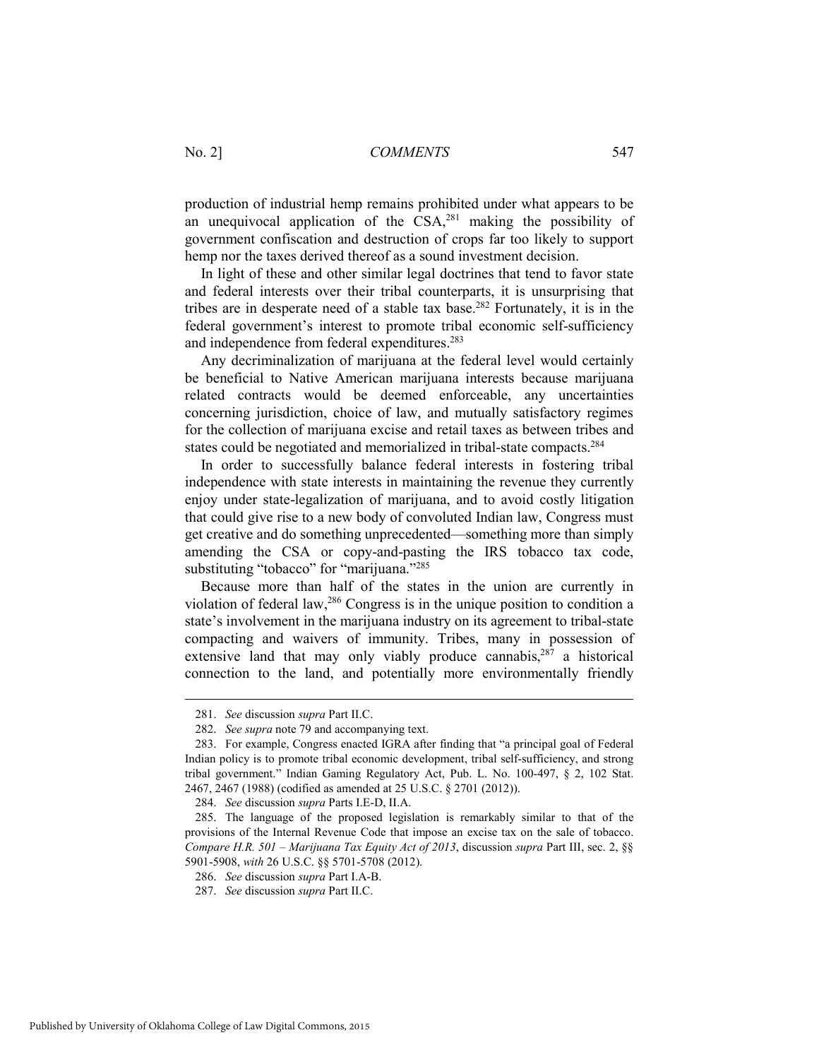production of industrial hemp remains prohibited under what appears to be an unequivocal application of the CSA,[281] making the possibility of government confiscation and destruction of crops far too likely to support hemp nor the taxes derived thereof as a sound investment decision.

In light of these and other similar legal doctrines that tend to favor state and federal interests over their tribal counterparts, it is unsurprising that tribes are in desperate need of a stable tax base.[282] Fortunately, it is in the federal government's interest to promote tribal economic self-sufficiency and independence from federal expenditures.[283]

Any decriminalization of marijuana at the federal level would certainly be beneficial to Native American marijuana interests because marijuana related contracts would be deemed enforceable, any uncertainties concerning jurisdiction, choice of law, and mutually satisfactory regimes for the collection of marijuana excise and retail taxes as between tribes and states could be negotiated and memorialized in tribal-state compacts.[284]

In order to successfully balance federal interests in fostering tribal independence with state interests in maintaining the revenue they currently enjoy under state-legalization of marijuana, and to avoid costly litigation that could give rise to a new body of convoluted Indian law, Congress must get creative and do something unprecedented—something more than simply amending the CSA or copy-and-pasting the IRS tobacco tax code, substituting "tobacco" for "marijuana."[285]

Because more than half of the states in the union are currently in violation of federal law,[286] Congress is in the unique position to condition a state's involvement in the marijuana industry on its agreement to tribal-state compacting and waivers of immunity. Tribes, many in possession of extensive land that may only viably produce cannabis,[287] a historical connection to the land, and potentially more environmentally friendly

---

281. *See* discussion *supra* Part II.C.

282. *See supra* note 79 and accompanying text.

283. For example, Congress enacted IGRA after finding that "a principal goal of Federal Indian policy is to promote tribal economic development, tribal self-sufficiency, and strong tribal government." Indian Gaming Regulatory Act, Pub. L. No. 100-497, § 2, 102 Stat. 2467, 2467 (1988) (codified as amended at 25 U.S.C. § 2701 (2012)).

284. *See* discussion *supra* Parts I.E-D, II.A.

285. The language of the proposed legislation is remarkably similar to that of the provisions of the Internal Revenue Code that impose an excise tax on the sale of tobacco. *Compare H.R. 501 – Marijuana Tax Equity Act of 2013*, discussion *supra* Part III, sec. 2, §§ 5901-5908, *with* 26 U.S.C. §§ 5701-5708 (2012).

286. *See* discussion *supra* Part I.A-B.

287. *See* discussion *supra* Part II.C.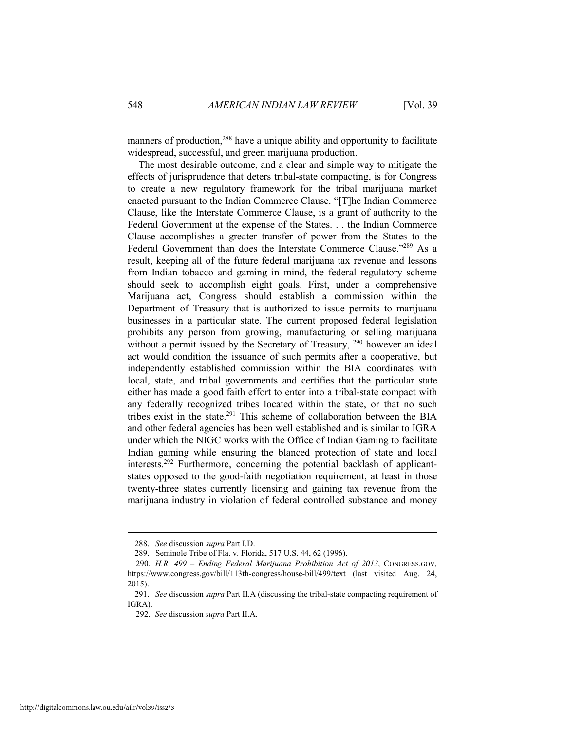manners of production,[288] have a unique ability and opportunity to facilitate widespread, successful, and green marijuana production.

The most desirable outcome, and a clear and simple way to mitigate the effects of jurisprudence that deters tribal-state compacting, is for Congress to create a new regulatory framework for the tribal marijuana market enacted pursuant to the Indian Commerce Clause. "[T]he Indian Commerce Clause, like the Interstate Commerce Clause, is a grant of authority to the Federal Government at the expense of the States. . . the Indian Commerce Clause accomplishes a greater transfer of power from the States to the Federal Government than does the Interstate Commerce Clause."[289] As a result, keeping all of the future federal marijuana tax revenue and lessons from Indian tobacco and gaming in mind, the federal regulatory scheme should seek to accomplish eight goals. First, under a comprehensive Marijuana act, Congress should establish a commission within the Department of Treasury that is authorized to issue permits to marijuana businesses in a particular state. The current proposed federal legislation prohibits any person from growing, manufacturing or selling marijuana without a permit issued by the Secretary of Treasury, [290] however an ideal act would condition the issuance of such permits after a cooperative, but independently established commission within the BIA coordinates with local, state, and tribal governments and certifies that the particular state either has made a good faith effort to enter into a tribal-state compact with any federally recognized tribes located within the state, or that no such tribes exist in the state.[291] This scheme of collaboration between the BIA and other federal agencies has been well established and is similar to IGRA under which the NIGC works with the Office of Indian Gaming to facilitate Indian gaming while ensuring the blanced protection of state and local interests.[292] Furthermore, concerning the potential backlash of applicant-states opposed to the good-faith negotiation requirement, at least in those twenty-three states currently licensing and gaining tax revenue from the marijuana industry in violation of federal controlled substance and money

---

288. *See* discussion *supra* Part I.D.

289. Seminole Tribe of Fla. v. Florida, 517 U.S. 44, 62 (1996).

290. *H.R. 499 – Ending Federal Marijuana Prohibition Act of 2013*, CONGRESS.GOV, https://www.congress.gov/bill/113th-congress/house-bill/499/text (last visited Aug. 24, 2015).

291. *See* discussion *supra* Part II.A (discussing the tribal-state compacting requirement of IGRA).

292. *See* discussion *supra* Part II.A.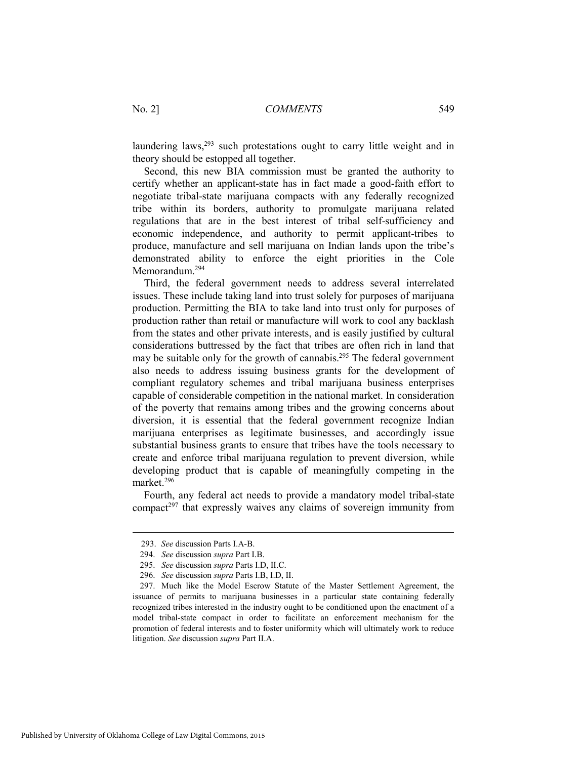laundering laws,[293] such protestations ought to carry little weight and in theory should be estopped all together.

Second, this new BIA commission must be granted the authority to certify whether an applicant-state has in fact made a good-faith effort to negotiate tribal-state marijuana compacts with any federally recognized tribe within its borders, authority to promulgate marijuana related regulations that are in the best interest of tribal self-sufficiency and economic independence, and authority to permit applicant-tribes to produce, manufacture and sell marijuana on Indian lands upon the tribe's demonstrated ability to enforce the eight priorities in the Cole Memorandum.[294]

Third, the federal government needs to address several interrelated issues. These include taking land into trust solely for purposes of marijuana production. Permitting the BIA to take land into trust only for purposes of production rather than retail or manufacture will work to cool any backlash from the states and other private interests, and is easily justified by cultural considerations buttressed by the fact that tribes are often rich in land that may be suitable only for the growth of cannabis.[295] The federal government also needs to address issuing business grants for the development of compliant regulatory schemes and tribal marijuana business enterprises capable of considerable competition in the national market. In consideration of the poverty that remains among tribes and the growing concerns about diversion, it is essential that the federal government recognize Indian marijuana enterprises as legitimate businesses, and accordingly issue substantial business grants to ensure that tribes have the tools necessary to create and enforce tribal marijuana regulation to prevent diversion, while developing product that is capable of meaningfully competing in the market.[296]

Fourth, any federal act needs to provide a mandatory model tribal-state compact[297] that expressly waives any claims of sovereign immunity from

---

293. *See* discussion Parts I.A-B.

294. *See* discussion *supra* Part I.B.

295. *See* discussion *supra* Parts I.D, II.C.

296. *See* discussion *supra* Parts I.B, I.D, II.

297. Much like the Model Escrow Statute of the Master Settlement Agreement, the issuance of permits to marijuana businesses in a particular state containing federally recognized tribes interested in the industry ought to be conditioned upon the enactment of a model tribal-state compact in order to facilitate an enforcement mechanism for the promotion of federal interests and to foster uniformity which will ultimately work to reduce litigation. *See* discussion *supra* Part II.A.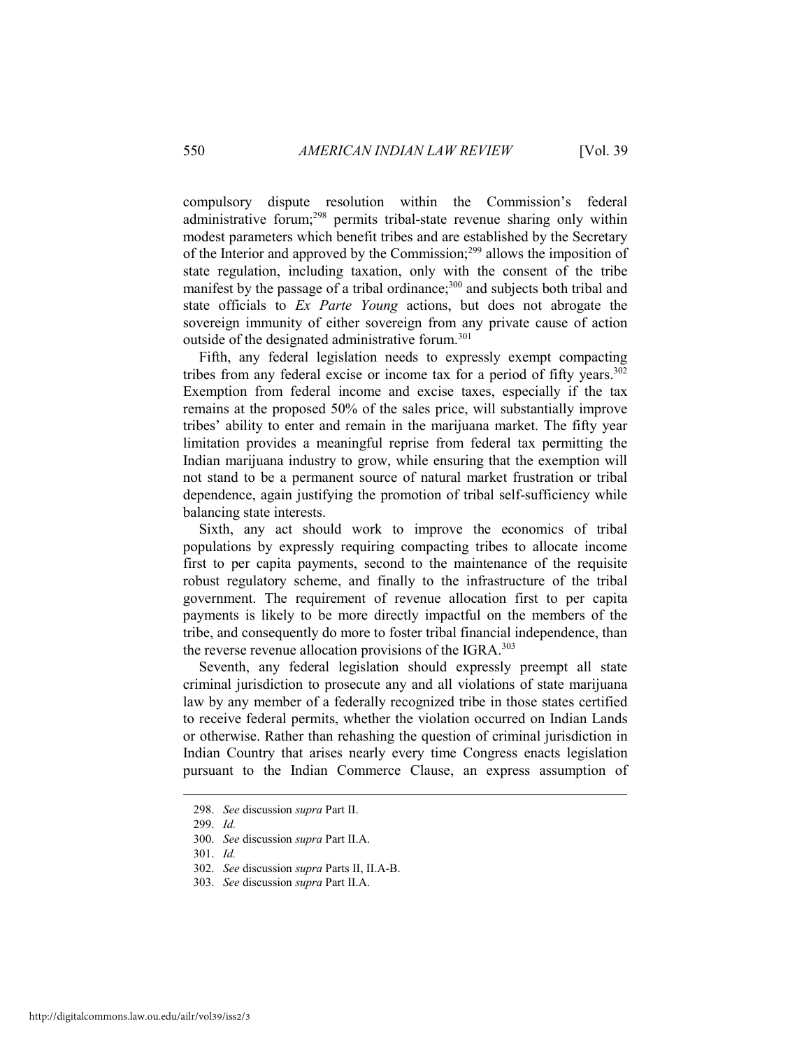compulsory dispute resolution within the Commission's federal administrative forum;[298] permits tribal-state revenue sharing only within modest parameters which benefit tribes and are established by the Secretary of the Interior and approved by the Commission;[299] allows the imposition of state regulation, including taxation, only with the consent of the tribe manifest by the passage of a tribal ordinance;[300] and subjects both tribal and state officials to *Ex Parte Young* actions, but does not abrogate the sovereign immunity of either sovereign from any private cause of action outside of the designated administrative forum.[301]

Fifth, any federal legislation needs to expressly exempt compacting tribes from any federal excise or income tax for a period of fifty years.[302] Exemption from federal income and excise taxes, especially if the tax remains at the proposed 50% of the sales price, will substantially improve tribes' ability to enter and remain in the marijuana market. The fifty year limitation provides a meaningful reprise from federal tax permitting the Indian marijuana industry to grow, while ensuring that the exemption will not stand to be a permanent source of natural market frustration or tribal dependence, again justifying the promotion of tribal self-sufficiency while balancing state interests.

Sixth, any act should work to improve the economics of tribal populations by expressly requiring compacting tribes to allocate income first to per capita payments, second to the maintenance of the requisite robust regulatory scheme, and finally to the infrastructure of the tribal government. The requirement of revenue allocation first to per capita payments is likely to be more directly impactful on the members of the tribe, and consequently do more to foster tribal financial independence, than the reverse revenue allocation provisions of the IGRA.[303]

Seventh, any federal legislation should expressly preempt all state criminal jurisdiction to prosecute any and all violations of state marijuana law by any member of a federally recognized tribe in those states certified to receive federal permits, whether the violation occurred on Indian Lands or otherwise. Rather than rehashing the question of criminal jurisdiction in Indian Country that arises nearly every time Congress enacts legislation pursuant to the Indian Commerce Clause, an express assumption of

---

298. *See* discussion *supra* Part II.

299. *Id.*

300. *See* discussion *supra* Part II.A.

301. *Id.*

302. *See* discussion *supra* Parts II, II.A-B.

303. *See* discussion *supra* Part II.A.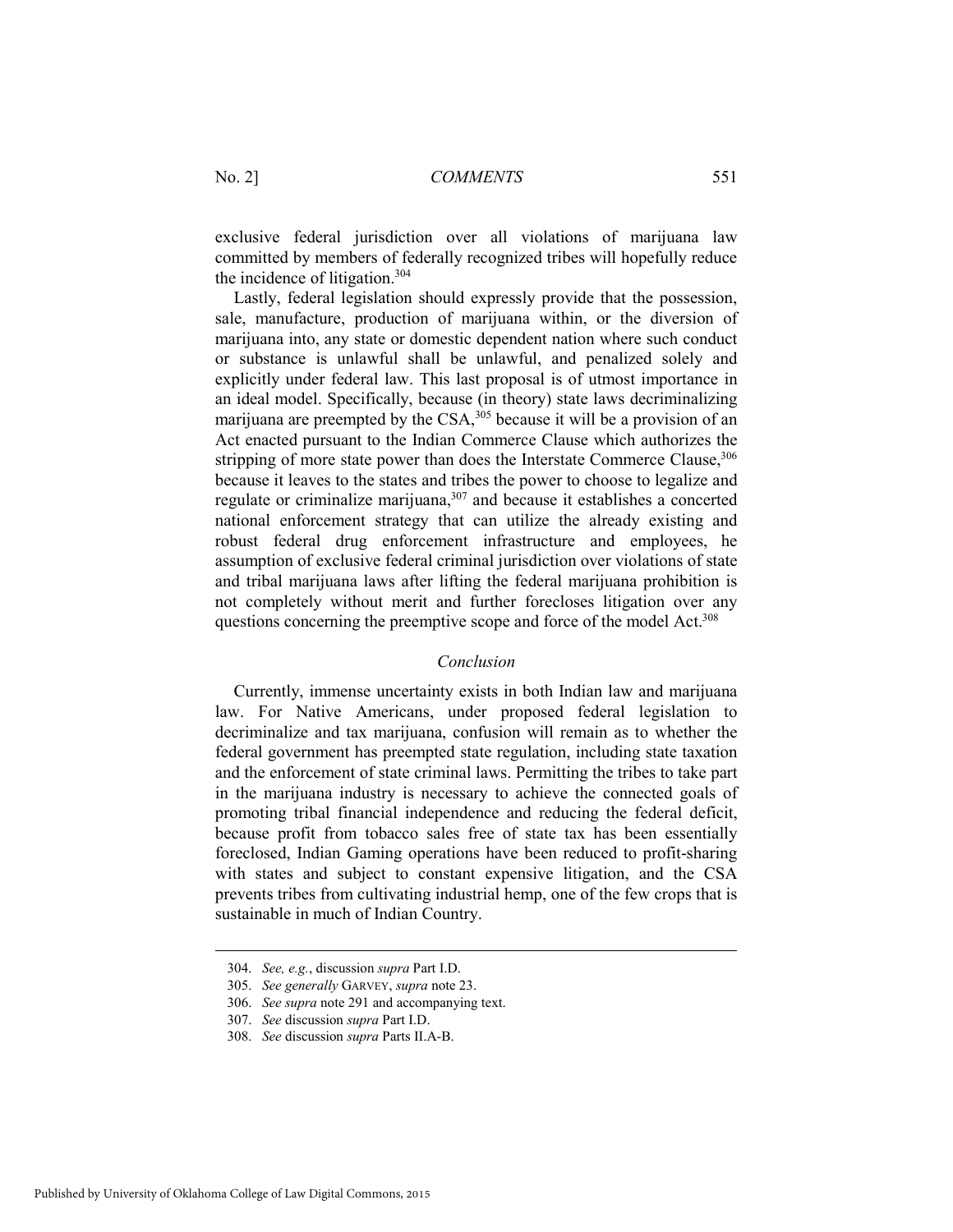exclusive federal jurisdiction over all violations of marijuana law committed by members of federally recognized tribes will hopefully reduce the incidence of litigation.[304]

Lastly, federal legislation should expressly provide that the possession, sale, manufacture, production of marijuana within, or the diversion of marijuana into, any state or domestic dependent nation where such conduct or substance is unlawful shall be unlawful, and penalized solely and explicitly under federal law. This last proposal is of utmost importance in an ideal model. Specifically, because (in theory) state laws decriminalizing marijuana are preempted by the CSA,[305] because it will be a provision of an Act enacted pursuant to the Indian Commerce Clause which authorizes the stripping of more state power than does the Interstate Commerce Clause,[306] because it leaves to the states and tribes the power to choose to legalize and regulate or criminalize marijuana,[307] and because it establishes a concerted national enforcement strategy that can utilize the already existing and robust federal drug enforcement infrastructure and employees, he assumption of exclusive federal criminal jurisdiction over violations of state and tribal marijuana laws after lifting the federal marijuana prohibition is not completely without merit and further forecloses litigation over any questions concerning the preemptive scope and force of the model Act.[308]

## *Conclusion*

Currently, immense uncertainty exists in both Indian law and marijuana law. For Native Americans, under proposed federal legislation to decriminalize and tax marijuana, confusion will remain as to whether the federal government has preempted state regulation, including state taxation and the enforcement of state criminal laws. Permitting the tribes to take part in the marijuana industry is necessary to achieve the connected goals of promoting tribal financial independence and reducing the federal deficit, because profit from tobacco sales free of state tax has been essentially foreclosed, Indian Gaming operations have been reduced to profit-sharing with states and subject to constant expensive litigation, and the CSA prevents tribes from cultivating industrial hemp, one of the few crops that is sustainable in much of Indian Country.

---

304. *See, e.g.*, discussion *supra* Part I.D.

305. *See generally* GARVEY, *supra* note 23.

306. *See supra* note 291 and accompanying text.

307. *See* discussion *supra* Part I.D.

308. *See* discussion *supra* Parts II.A-B.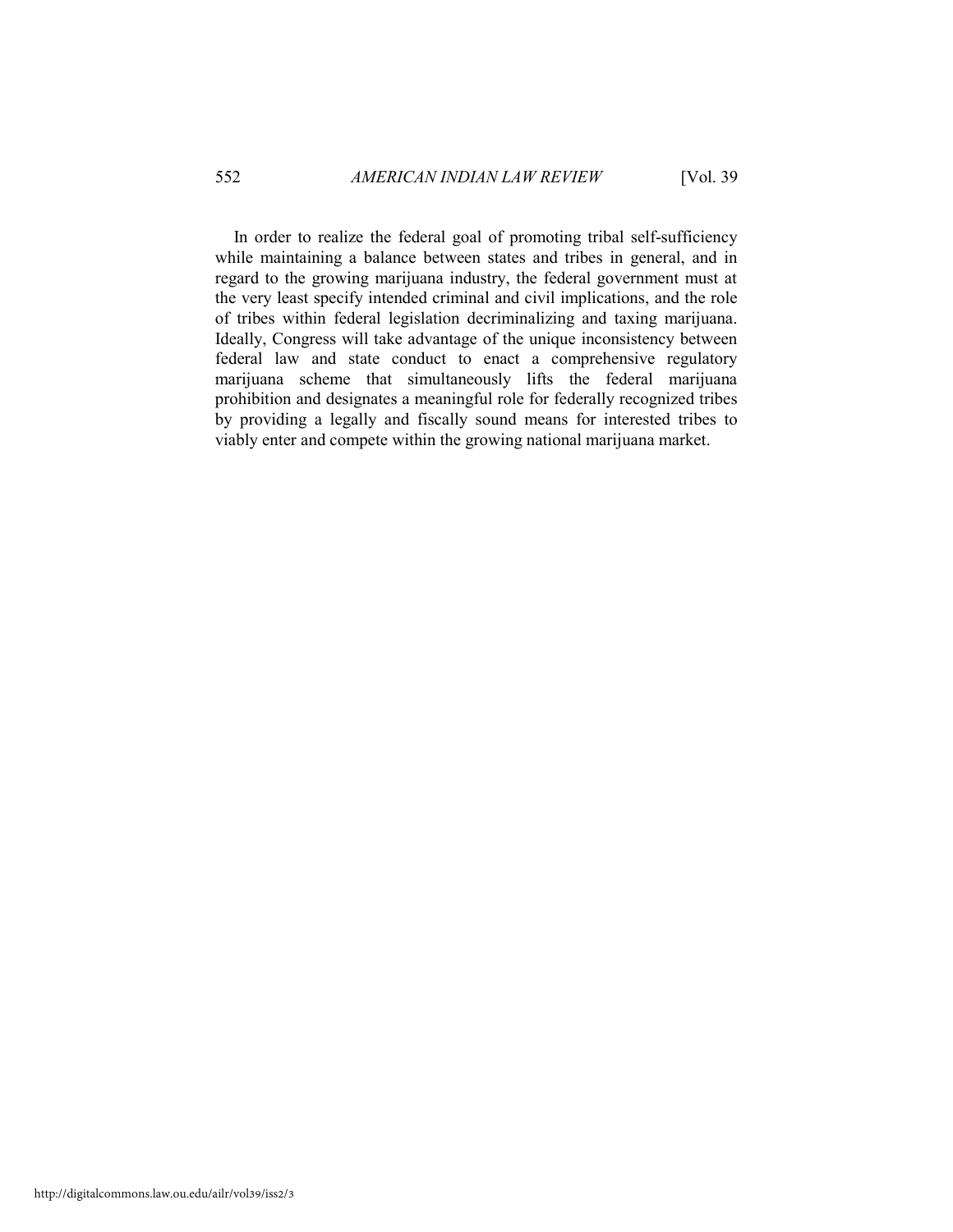In order to realize the federal goal of promoting tribal self-sufficiency while maintaining a balance between states and tribes in general, and in regard to the growing marijuana industry, the federal government must at the very least specify intended criminal and civil implications, and the role of tribes within federal legislation decriminalizing and taxing marijuana. Ideally, Congress will take advantage of the unique inconsistency between federal law and state conduct to enact a comprehensive regulatory marijuana scheme that simultaneously lifts the federal marijuana prohibition and designates a meaningful role for federally recognized tribes by providing a legally and fiscally sound means for interested tribes to viably enter and compete within the growing national marijuana market.